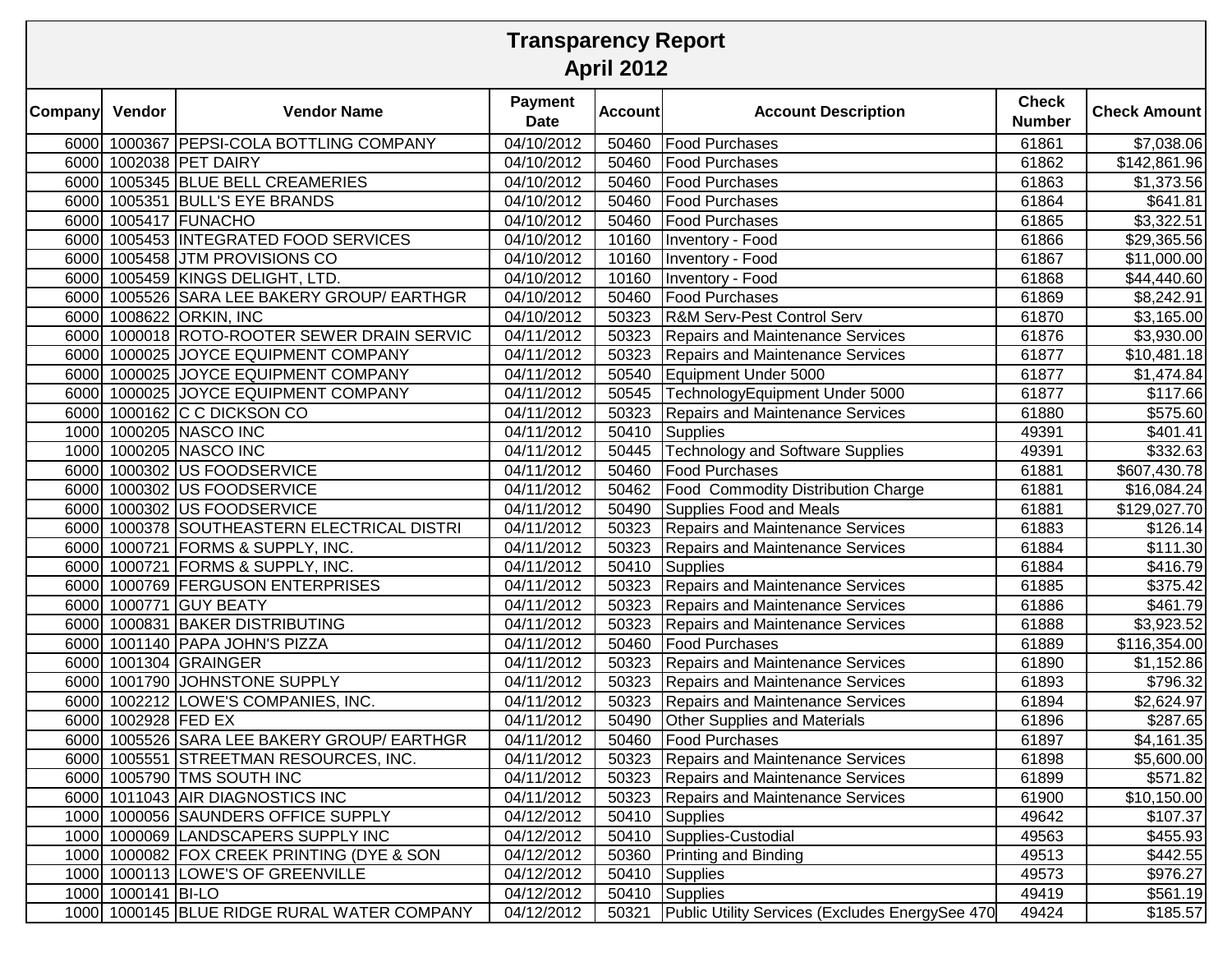# Transparency Report
## April 2012

| Company | Vendor | Vendor Name | Payment Date | Account | Account Description | Check Number | Check Amount |
|---|---|---|---|---|---|---|---|
| 6000 | 1000367 | PEPSI-COLA BOTTLING COMPANY | 04/10/2012 | 50460 | Food Purchases | 61861 | $7,038.06 |
| 6000 | 1002038 | PET DAIRY | 04/10/2012 | 50460 | Food Purchases | 61862 | $142,861.96 |
| 6000 | 1005345 | BLUE BELL CREAMERIES | 04/10/2012 | 50460 | Food Purchases | 61863 | $1,373.56 |
| 6000 | 1005351 | BULL'S EYE BRANDS | 04/10/2012 | 50460 | Food Purchases | 61864 | $641.81 |
| 6000 | 1005417 | FUNACHO | 04/10/2012 | 50460 | Food Purchases | 61865 | $3,322.51 |
| 6000 | 1005453 | INTEGRATED FOOD SERVICES | 04/10/2012 | 10160 | Inventory - Food | 61866 | $29,365.56 |
| 6000 | 1005458 | JTM PROVISIONS CO | 04/10/2012 | 10160 | Inventory - Food | 61867 | $11,000.00 |
| 6000 | 1005459 | KINGS DELIGHT, LTD. | 04/10/2012 | 10160 | Inventory - Food | 61868 | $44,440.60 |
| 6000 | 1005526 | SARA LEE BAKERY GROUP/ EARTHGR | 04/10/2012 | 50460 | Food Purchases | 61869 | $8,242.91 |
| 6000 | 1008622 | ORKIN, INC | 04/10/2012 | 50323 | R&M Serv-Pest Control Serv | 61870 | $3,165.00 |
| 6000 | 1000018 | ROTO-ROOTER SEWER DRAIN SERVIC | 04/11/2012 | 50323 | Repairs and Maintenance Services | 61876 | $3,930.00 |
| 6000 | 1000025 | JOYCE EQUIPMENT COMPANY | 04/11/2012 | 50323 | Repairs and Maintenance Services | 61877 | $10,481.18 |
| 6000 | 1000025 | JOYCE EQUIPMENT COMPANY | 04/11/2012 | 50540 | Equipment Under 5000 | 61877 | $1,474.84 |
| 6000 | 1000025 | JOYCE EQUIPMENT COMPANY | 04/11/2012 | 50545 | TechnologyEquipment Under 5000 | 61877 | $117.66 |
| 6000 | 1000162 | C C DICKSON CO | 04/11/2012 | 50323 | Repairs and Maintenance Services | 61880 | $575.60 |
| 1000 | 1000205 | NASCO INC | 04/11/2012 | 50410 | Supplies | 49391 | $401.41 |
| 1000 | 1000205 | NASCO INC | 04/11/2012 | 50445 | Technology and Software Supplies | 49391 | $332.63 |
| 6000 | 1000302 | US FOODSERVICE | 04/11/2012 | 50460 | Food Purchases | 61881 | $607,430.78 |
| 6000 | 1000302 | US FOODSERVICE | 04/11/2012 | 50462 | Food Commodity Distribution Charge | 61881 | $16,084.24 |
| 6000 | 1000302 | US FOODSERVICE | 04/11/2012 | 50490 | Supplies Food and Meals | 61881 | $129,027.70 |
| 6000 | 1000378 | SOUTHEASTERN ELECTRICAL DISTRI | 04/11/2012 | 50323 | Repairs and Maintenance Services | 61883 | $126.14 |
| 6000 | 1000721 | FORMS & SUPPLY, INC. | 04/11/2012 | 50323 | Repairs and Maintenance Services | 61884 | $111.30 |
| 6000 | 1000721 | FORMS & SUPPLY, INC. | 04/11/2012 | 50410 | Supplies | 61884 | $416.79 |
| 6000 | 1000769 | FERGUSON ENTERPRISES | 04/11/2012 | 50323 | Repairs and Maintenance Services | 61885 | $375.42 |
| 6000 | 1000771 | GUY BEATY | 04/11/2012 | 50323 | Repairs and Maintenance Services | 61886 | $461.79 |
| 6000 | 1000831 | BAKER DISTRIBUTING | 04/11/2012 | 50323 | Repairs and Maintenance Services | 61888 | $3,923.52 |
| 6000 | 1001140 | PAPA JOHN'S PIZZA | 04/11/2012 | 50460 | Food Purchases | 61889 | $116,354.00 |
| 6000 | 1001304 | GRAINGER | 04/11/2012 | 50323 | Repairs and Maintenance Services | 61890 | $1,152.86 |
| 6000 | 1001790 | JOHNSTONE SUPPLY | 04/11/2012 | 50323 | Repairs and Maintenance Services | 61893 | $796.32 |
| 6000 | 1002212 | LOWE'S COMPANIES, INC. | 04/11/2012 | 50323 | Repairs and Maintenance Services | 61894 | $2,624.97 |
| 6000 | 1002928 | FED EX | 04/11/2012 | 50490 | Other Supplies and Materials | 61896 | $287.65 |
| 6000 | 1005526 | SARA LEE BAKERY GROUP/ EARTHGR | 04/11/2012 | 50460 | Food Purchases | 61897 | $4,161.35 |
| 6000 | 1005551 | STREETMAN RESOURCES, INC. | 04/11/2012 | 50323 | Repairs and Maintenance Services | 61898 | $5,600.00 |
| 6000 | 1005790 | TMS SOUTH INC | 04/11/2012 | 50323 | Repairs and Maintenance Services | 61899 | $571.82 |
| 6000 | 1011043 | AIR DIAGNOSTICS INC | 04/11/2012 | 50323 | Repairs and Maintenance Services | 61900 | $10,150.00 |
| 1000 | 1000056 | SAUNDERS OFFICE SUPPLY | 04/12/2012 | 50410 | Supplies | 49642 | $107.37 |
| 1000 | 1000069 | LANDSCAPERS SUPPLY INC | 04/12/2012 | 50410 | Supplies-Custodial | 49563 | $455.93 |
| 1000 | 1000082 | FOX CREEK PRINTING (DYE & SON | 04/12/2012 | 50360 | Printing and Binding | 49513 | $442.55 |
| 1000 | 1000113 | LOWE'S OF GREENVILLE | 04/12/2012 | 50410 | Supplies | 49573 | $976.27 |
| 1000 | 1000141 | BI-LO | 04/12/2012 | 50410 | Supplies | 49419 | $561.19 |
| 1000 | 1000145 | BLUE RIDGE RURAL WATER COMPANY | 04/12/2012 | 50321 | Public Utility Services (Excludes EnergySee 470 | 49424 | $185.57 |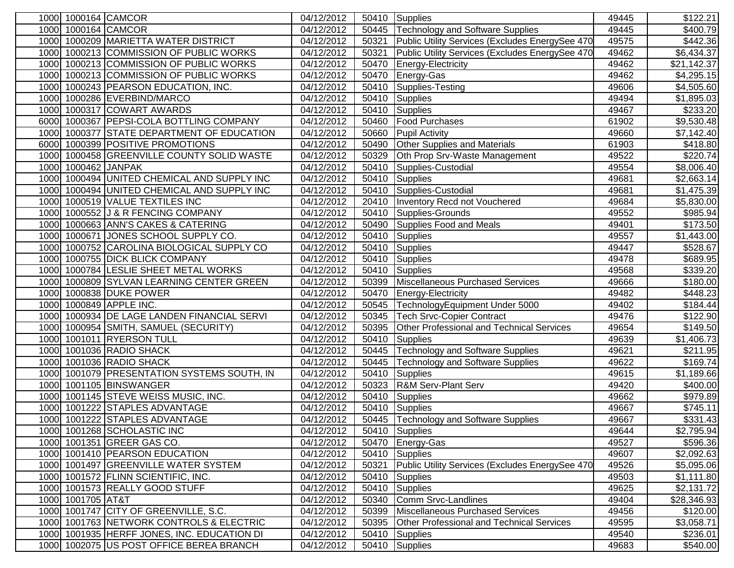| | | | | | | | |
|---|---|---|---|---|---|---|---|
| 1000 | 1000164 | CAMCOR | 04/12/2012 | 50410 | Supplies | 49445 | $122.21 |
| 1000 | 1000164 | CAMCOR | 04/12/2012 | 50445 | Technology and Software Supplies | 49445 | $400.79 |
| 1000 | 1000209 | MARIETTA WATER DISTRICT | 04/12/2012 | 50321 | Public Utility Services (Excludes EnergySee 470 | 49575 | $442.36 |
| 1000 | 1000213 | COMMISSION OF PUBLIC WORKS | 04/12/2012 | 50321 | Public Utility Services (Excludes EnergySee 470 | 49462 | $6,434.37 |
| 1000 | 1000213 | COMMISSION OF PUBLIC WORKS | 04/12/2012 | 50470 | Energy-Electricity | 49462 | $21,142.37 |
| 1000 | 1000213 | COMMISSION OF PUBLIC WORKS | 04/12/2012 | 50470 | Energy-Gas | 49462 | $4,295.15 |
| 1000 | 1000243 | PEARSON EDUCATION, INC. | 04/12/2012 | 50410 | Supplies-Testing | 49606 | $4,505.60 |
| 1000 | 1000286 | EVERBIND/MARCO | 04/12/2012 | 50410 | Supplies | 49494 | $1,895.03 |
| 1000 | 1000317 | COWART AWARDS | 04/12/2012 | 50410 | Supplies | 49467 | $233.20 |
| 6000 | 1000367 | PEPSI-COLA BOTTLING COMPANY | 04/12/2012 | 50460 | Food Purchases | 61902 | $9,530.48 |
| 1000 | 1000377 | STATE DEPARTMENT OF EDUCATION | 04/12/2012 | 50660 | Pupil Activity | 49660 | $7,142.40 |
| 6000 | 1000399 | POSITIVE PROMOTIONS | 04/12/2012 | 50490 | Other Supplies and Materials | 61903 | $418.80 |
| 1000 | 1000458 | GREENVILLE COUNTY SOLID WASTE | 04/12/2012 | 50329 | Oth Prop Srv-Waste Management | 49522 | $220.74 |
| 1000 | 1000462 | JANPAK | 04/12/2012 | 50410 | Supplies-Custodial | 49554 | $8,006.40 |
| 1000 | 1000494 | UNITED CHEMICAL AND SUPPLY INC | 04/12/2012 | 50410 | Supplies | 49681 | $2,663.14 |
| 1000 | 1000494 | UNITED CHEMICAL AND SUPPLY INC | 04/12/2012 | 50410 | Supplies-Custodial | 49681 | $1,475.39 |
| 1000 | 1000519 | VALUE TEXTILES INC | 04/12/2012 | 20410 | Inventory Recd not Vouchered | 49684 | $5,830.00 |
| 1000 | 1000552 | J & R FENCING COMPANY | 04/12/2012 | 50410 | Supplies-Grounds | 49552 | $985.94 |
| 1000 | 1000663 | ANN'S CAKES & CATERING | 04/12/2012 | 50490 | Supplies Food and Meals | 49401 | $173.50 |
| 1000 | 1000671 | JONES SCHOOL SUPPLY CO. | 04/12/2012 | 50410 | Supplies | 49557 | $1,443.00 |
| 1000 | 1000752 | CAROLINA BIOLOGICAL SUPPLY CO | 04/12/2012 | 50410 | Supplies | 49447 | $528.67 |
| 1000 | 1000755 | DICK BLICK COMPANY | 04/12/2012 | 50410 | Supplies | 49478 | $689.95 |
| 1000 | 1000784 | LESLIE SHEET METAL WORKS | 04/12/2012 | 50410 | Supplies | 49568 | $339.20 |
| 1000 | 1000809 | SYLVAN LEARNING CENTER GREEN | 04/12/2012 | 50399 | Miscellaneous Purchased Services | 49666 | $180.00 |
| 1000 | 1000838 | DUKE POWER | 04/12/2012 | 50470 | Energy-Electricity | 49482 | $448.23 |
| 1000 | 1000849 | APPLE INC. | 04/12/2012 | 50545 | TechnologyEquipment Under 5000 | 49402 | $184.44 |
| 1000 | 1000934 | DE LAGE LANDEN FINANCIAL SERVI | 04/12/2012 | 50345 | Tech Srvc-Copier Contract | 49476 | $122.90 |
| 1000 | 1000954 | SMITH, SAMUEL (SECURITY) | 04/12/2012 | 50395 | Other Professional and Technical Services | 49654 | $149.50 |
| 1000 | 1001011 | RYERSON TULL | 04/12/2012 | 50410 | Supplies | 49639 | $1,406.73 |
| 1000 | 1001036 | RADIO SHACK | 04/12/2012 | 50445 | Technology and Software Supplies | 49621 | $211.95 |
| 1000 | 1001036 | RADIO SHACK | 04/12/2012 | 50445 | Technology and Software Supplies | 49622 | $169.74 |
| 1000 | 1001079 | PRESENTATION SYSTEMS SOUTH, IN | 04/12/2012 | 50410 | Supplies | 49615 | $1,189.66 |
| 1000 | 1001105 | BINSWANGER | 04/12/2012 | 50323 | R&M Serv-Plant Serv | 49420 | $400.00 |
| 1000 | 1001145 | STEVE WEISS MUSIC, INC. | 04/12/2012 | 50410 | Supplies | 49662 | $979.89 |
| 1000 | 1001222 | STAPLES ADVANTAGE | 04/12/2012 | 50410 | Supplies | 49667 | $745.11 |
| 1000 | 1001222 | STAPLES ADVANTAGE | 04/12/2012 | 50445 | Technology and Software Supplies | 49667 | $331.43 |
| 1000 | 1001268 | SCHOLASTIC INC | 04/12/2012 | 50410 | Supplies | 49644 | $2,795.94 |
| 1000 | 1001351 | GREER GAS CO. | 04/12/2012 | 50470 | Energy-Gas | 49527 | $596.36 |
| 1000 | 1001410 | PEARSON EDUCATION | 04/12/2012 | 50410 | Supplies | 49607 | $2,092.63 |
| 1000 | 1001497 | GREENVILLE WATER SYSTEM | 04/12/2012 | 50321 | Public Utility Services (Excludes EnergySee 470 | 49526 | $5,095.06 |
| 1000 | 1001572 | FLINN SCIENTIFIC, INC. | 04/12/2012 | 50410 | Supplies | 49503 | $1,111.80 |
| 1000 | 1001573 | REALLY GOOD STUFF | 04/12/2012 | 50410 | Supplies | 49625 | $2,131.72 |
| 1000 | 1001705 | AT&T | 04/12/2012 | 50340 | Comm Srvc-Landlines | 49404 | $28,346.93 |
| 1000 | 1001747 | CITY OF GREENVILLE, S.C. | 04/12/2012 | 50399 | Miscellaneous Purchased Services | 49456 | $120.00 |
| 1000 | 1001763 | NETWORK CONTROLS & ELECTRIC | 04/12/2012 | 50395 | Other Professional and Technical Services | 49595 | $3,058.71 |
| 1000 | 1001935 | HERFF JONES, INC. EDUCATION DI | 04/12/2012 | 50410 | Supplies | 49540 | $236.01 |
| 1000 | 1002075 | US POST OFFICE BEREA BRANCH | 04/12/2012 | 50410 | Supplies | 49683 | $540.00 |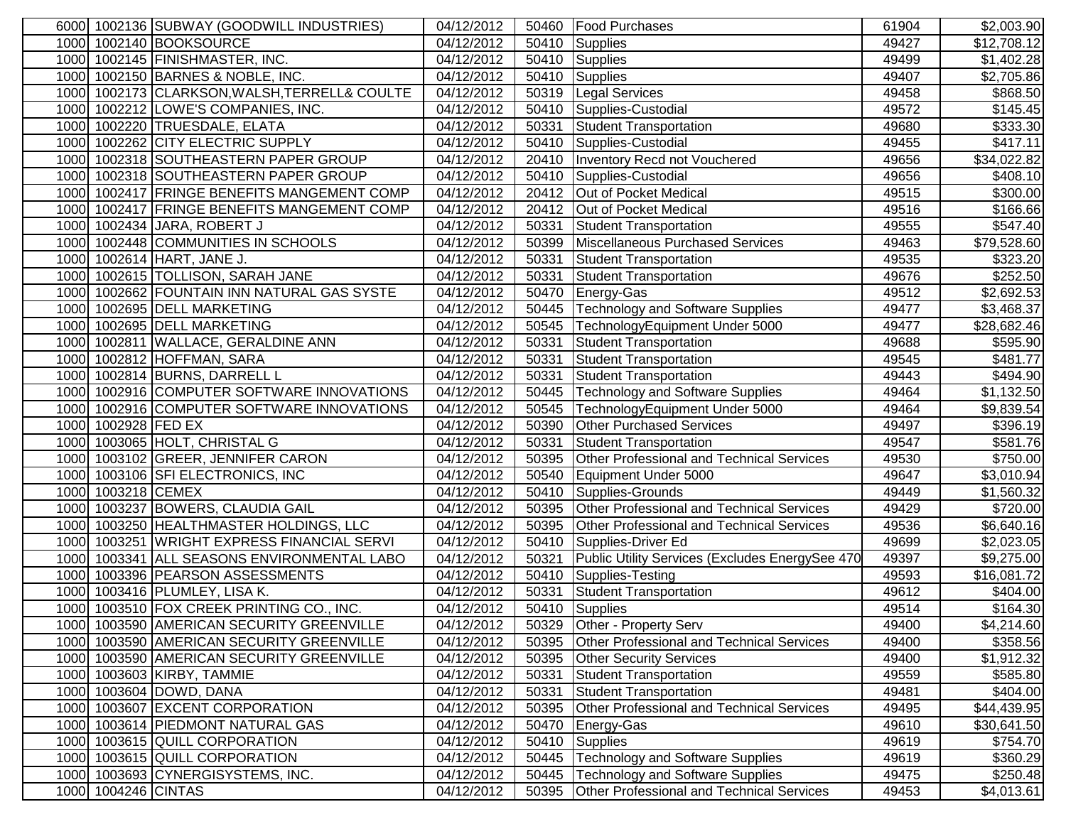| | | | | | | | |
|---|---|---|---|---|---|---|---|
| 6000 | 1002136 | SUBWAY (GOODWILL INDUSTRIES) | 04/12/2012 | 50460 | Food Purchases | 61904 | $2,003.90 |
| 1000 | 1002140 | BOOKSOURCE | 04/12/2012 | 50410 | Supplies | 49427 | $12,708.12 |
| 1000 | 1002145 | FINISHMASTER, INC. | 04/12/2012 | 50410 | Supplies | 49499 | $1,402.28 |
| 1000 | 1002150 | BARNES & NOBLE, INC. | 04/12/2012 | 50410 | Supplies | 49407 | $2,705.86 |
| 1000 | 1002173 | CLARKSON,WALSH,TERRELL& COULTE | 04/12/2012 | 50319 | Legal Services | 49458 | $868.50 |
| 1000 | 1002212 | LOWE'S COMPANIES, INC. | 04/12/2012 | 50410 | Supplies-Custodial | 49572 | $145.45 |
| 1000 | 1002220 | TRUESDALE, ELATA | 04/12/2012 | 50331 | Student Transportation | 49680 | $333.30 |
| 1000 | 1002262 | CITY ELECTRIC SUPPLY | 04/12/2012 | 50410 | Supplies-Custodial | 49455 | $417.11 |
| 1000 | 1002318 | SOUTHEASTERN PAPER GROUP | 04/12/2012 | 20410 | Inventory Recd not Vouchered | 49656 | $34,022.82 |
| 1000 | 1002318 | SOUTHEASTERN PAPER GROUP | 04/12/2012 | 50410 | Supplies-Custodial | 49656 | $408.10 |
| 1000 | 1002417 | FRINGE BENEFITS MANGEMENT COMP | 04/12/2012 | 20412 | Out of Pocket Medical | 49515 | $300.00 |
| 1000 | 1002417 | FRINGE BENEFITS MANGEMENT COMP | 04/12/2012 | 20412 | Out of Pocket Medical | 49516 | $166.66 |
| 1000 | 1002434 | JARA, ROBERT J | 04/12/2012 | 50331 | Student Transportation | 49555 | $547.40 |
| 1000 | 1002448 | COMMUNITIES IN SCHOOLS | 04/12/2012 | 50399 | Miscellaneous Purchased Services | 49463 | $79,528.60 |
| 1000 | 1002614 | HART, JANE J. | 04/12/2012 | 50331 | Student Transportation | 49535 | $323.20 |
| 1000 | 1002615 | TOLLISON, SARAH JANE | 04/12/2012 | 50331 | Student Transportation | 49676 | $252.50 |
| 1000 | 1002662 | FOUNTAIN INN NATURAL GAS SYSTE | 04/12/2012 | 50470 | Energy-Gas | 49512 | $2,692.53 |
| 1000 | 1002695 | DELL MARKETING | 04/12/2012 | 50445 | Technology and Software Supplies | 49477 | $3,468.37 |
| 1000 | 1002695 | DELL MARKETING | 04/12/2012 | 50545 | TechnologyEquipment Under 5000 | 49477 | $28,682.46 |
| 1000 | 1002811 | WALLACE, GERALDINE ANN | 04/12/2012 | 50331 | Student Transportation | 49688 | $595.90 |
| 1000 | 1002812 | HOFFMAN, SARA | 04/12/2012 | 50331 | Student Transportation | 49545 | $481.77 |
| 1000 | 1002814 | BURNS, DARRELL L | 04/12/2012 | 50331 | Student Transportation | 49443 | $494.90 |
| 1000 | 1002916 | COMPUTER SOFTWARE INNOVATIONS | 04/12/2012 | 50445 | Technology and Software Supplies | 49464 | $1,132.50 |
| 1000 | 1002916 | COMPUTER SOFTWARE INNOVATIONS | 04/12/2012 | 50545 | TechnologyEquipment Under 5000 | 49464 | $9,839.54 |
| 1000 | 1002928 | FED EX | 04/12/2012 | 50390 | Other Purchased Services | 49497 | $396.19 |
| 1000 | 1003065 | HOLT, CHRISTAL G | 04/12/2012 | 50331 | Student Transportation | 49547 | $581.76 |
| 1000 | 1003102 | GREER, JENNIFER CARON | 04/12/2012 | 50395 | Other Professional and Technical Services | 49530 | $750.00 |
| 1000 | 1003106 | SFI ELECTRONICS, INC | 04/12/2012 | 50540 | Equipment Under 5000 | 49647 | $3,010.94 |
| 1000 | 1003218 | CEMEX | 04/12/2012 | 50410 | Supplies-Grounds | 49449 | $1,560.32 |
| 1000 | 1003237 | BOWERS, CLAUDIA GAIL | 04/12/2012 | 50395 | Other Professional and Technical Services | 49429 | $720.00 |
| 1000 | 1003250 | HEALTHMASTER HOLDINGS, LLC | 04/12/2012 | 50395 | Other Professional and Technical Services | 49536 | $6,640.16 |
| 1000 | 1003251 | WRIGHT EXPRESS FINANCIAL SERVI | 04/12/2012 | 50410 | Supplies-Driver Ed | 49699 | $2,023.05 |
| 1000 | 1003341 | ALL SEASONS ENVIRONMENTAL LABO | 04/12/2012 | 50321 | Public Utility Services (Excludes EnergySee 470 | 49397 | $9,275.00 |
| 1000 | 1003396 | PEARSON ASSESSMENTS | 04/12/2012 | 50410 | Supplies-Testing | 49593 | $16,081.72 |
| 1000 | 1003416 | PLUMLEY, LISA K. | 04/12/2012 | 50331 | Student Transportation | 49612 | $404.00 |
| 1000 | 1003510 | FOX CREEK PRINTING CO., INC. | 04/12/2012 | 50410 | Supplies | 49514 | $164.30 |
| 1000 | 1003590 | AMERICAN SECURITY GREENVILLE | 04/12/2012 | 50329 | Other - Property Serv | 49400 | $4,214.60 |
| 1000 | 1003590 | AMERICAN SECURITY GREENVILLE | 04/12/2012 | 50395 | Other Professional and Technical Services | 49400 | $358.56 |
| 1000 | 1003590 | AMERICAN SECURITY GREENVILLE | 04/12/2012 | 50395 | Other Security Services | 49400 | $1,912.32 |
| 1000 | 1003603 | KIRBY, TAMMIE | 04/12/2012 | 50331 | Student Transportation | 49559 | $585.80 |
| 1000 | 1003604 | DOWD, DANA | 04/12/2012 | 50331 | Student Transportation | 49481 | $404.00 |
| 1000 | 1003607 | EXCENT CORPORATION | 04/12/2012 | 50395 | Other Professional and Technical Services | 49495 | $44,439.95 |
| 1000 | 1003614 | PIEDMONT NATURAL GAS | 04/12/2012 | 50470 | Energy-Gas | 49610 | $30,641.50 |
| 1000 | 1003615 | QUILL CORPORATION | 04/12/2012 | 50410 | Supplies | 49619 | $754.70 |
| 1000 | 1003615 | QUILL CORPORATION | 04/12/2012 | 50445 | Technology and Software Supplies | 49619 | $360.29 |
| 1000 | 1003693 | CYNERGISYSTEMS, INC. | 04/12/2012 | 50445 | Technology and Software Supplies | 49475 | $250.48 |
| 1000 | 1004246 | CINTAS | 04/12/2012 | 50395 | Other Professional and Technical Services | 49453 | $4,013.61 |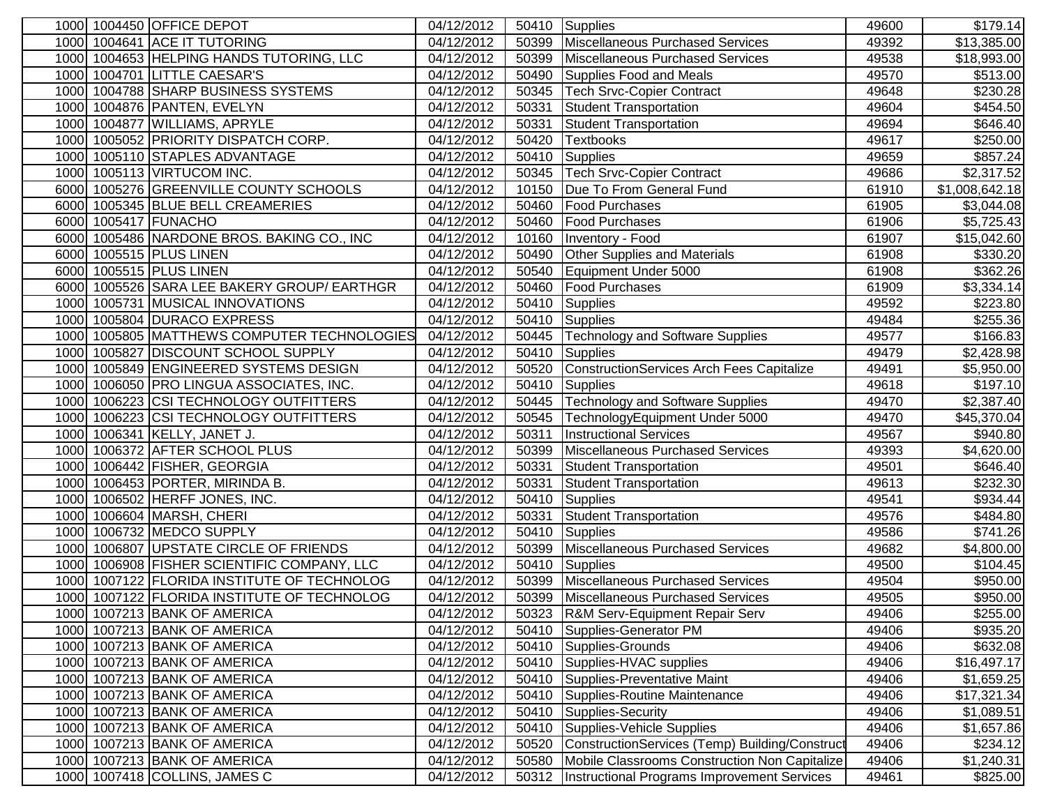| | | | | | | | |
|---|---|---|---|---|---|---|---|
| 1000 | 1004450 | OFFICE DEPOT | 04/12/2012 | 50410 | Supplies | 49600 | $179.14 |
| 1000 | 1004641 | ACE IT TUTORING | 04/12/2012 | 50399 | Miscellaneous Purchased Services | 49392 | $13,385.00 |
| 1000 | 1004653 | HELPING HANDS TUTORING, LLC | 04/12/2012 | 50399 | Miscellaneous Purchased Services | 49538 | $18,993.00 |
| 1000 | 1004701 | LITTLE CAESAR'S | 04/12/2012 | 50490 | Supplies Food and Meals | 49570 | $513.00 |
| 1000 | 1004788 | SHARP BUSINESS SYSTEMS | 04/12/2012 | 50345 | Tech Srvc-Copier Contract | 49648 | $230.28 |
| 1000 | 1004876 | PANTEN, EVELYN | 04/12/2012 | 50331 | Student Transportation | 49604 | $454.50 |
| 1000 | 1004877 | WILLIAMS, APRYLE | 04/12/2012 | 50331 | Student Transportation | 49694 | $646.40 |
| 1000 | 1005052 | PRIORITY DISPATCH CORP. | 04/12/2012 | 50420 | Textbooks | 49617 | $250.00 |
| 1000 | 1005110 | STAPLES ADVANTAGE | 04/12/2012 | 50410 | Supplies | 49659 | $857.24 |
| 1000 | 1005113 | VIRTUCOM INC. | 04/12/2012 | 50345 | Tech Srvc-Copier Contract | 49686 | $2,317.52 |
| 6000 | 1005276 | GREENVILLE COUNTY SCHOOLS | 04/12/2012 | 10150 | Due To From General Fund | 61910 | $1,008,642.18 |
| 6000 | 1005345 | BLUE BELL CREAMERIES | 04/12/2012 | 50460 | Food Purchases | 61905 | $3,044.08 |
| 6000 | 1005417 | FUNACHO | 04/12/2012 | 50460 | Food Purchases | 61906 | $5,725.43 |
| 6000 | 1005486 | NARDONE BROS. BAKING CO., INC | 04/12/2012 | 10160 | Inventory - Food | 61907 | $15,042.60 |
| 6000 | 1005515 | PLUS LINEN | 04/12/2012 | 50490 | Other Supplies and Materials | 61908 | $330.20 |
| 6000 | 1005515 | PLUS LINEN | 04/12/2012 | 50540 | Equipment Under 5000 | 61908 | $362.26 |
| 6000 | 1005526 | SARA LEE BAKERY GROUP/ EARTHGR | 04/12/2012 | 50460 | Food Purchases | 61909 | $3,334.14 |
| 1000 | 1005731 | MUSICAL INNOVATIONS | 04/12/2012 | 50410 | Supplies | 49592 | $223.80 |
| 1000 | 1005804 | DURACO EXPRESS | 04/12/2012 | 50410 | Supplies | 49484 | $255.36 |
| 1000 | 1005805 | MATTHEWS COMPUTER TECHNOLOGIES | 04/12/2012 | 50445 | Technology and Software Supplies | 49577 | $166.83 |
| 1000 | 1005827 | DISCOUNT SCHOOL SUPPLY | 04/12/2012 | 50410 | Supplies | 49479 | $2,428.98 |
| 1000 | 1005849 | ENGINEERED SYSTEMS DESIGN | 04/12/2012 | 50520 | ConstructionServices Arch Fees Capitalize | 49491 | $5,950.00 |
| 1000 | 1006050 | PRO LINGUA ASSOCIATES, INC. | 04/12/2012 | 50410 | Supplies | 49618 | $197.10 |
| 1000 | 1006223 | CSI TECHNOLOGY OUTFITTERS | 04/12/2012 | 50445 | Technology and Software Supplies | 49470 | $2,387.40 |
| 1000 | 1006223 | CSI TECHNOLOGY OUTFITTERS | 04/12/2012 | 50545 | TechnologyEquipment Under 5000 | 49470 | $45,370.04 |
| 1000 | 1006341 | KELLY, JANET J. | 04/12/2012 | 50311 | Instructional Services | 49567 | $940.80 |
| 1000 | 1006372 | AFTER SCHOOL PLUS | 04/12/2012 | 50399 | Miscellaneous Purchased Services | 49393 | $4,620.00 |
| 1000 | 1006442 | FISHER, GEORGIA | 04/12/2012 | 50331 | Student Transportation | 49501 | $646.40 |
| 1000 | 1006453 | PORTER, MIRINDA B. | 04/12/2012 | 50331 | Student Transportation | 49613 | $232.30 |
| 1000 | 1006502 | HERFF JONES, INC. | 04/12/2012 | 50410 | Supplies | 49541 | $934.44 |
| 1000 | 1006604 | MARSH, CHERI | 04/12/2012 | 50331 | Student Transportation | 49576 | $484.80 |
| 1000 | 1006732 | MEDCO SUPPLY | 04/12/2012 | 50410 | Supplies | 49586 | $741.26 |
| 1000 | 1006807 | UPSTATE CIRCLE OF FRIENDS | 04/12/2012 | 50399 | Miscellaneous Purchased Services | 49682 | $4,800.00 |
| 1000 | 1006908 | FISHER SCIENTIFIC COMPANY, LLC | 04/12/2012 | 50410 | Supplies | 49500 | $104.45 |
| 1000 | 1007122 | FLORIDA INSTITUTE OF TECHNOLOG | 04/12/2012 | 50399 | Miscellaneous Purchased Services | 49504 | $950.00 |
| 1000 | 1007122 | FLORIDA INSTITUTE OF TECHNOLOG | 04/12/2012 | 50399 | Miscellaneous Purchased Services | 49505 | $950.00 |
| 1000 | 1007213 | BANK OF AMERICA | 04/12/2012 | 50323 | R&M Serv-Equipment Repair Serv | 49406 | $255.00 |
| 1000 | 1007213 | BANK OF AMERICA | 04/12/2012 | 50410 | Supplies-Generator PM | 49406 | $935.20 |
| 1000 | 1007213 | BANK OF AMERICA | 04/12/2012 | 50410 | Supplies-Grounds | 49406 | $632.08 |
| 1000 | 1007213 | BANK OF AMERICA | 04/12/2012 | 50410 | Supplies-HVAC supplies | 49406 | $16,497.17 |
| 1000 | 1007213 | BANK OF AMERICA | 04/12/2012 | 50410 | Supplies-Preventative Maint | 49406 | $1,659.25 |
| 1000 | 1007213 | BANK OF AMERICA | 04/12/2012 | 50410 | Supplies-Routine Maintenance | 49406 | $17,321.34 |
| 1000 | 1007213 | BANK OF AMERICA | 04/12/2012 | 50410 | Supplies-Security | 49406 | $1,089.51 |
| 1000 | 1007213 | BANK OF AMERICA | 04/12/2012 | 50410 | Supplies-Vehicle Supplies | 49406 | $1,657.86 |
| 1000 | 1007213 | BANK OF AMERICA | 04/12/2012 | 50520 | ConstructionServices (Temp) Building/Construct | 49406 | $234.12 |
| 1000 | 1007213 | BANK OF AMERICA | 04/12/2012 | 50580 | Mobile Classrooms Construction Non Capitalize | 49406 | $1,240.31 |
| 1000 | 1007418 | COLLINS, JAMES C | 04/12/2012 | 50312 | Instructional Programs Improvement Services | 49461 | $825.00 |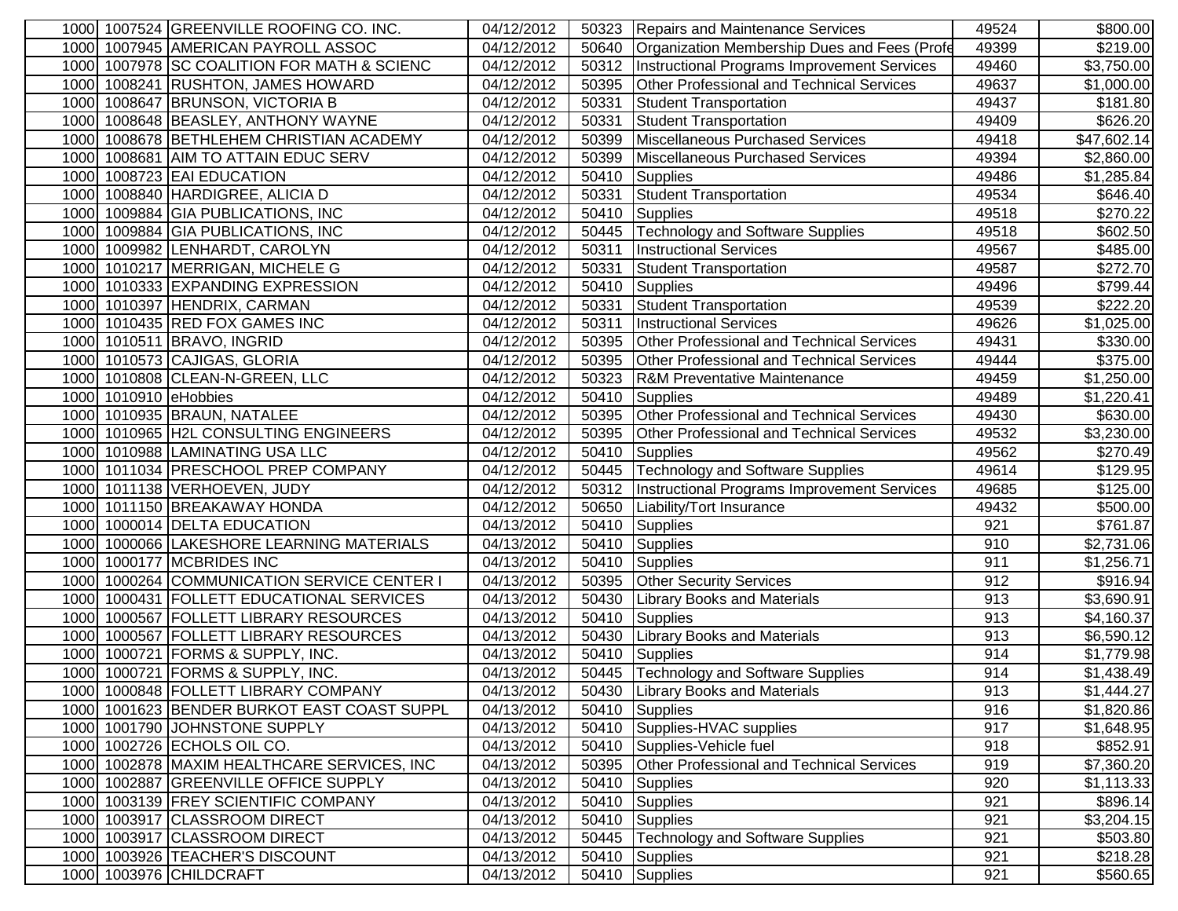| | | | | | | | |
|---|---|---|---|---|---|---|---|
| 1000 | 1007524 | GREENVILLE ROOFING CO. INC. | 04/12/2012 | 50323 | Repairs and Maintenance Services | 49524 | $800.00 |
| 1000 | 1007945 | AMERICAN PAYROLL ASSOC | 04/12/2012 | 50640 | Organization Membership Dues and Fees (Profe | 49399 | $219.00 |
| 1000 | 1007978 | SC COALITION FOR MATH & SCIENC | 04/12/2012 | 50312 | Instructional Programs Improvement Services | 49460 | $3,750.00 |
| 1000 | 1008241 | RUSHTON, JAMES HOWARD | 04/12/2012 | 50395 | Other Professional and Technical Services | 49637 | $1,000.00 |
| 1000 | 1008647 | BRUNSON, VICTORIA B | 04/12/2012 | 50331 | Student Transportation | 49437 | $181.80 |
| 1000 | 1008648 | BEASLEY, ANTHONY WAYNE | 04/12/2012 | 50331 | Student Transportation | 49409 | $626.20 |
| 1000 | 1008678 | BETHLEHEM CHRISTIAN ACADEMY | 04/12/2012 | 50399 | Miscellaneous Purchased Services | 49418 | $47,602.14 |
| 1000 | 1008681 | AIM TO ATTAIN EDUC SERV | 04/12/2012 | 50399 | Miscellaneous Purchased Services | 49394 | $2,860.00 |
| 1000 | 1008723 | EAI EDUCATION | 04/12/2012 | 50410 | Supplies | 49486 | $1,285.84 |
| 1000 | 1008840 | HARDIGREE, ALICIA D | 04/12/2012 | 50331 | Student Transportation | 49534 | $646.40 |
| 1000 | 1009884 | GIA PUBLICATIONS, INC | 04/12/2012 | 50410 | Supplies | 49518 | $270.22 |
| 1000 | 1009884 | GIA PUBLICATIONS, INC | 04/12/2012 | 50445 | Technology and Software Supplies | 49518 | $602.50 |
| 1000 | 1009982 | LENHARDT, CAROLYN | 04/12/2012 | 50311 | Instructional Services | 49567 | $485.00 |
| 1000 | 1010217 | MERRIGAN, MICHELE G | 04/12/2012 | 50331 | Student Transportation | 49587 | $272.70 |
| 1000 | 1010333 | EXPANDING EXPRESSION | 04/12/2012 | 50410 | Supplies | 49496 | $799.44 |
| 1000 | 1010397 | HENDRIX, CARMAN | 04/12/2012 | 50331 | Student Transportation | 49539 | $222.20 |
| 1000 | 1010435 | RED FOX GAMES INC | 04/12/2012 | 50311 | Instructional Services | 49626 | $1,025.00 |
| 1000 | 1010511 | BRAVO, INGRID | 04/12/2012 | 50395 | Other Professional and Technical Services | 49431 | $330.00 |
| 1000 | 1010573 | CAJIGAS, GLORIA | 04/12/2012 | 50395 | Other Professional and Technical Services | 49444 | $375.00 |
| 1000 | 1010808 | CLEAN-N-GREEN, LLC | 04/12/2012 | 50323 | R&M Preventative Maintenance | 49459 | $1,250.00 |
| 1000 | 1010910 | eHobbies | 04/12/2012 | 50410 | Supplies | 49489 | $1,220.41 |
| 1000 | 1010935 | BRAUN, NATALEE | 04/12/2012 | 50395 | Other Professional and Technical Services | 49430 | $630.00 |
| 1000 | 1010965 | H2L CONSULTING ENGINEERS | 04/12/2012 | 50395 | Other Professional and Technical Services | 49532 | $3,230.00 |
| 1000 | 1010988 | LAMINATING USA LLC | 04/12/2012 | 50410 | Supplies | 49562 | $270.49 |
| 1000 | 1011034 | PRESCHOOL PREP COMPANY | 04/12/2012 | 50445 | Technology and Software Supplies | 49614 | $129.95 |
| 1000 | 1011138 | VERHOEVEN, JUDY | 04/12/2012 | 50312 | Instructional Programs Improvement Services | 49685 | $125.00 |
| 1000 | 1011150 | BREAKAWAY HONDA | 04/12/2012 | 50650 | Liability/Tort Insurance | 49432 | $500.00 |
| 1000 | 1000014 | DELTA EDUCATION | 04/13/2012 | 50410 | Supplies | 921 | $761.87 |
| 1000 | 1000066 | LAKESHORE LEARNING MATERIALS | 04/13/2012 | 50410 | Supplies | 910 | $2,731.06 |
| 1000 | 1000177 | MCBRIDES INC | 04/13/2012 | 50410 | Supplies | 911 | $1,256.71 |
| 1000 | 1000264 | COMMUNICATION SERVICE CENTER I | 04/13/2012 | 50395 | Other Security Services | 912 | $916.94 |
| 1000 | 1000431 | FOLLETT EDUCATIONAL SERVICES | 04/13/2012 | 50430 | Library Books and Materials | 913 | $3,690.91 |
| 1000 | 1000567 | FOLLETT LIBRARY RESOURCES | 04/13/2012 | 50410 | Supplies | 913 | $4,160.37 |
| 1000 | 1000567 | FOLLETT LIBRARY RESOURCES | 04/13/2012 | 50430 | Library Books and Materials | 913 | $6,590.12 |
| 1000 | 1000721 | FORMS & SUPPLY, INC. | 04/13/2012 | 50410 | Supplies | 914 | $1,779.98 |
| 1000 | 1000721 | FORMS & SUPPLY, INC. | 04/13/2012 | 50445 | Technology and Software Supplies | 914 | $1,438.49 |
| 1000 | 1000848 | FOLLETT LIBRARY COMPANY | 04/13/2012 | 50430 | Library Books and Materials | 913 | $1,444.27 |
| 1000 | 1001623 | BENDER BURKOT EAST COAST SUPPL | 04/13/2012 | 50410 | Supplies | 916 | $1,820.86 |
| 1000 | 1001790 | JOHNSTONE SUPPLY | 04/13/2012 | 50410 | Supplies-HVAC supplies | 917 | $1,648.95 |
| 1000 | 1002726 | ECHOLS OIL CO. | 04/13/2012 | 50410 | Supplies-Vehicle fuel | 918 | $852.91 |
| 1000 | 1002878 | MAXIM HEALTHCARE SERVICES, INC | 04/13/2012 | 50395 | Other Professional and Technical Services | 919 | $7,360.20 |
| 1000 | 1002887 | GREENVILLE OFFICE SUPPLY | 04/13/2012 | 50410 | Supplies | 920 | $1,113.33 |
| 1000 | 1003139 | FREY SCIENTIFIC COMPANY | 04/13/2012 | 50410 | Supplies | 921 | $896.14 |
| 1000 | 1003917 | CLASSROOM DIRECT | 04/13/2012 | 50410 | Supplies | 921 | $3,204.15 |
| 1000 | 1003917 | CLASSROOM DIRECT | 04/13/2012 | 50445 | Technology and Software Supplies | 921 | $503.80 |
| 1000 | 1003926 | TEACHER'S DISCOUNT | 04/13/2012 | 50410 | Supplies | 921 | $218.28 |
| 1000 | 1003976 | CHILDCRAFT | 04/13/2012 | 50410 | Supplies | 921 | $560.65 |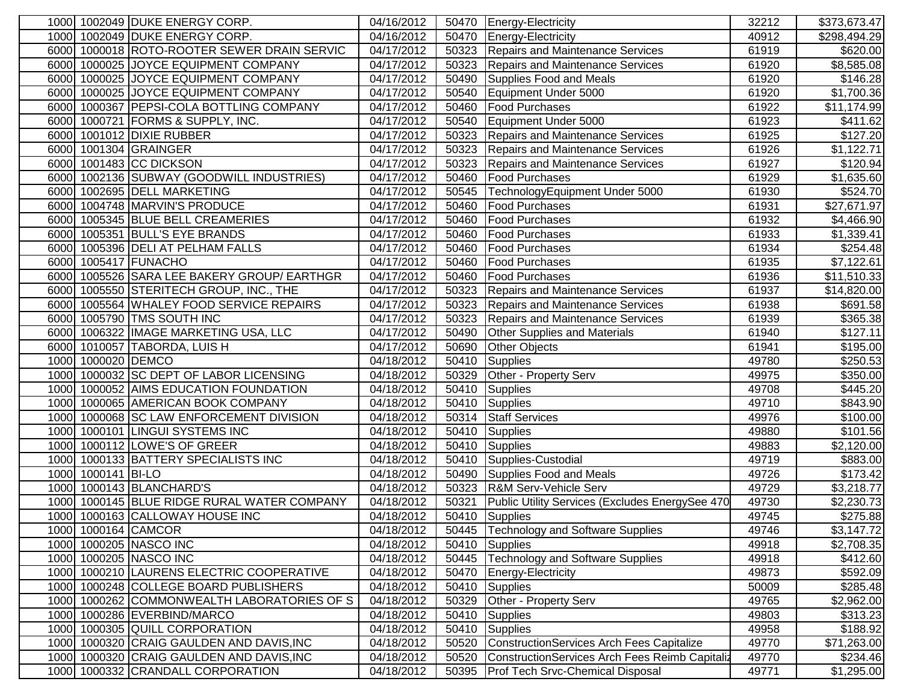| | | | | | | | |
|---|---|---|---|---|---|---|---|
| 1000 | 1002049 | DUKE ENERGY CORP. | 04/16/2012 | 50470 | Energy-Electricity | 32212 | $373,673.47 |
| 1000 | 1002049 | DUKE ENERGY CORP. | 04/16/2012 | 50470 | Energy-Electricity | 40912 | $298,494.29 |
| 6000 | 1000018 | ROTO-ROOTER SEWER DRAIN SERVIC | 04/17/2012 | 50323 | Repairs and Maintenance Services | 61919 | $620.00 |
| 6000 | 1000025 | JOYCE EQUIPMENT COMPANY | 04/17/2012 | 50323 | Repairs and Maintenance Services | 61920 | $8,585.08 |
| 6000 | 1000025 | JOYCE EQUIPMENT COMPANY | 04/17/2012 | 50490 | Supplies Food and Meals | 61920 | $146.28 |
| 6000 | 1000025 | JOYCE EQUIPMENT COMPANY | 04/17/2012 | 50540 | Equipment Under 5000 | 61920 | $1,700.36 |
| 6000 | 1000367 | PEPSI-COLA BOTTLING COMPANY | 04/17/2012 | 50460 | Food Purchases | 61922 | $11,174.99 |
| 6000 | 1000721 | FORMS & SUPPLY, INC. | 04/17/2012 | 50540 | Equipment Under 5000 | 61923 | $411.62 |
| 6000 | 1001012 | DIXIE RUBBER | 04/17/2012 | 50323 | Repairs and Maintenance Services | 61925 | $127.20 |
| 6000 | 1001304 | GRAINGER | 04/17/2012 | 50323 | Repairs and Maintenance Services | 61926 | $1,122.71 |
| 6000 | 1001483 | CC DICKSON | 04/17/2012 | 50323 | Repairs and Maintenance Services | 61927 | $120.94 |
| 6000 | 1002136 | SUBWAY (GOODWILL INDUSTRIES) | 04/17/2012 | 50460 | Food Purchases | 61929 | $1,635.60 |
| 6000 | 1002695 | DELL MARKETING | 04/17/2012 | 50545 | TechnologyEquipment Under 5000 | 61930 | $524.70 |
| 6000 | 1004748 | MARVIN'S PRODUCE | 04/17/2012 | 50460 | Food Purchases | 61931 | $27,671.97 |
| 6000 | 1005345 | BLUE BELL CREAMERIES | 04/17/2012 | 50460 | Food Purchases | 61932 | $4,466.90 |
| 6000 | 1005351 | BULL'S EYE BRANDS | 04/17/2012 | 50460 | Food Purchases | 61933 | $1,339.41 |
| 6000 | 1005396 | DELI AT PELHAM FALLS | 04/17/2012 | 50460 | Food Purchases | 61934 | $254.48 |
| 6000 | 1005417 | FUNACHO | 04/17/2012 | 50460 | Food Purchases | 61935 | $7,122.61 |
| 6000 | 1005526 | SARA LEE BAKERY GROUP/ EARTHGR | 04/17/2012 | 50460 | Food Purchases | 61936 | $11,510.33 |
| 6000 | 1005550 | STERITECH GROUP, INC., THE | 04/17/2012 | 50323 | Repairs and Maintenance Services | 61937 | $14,820.00 |
| 6000 | 1005564 | WHALEY FOOD SERVICE REPAIRS | 04/17/2012 | 50323 | Repairs and Maintenance Services | 61938 | $691.58 |
| 6000 | 1005790 | TMS SOUTH INC | 04/17/2012 | 50323 | Repairs and Maintenance Services | 61939 | $365.38 |
| 6000 | 1006322 | IMAGE MARKETING USA, LLC | 04/17/2012 | 50490 | Other Supplies and Materials | 61940 | $127.11 |
| 6000 | 1010057 | TABORDA, LUIS H | 04/17/2012 | 50690 | Other Objects | 61941 | $195.00 |
| 1000 | 1000020 | DEMCO | 04/18/2012 | 50410 | Supplies | 49780 | $250.53 |
| 1000 | 1000032 | SC DEPT OF LABOR LICENSING | 04/18/2012 | 50329 | Other - Property Serv | 49975 | $350.00 |
| 1000 | 1000052 | AIMS EDUCATION FOUNDATION | 04/18/2012 | 50410 | Supplies | 49708 | $445.20 |
| 1000 | 1000065 | AMERICAN BOOK COMPANY | 04/18/2012 | 50410 | Supplies | 49710 | $843.90 |
| 1000 | 1000068 | SC LAW ENFORCEMENT DIVISION | 04/18/2012 | 50314 | Staff Services | 49976 | $100.00 |
| 1000 | 1000101 | LINGUI SYSTEMS INC | 04/18/2012 | 50410 | Supplies | 49880 | $101.56 |
| 1000 | 1000112 | LOWE'S OF GREER | 04/18/2012 | 50410 | Supplies | 49883 | $2,120.00 |
| 1000 | 1000133 | BATTERY SPECIALISTS INC | 04/18/2012 | 50410 | Supplies-Custodial | 49719 | $883.00 |
| 1000 | 1000141 | BI-LO | 04/18/2012 | 50490 | Supplies Food and Meals | 49726 | $173.42 |
| 1000 | 1000143 | BLANCHARD'S | 04/18/2012 | 50323 | R&M Serv-Vehicle Serv | 49729 | $3,218.77 |
| 1000 | 1000145 | BLUE RIDGE RURAL WATER COMPANY | 04/18/2012 | 50321 | Public Utility Services (Excludes EnergySee 470 | 49730 | $2,230.73 |
| 1000 | 1000163 | CALLOWAY HOUSE INC | 04/18/2012 | 50410 | Supplies | 49745 | $275.88 |
| 1000 | 1000164 | CAMCOR | 04/18/2012 | 50445 | Technology and Software Supplies | 49746 | $3,147.72 |
| 1000 | 1000205 | NASCO INC | 04/18/2012 | 50410 | Supplies | 49918 | $2,708.35 |
| 1000 | 1000205 | NASCO INC | 04/18/2012 | 50445 | Technology and Software Supplies | 49918 | $412.60 |
| 1000 | 1000210 | LAURENS ELECTRIC COOPERATIVE | 04/18/2012 | 50470 | Energy-Electricity | 49873 | $592.09 |
| 1000 | 1000248 | COLLEGE BOARD PUBLISHERS | 04/18/2012 | 50410 | Supplies | 50009 | $285.48 |
| 1000 | 1000262 | COMMONWEALTH LABORATORIES OF S | 04/18/2012 | 50329 | Other - Property Serv | 49765 | $2,962.00 |
| 1000 | 1000286 | EVERBIND/MARCO | 04/18/2012 | 50410 | Supplies | 49803 | $313.23 |
| 1000 | 1000305 | QUILL CORPORATION | 04/18/2012 | 50410 | Supplies | 49958 | $188.92 |
| 1000 | 1000320 | CRAIG GAULDEN AND DAVIS,INC | 04/18/2012 | 50520 | ConstructionServices Arch Fees Capitalize | 49770 | $71,263.00 |
| 1000 | 1000320 | CRAIG GAULDEN AND DAVIS,INC | 04/18/2012 | 50520 | ConstructionServices Arch Fees Reimb Capitaliz | 49770 | $234.46 |
| 1000 | 1000332 | CRANDALL CORPORATION | 04/18/2012 | 50395 | Prof Tech Srvc-Chemical Disposal | 49771 | $1,295.00 |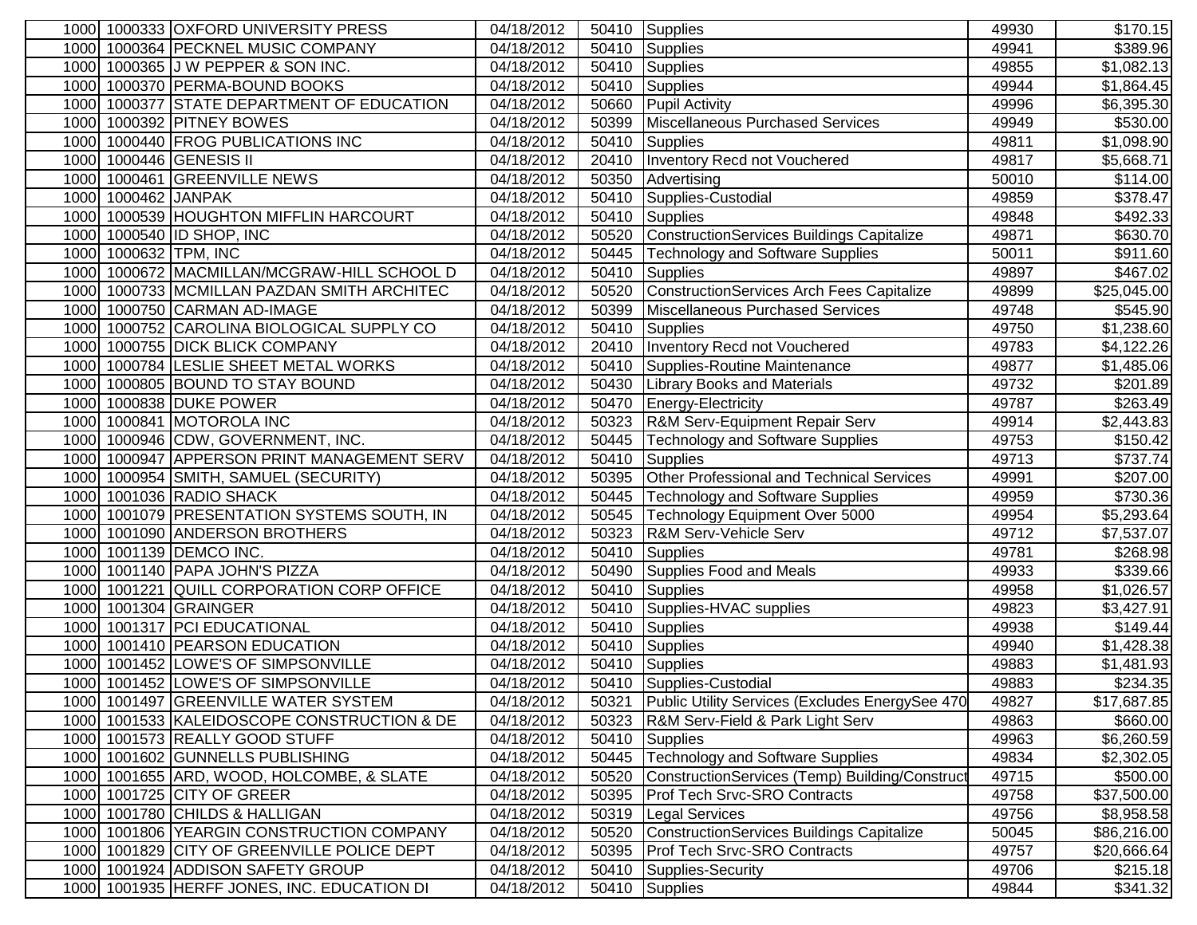| | | | | | | | |
|---|---|---|---|---|---|---|---|
| 1000 | 1000333 | OXFORD UNIVERSITY PRESS | 04/18/2012 | 50410 | Supplies | 49930 | $170.15 |
| 1000 | 1000364 | PECKNEL MUSIC COMPANY | 04/18/2012 | 50410 | Supplies | 49941 | $389.96 |
| 1000 | 1000365 | J W PEPPER & SON INC. | 04/18/2012 | 50410 | Supplies | 49855 | $1,082.13 |
| 1000 | 1000370 | PERMA-BOUND BOOKS | 04/18/2012 | 50410 | Supplies | 49944 | $1,864.45 |
| 1000 | 1000377 | STATE DEPARTMENT OF EDUCATION | 04/18/2012 | 50660 | Pupil Activity | 49996 | $6,395.30 |
| 1000 | 1000392 | PITNEY BOWES | 04/18/2012 | 50399 | Miscellaneous Purchased Services | 49949 | $530.00 |
| 1000 | 1000440 | FROG PUBLICATIONS INC | 04/18/2012 | 50410 | Supplies | 49811 | $1,098.90 |
| 1000 | 1000446 | GENESIS II | 04/18/2012 | 20410 | Inventory Recd not Vouchered | 49817 | $5,668.71 |
| 1000 | 1000461 | GREENVILLE NEWS | 04/18/2012 | 50350 | Advertising | 50010 | $114.00 |
| 1000 | 1000462 | JANPAK | 04/18/2012 | 50410 | Supplies-Custodial | 49859 | $378.47 |
| 1000 | 1000539 | HOUGHTON MIFFLIN HARCOURT | 04/18/2012 | 50410 | Supplies | 49848 | $492.33 |
| 1000 | 1000540 | ID SHOP, INC | 04/18/2012 | 50520 | ConstructionServices Buildings Capitalize | 49871 | $630.70 |
| 1000 | 1000632 | TPM, INC | 04/18/2012 | 50445 | Technology and Software Supplies | 50011 | $911.60 |
| 1000 | 1000672 | MACMILLAN/MCGRAW-HILL SCHOOL D | 04/18/2012 | 50410 | Supplies | 49897 | $467.02 |
| 1000 | 1000733 | MCMILLAN PAZDAN SMITH ARCHITEC | 04/18/2012 | 50520 | ConstructionServices Arch Fees Capitalize | 49899 | $25,045.00 |
| 1000 | 1000750 | CARMAN AD-IMAGE | 04/18/2012 | 50399 | Miscellaneous Purchased Services | 49748 | $545.90 |
| 1000 | 1000752 | CAROLINA BIOLOGICAL SUPPLY CO | 04/18/2012 | 50410 | Supplies | 49750 | $1,238.60 |
| 1000 | 1000755 | DICK BLICK COMPANY | 04/18/2012 | 20410 | Inventory Recd not Vouchered | 49783 | $4,122.26 |
| 1000 | 1000784 | LESLIE SHEET METAL WORKS | 04/18/2012 | 50410 | Supplies-Routine Maintenance | 49877 | $1,485.06 |
| 1000 | 1000805 | BOUND TO STAY BOUND | 04/18/2012 | 50430 | Library Books and Materials | 49732 | $201.89 |
| 1000 | 1000838 | DUKE POWER | 04/18/2012 | 50470 | Energy-Electricity | 49787 | $263.49 |
| 1000 | 1000841 | MOTOROLA INC | 04/18/2012 | 50323 | R&M Serv-Equipment Repair Serv | 49914 | $2,443.83 |
| 1000 | 1000946 | CDW, GOVERNMENT, INC. | 04/18/2012 | 50445 | Technology and Software Supplies | 49753 | $150.42 |
| 1000 | 1000947 | APPERSON PRINT MANAGEMENT SERV | 04/18/2012 | 50410 | Supplies | 49713 | $737.74 |
| 1000 | 1000954 | SMITH, SAMUEL (SECURITY) | 04/18/2012 | 50395 | Other Professional and Technical Services | 49991 | $207.00 |
| 1000 | 1001036 | RADIO SHACK | 04/18/2012 | 50445 | Technology and Software Supplies | 49959 | $730.36 |
| 1000 | 1001079 | PRESENTATION SYSTEMS SOUTH, IN | 04/18/2012 | 50545 | Technology Equipment Over 5000 | 49954 | $5,293.64 |
| 1000 | 1001090 | ANDERSON BROTHERS | 04/18/2012 | 50323 | R&M Serv-Vehicle Serv | 49712 | $7,537.07 |
| 1000 | 1001139 | DEMCO INC. | 04/18/2012 | 50410 | Supplies | 49781 | $268.98 |
| 1000 | 1001140 | PAPA JOHN'S PIZZA | 04/18/2012 | 50490 | Supplies Food and Meals | 49933 | $339.66 |
| 1000 | 1001221 | QUILL CORPORATION CORP OFFICE | 04/18/2012 | 50410 | Supplies | 49958 | $1,026.57 |
| 1000 | 1001304 | GRAINGER | 04/18/2012 | 50410 | Supplies-HVAC supplies | 49823 | $3,427.91 |
| 1000 | 1001317 | PCI EDUCATIONAL | 04/18/2012 | 50410 | Supplies | 49938 | $149.44 |
| 1000 | 1001410 | PEARSON EDUCATION | 04/18/2012 | 50410 | Supplies | 49940 | $1,428.38 |
| 1000 | 1001452 | LOWE'S OF SIMPSONVILLE | 04/18/2012 | 50410 | Supplies | 49883 | $1,481.93 |
| 1000 | 1001452 | LOWE'S OF SIMPSONVILLE | 04/18/2012 | 50410 | Supplies-Custodial | 49883 | $234.35 |
| 1000 | 1001497 | GREENVILLE WATER SYSTEM | 04/18/2012 | 50321 | Public Utility Services (Excludes EnergySee 470 | 49827 | $17,687.85 |
| 1000 | 1001533 | KALEIDOSCOPE CONSTRUCTION & DE | 04/18/2012 | 50323 | R&M Serv-Field & Park Light Serv | 49863 | $660.00 |
| 1000 | 1001573 | REALLY GOOD STUFF | 04/18/2012 | 50410 | Supplies | 49963 | $6,260.59 |
| 1000 | 1001602 | GUNNELLS PUBLISHING | 04/18/2012 | 50445 | Technology and Software Supplies | 49834 | $2,302.05 |
| 1000 | 1001655 | ARD, WOOD, HOLCOMBE, & SLATE | 04/18/2012 | 50520 | ConstructionServices (Temp) Building/Construct | 49715 | $500.00 |
| 1000 | 1001725 | CITY OF GREER | 04/18/2012 | 50395 | Prof Tech Srvc-SRO Contracts | 49758 | $37,500.00 |
| 1000 | 1001780 | CHILDS & HALLIGAN | 04/18/2012 | 50319 | Legal Services | 49756 | $8,958.58 |
| 1000 | 1001806 | YEARGIN CONSTRUCTION COMPANY | 04/18/2012 | 50520 | ConstructionServices Buildings Capitalize | 50045 | $86,216.00 |
| 1000 | 1001829 | CITY OF GREENVILLE POLICE DEPT | 04/18/2012 | 50395 | Prof Tech Srvc-SRO Contracts | 49757 | $20,666.64 |
| 1000 | 1001924 | ADDISON SAFETY GROUP | 04/18/2012 | 50410 | Supplies-Security | 49706 | $215.18 |
| 1000 | 1001935 | HERFF JONES, INC. EDUCATION DI | 04/18/2012 | 50410 | Supplies | 49844 | $341.32 |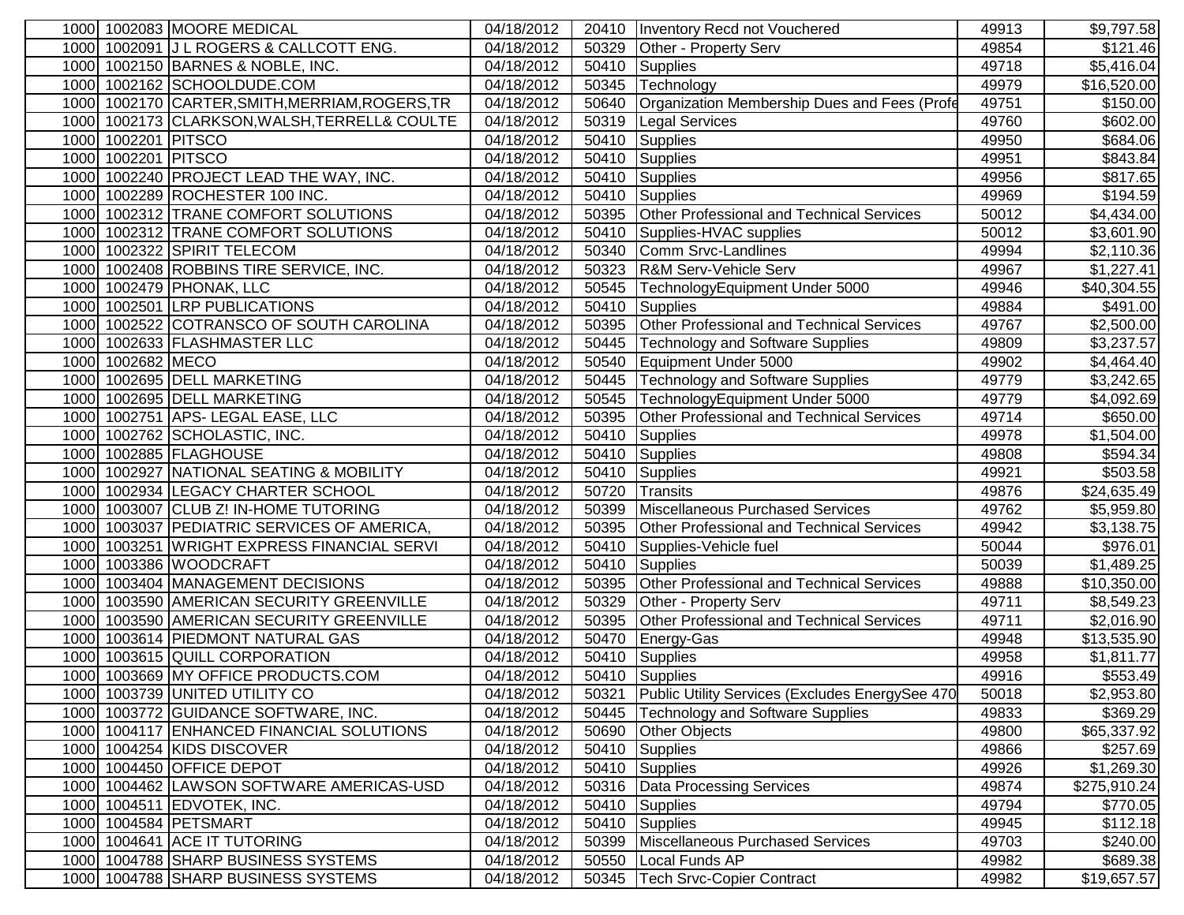| | | | | | | | |
|---|---|---|---|---|---|---|---|
| 1000 | 1002083 | MOORE MEDICAL | 04/18/2012 | 20410 | Inventory Recd not Vouchered | 49913 | $9,797.58 |
| 1000 | 1002091 | J L ROGERS & CALLCOTT ENG. | 04/18/2012 | 50329 | Other - Property Serv | 49854 | $121.46 |
| 1000 | 1002150 | BARNES & NOBLE, INC. | 04/18/2012 | 50410 | Supplies | 49718 | $5,416.04 |
| 1000 | 1002162 | SCHOOLDUDE.COM | 04/18/2012 | 50345 | Technology | 49979 | $16,520.00 |
| 1000 | 1002170 | CARTER,SMITH,MERRIAM,ROGERS,TR | 04/18/2012 | 50640 | Organization Membership Dues and Fees (Profe | 49751 | $150.00 |
| 1000 | 1002173 | CLARKSON,WALSH,TERRELL& COULTE | 04/18/2012 | 50319 | Legal Services | 49760 | $602.00 |
| 1000 | 1002201 | PITSCO | 04/18/2012 | 50410 | Supplies | 49950 | $684.06 |
| 1000 | 1002201 | PITSCO | 04/18/2012 | 50410 | Supplies | 49951 | $843.84 |
| 1000 | 1002240 | PROJECT LEAD THE WAY, INC. | 04/18/2012 | 50410 | Supplies | 49956 | $817.65 |
| 1000 | 1002289 | ROCHESTER 100 INC. | 04/18/2012 | 50410 | Supplies | 49969 | $194.59 |
| 1000 | 1002312 | TRANE COMFORT SOLUTIONS | 04/18/2012 | 50395 | Other Professional and Technical Services | 50012 | $4,434.00 |
| 1000 | 1002312 | TRANE COMFORT SOLUTIONS | 04/18/2012 | 50410 | Supplies-HVAC supplies | 50012 | $3,601.90 |
| 1000 | 1002322 | SPIRIT TELECOM | 04/18/2012 | 50340 | Comm Srvc-Landlines | 49994 | $2,110.36 |
| 1000 | 1002408 | ROBBINS TIRE SERVICE, INC. | 04/18/2012 | 50323 | R&M Serv-Vehicle Serv | 49967 | $1,227.41 |
| 1000 | 1002479 | PHONAK, LLC | 04/18/2012 | 50545 | TechnologyEquipment Under 5000 | 49946 | $40,304.55 |
| 1000 | 1002501 | LRP PUBLICATIONS | 04/18/2012 | 50410 | Supplies | 49884 | $491.00 |
| 1000 | 1002522 | COTRANSCO OF SOUTH CAROLINA | 04/18/2012 | 50395 | Other Professional and Technical Services | 49767 | $2,500.00 |
| 1000 | 1002633 | FLASHMASTER LLC | 04/18/2012 | 50445 | Technology and Software Supplies | 49809 | $3,237.57 |
| 1000 | 1002682 | MECO | 04/18/2012 | 50540 | Equipment Under 5000 | 49902 | $4,464.40 |
| 1000 | 1002695 | DELL MARKETING | 04/18/2012 | 50445 | Technology and Software Supplies | 49779 | $3,242.65 |
| 1000 | 1002695 | DELL MARKETING | 04/18/2012 | 50545 | TechnologyEquipment Under 5000 | 49779 | $4,092.69 |
| 1000 | 1002751 | APS- LEGAL EASE, LLC | 04/18/2012 | 50395 | Other Professional and Technical Services | 49714 | $650.00 |
| 1000 | 1002762 | SCHOLASTIC, INC. | 04/18/2012 | 50410 | Supplies | 49978 | $1,504.00 |
| 1000 | 1002885 | FLAGHOUSE | 04/18/2012 | 50410 | Supplies | 49808 | $594.34 |
| 1000 | 1002927 | NATIONAL SEATING & MOBILITY | 04/18/2012 | 50410 | Supplies | 49921 | $503.58 |
| 1000 | 1002934 | LEGACY CHARTER SCHOOL | 04/18/2012 | 50720 | Transits | 49876 | $24,635.49 |
| 1000 | 1003007 | CLUB Z! IN-HOME TUTORING | 04/18/2012 | 50399 | Miscellaneous Purchased Services | 49762 | $5,959.80 |
| 1000 | 1003037 | PEDIATRIC SERVICES OF AMERICA, | 04/18/2012 | 50395 | Other Professional and Technical Services | 49942 | $3,138.75 |
| 1000 | 1003251 | WRIGHT EXPRESS FINANCIAL SERVI | 04/18/2012 | 50410 | Supplies-Vehicle fuel | 50044 | $976.01 |
| 1000 | 1003386 | WOODCRAFT | 04/18/2012 | 50410 | Supplies | 50039 | $1,489.25 |
| 1000 | 1003404 | MANAGEMENT DECISIONS | 04/18/2012 | 50395 | Other Professional and Technical Services | 49888 | $10,350.00 |
| 1000 | 1003590 | AMERICAN SECURITY GREENVILLE | 04/18/2012 | 50329 | Other - Property Serv | 49711 | $8,549.23 |
| 1000 | 1003590 | AMERICAN SECURITY GREENVILLE | 04/18/2012 | 50395 | Other Professional and Technical Services | 49711 | $2,016.90 |
| 1000 | 1003614 | PIEDMONT NATURAL GAS | 04/18/2012 | 50470 | Energy-Gas | 49948 | $13,535.90 |
| 1000 | 1003615 | QUILL CORPORATION | 04/18/2012 | 50410 | Supplies | 49958 | $1,811.77 |
| 1000 | 1003669 | MY OFFICE PRODUCTS.COM | 04/18/2012 | 50410 | Supplies | 49916 | $553.49 |
| 1000 | 1003739 | UNITED UTILITY CO | 04/18/2012 | 50321 | Public Utility Services (Excludes EnergySee 470 | 50018 | $2,953.80 |
| 1000 | 1003772 | GUIDANCE SOFTWARE, INC. | 04/18/2012 | 50445 | Technology and Software Supplies | 49833 | $369.29 |
| 1000 | 1004117 | ENHANCED FINANCIAL SOLUTIONS | 04/18/2012 | 50690 | Other Objects | 49800 | $65,337.92 |
| 1000 | 1004254 | KIDS DISCOVER | 04/18/2012 | 50410 | Supplies | 49866 | $257.69 |
| 1000 | 1004450 | OFFICE DEPOT | 04/18/2012 | 50410 | Supplies | 49926 | $1,269.30 |
| 1000 | 1004462 | LAWSON SOFTWARE AMERICAS-USD | 04/18/2012 | 50316 | Data Processing Services | 49874 | $275,910.24 |
| 1000 | 1004511 | EDVOTEK, INC. | 04/18/2012 | 50410 | Supplies | 49794 | $770.05 |
| 1000 | 1004584 | PETSMART | 04/18/2012 | 50410 | Supplies | 49945 | $112.18 |
| 1000 | 1004641 | ACE IT TUTORING | 04/18/2012 | 50399 | Miscellaneous Purchased Services | 49703 | $240.00 |
| 1000 | 1004788 | SHARP BUSINESS SYSTEMS | 04/18/2012 | 50550 | Local Funds AP | 49982 | $689.38 |
| 1000 | 1004788 | SHARP BUSINESS SYSTEMS | 04/18/2012 | 50345 | Tech Srvc-Copier Contract | 49982 | $19,657.57 |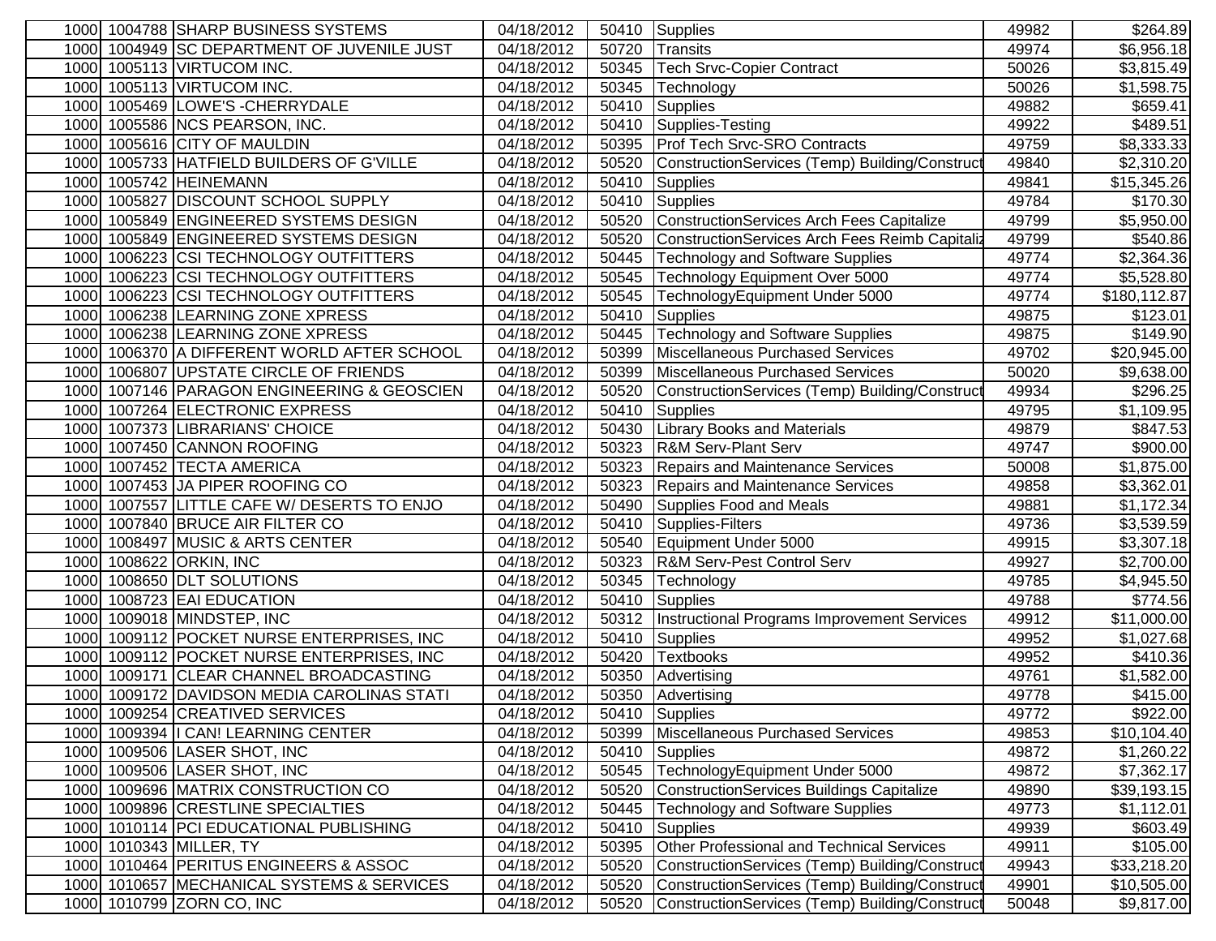| | | | | | | | |
|---|---|---|---|---|---|---|---|
| 1000 | 1004788 | SHARP BUSINESS SYSTEMS | 04/18/2012 | 50410 | Supplies | 49982 | $264.89 |
| 1000 | 1004949 | SC DEPARTMENT OF JUVENILE JUST | 04/18/2012 | 50720 | Transits | 49974 | $6,956.18 |
| 1000 | 1005113 | VIRTUCOM INC. | 04/18/2012 | 50345 | Tech Srvc-Copier Contract | 50026 | $3,815.49 |
| 1000 | 1005113 | VIRTUCOM INC. | 04/18/2012 | 50345 | Technology | 50026 | $1,598.75 |
| 1000 | 1005469 | LOWE'S -CHERRYDALE | 04/18/2012 | 50410 | Supplies | 49882 | $659.41 |
| 1000 | 1005586 | NCS PEARSON, INC. | 04/18/2012 | 50410 | Supplies-Testing | 49922 | $489.51 |
| 1000 | 1005616 | CITY OF MAULDIN | 04/18/2012 | 50395 | Prof Tech Srvc-SRO Contracts | 49759 | $8,333.33 |
| 1000 | 1005733 | HATFIELD BUILDERS OF G'VILLE | 04/18/2012 | 50520 | ConstructionServices (Temp) Building/Construct | 49840 | $2,310.20 |
| 1000 | 1005742 | HEINEMANN | 04/18/2012 | 50410 | Supplies | 49841 | $15,345.26 |
| 1000 | 1005827 | DISCOUNT SCHOOL SUPPLY | 04/18/2012 | 50410 | Supplies | 49784 | $170.30 |
| 1000 | 1005849 | ENGINEERED SYSTEMS DESIGN | 04/18/2012 | 50520 | ConstructionServices Arch Fees Capitalize | 49799 | $5,950.00 |
| 1000 | 1005849 | ENGINEERED SYSTEMS DESIGN | 04/18/2012 | 50520 | ConstructionServices Arch Fees Reimb Capitaliz | 49799 | $540.86 |
| 1000 | 1006223 | CSI TECHNOLOGY OUTFITTERS | 04/18/2012 | 50445 | Technology and Software Supplies | 49774 | $2,364.36 |
| 1000 | 1006223 | CSI TECHNOLOGY OUTFITTERS | 04/18/2012 | 50545 | Technology Equipment Over 5000 | 49774 | $5,528.80 |
| 1000 | 1006223 | CSI TECHNOLOGY OUTFITTERS | 04/18/2012 | 50545 | TechnologyEquipment Under 5000 | 49774 | $180,112.87 |
| 1000 | 1006238 | LEARNING ZONE XPRESS | 04/18/2012 | 50410 | Supplies | 49875 | $123.01 |
| 1000 | 1006238 | LEARNING ZONE XPRESS | 04/18/2012 | 50445 | Technology and Software Supplies | 49875 | $149.90 |
| 1000 | 1006370 | A DIFFERENT WORLD AFTER SCHOOL | 04/18/2012 | 50399 | Miscellaneous Purchased Services | 49702 | $20,945.00 |
| 1000 | 1006807 | UPSTATE CIRCLE OF FRIENDS | 04/18/2012 | 50399 | Miscellaneous Purchased Services | 50020 | $9,638.00 |
| 1000 | 1007146 | PARAGON ENGINEERING & GEOSCIEN | 04/18/2012 | 50520 | ConstructionServices (Temp) Building/Construct | 49934 | $296.25 |
| 1000 | 1007264 | ELECTRONIC EXPRESS | 04/18/2012 | 50410 | Supplies | 49795 | $1,109.95 |
| 1000 | 1007373 | LIBRARIANS' CHOICE | 04/18/2012 | 50430 | Library Books and Materials | 49879 | $847.53 |
| 1000 | 1007450 | CANNON ROOFING | 04/18/2012 | 50323 | R&M Serv-Plant Serv | 49747 | $900.00 |
| 1000 | 1007452 | TECTA AMERICA | 04/18/2012 | 50323 | Repairs and Maintenance Services | 50008 | $1,875.00 |
| 1000 | 1007453 | JA PIPER ROOFING CO | 04/18/2012 | 50323 | Repairs and Maintenance Services | 49858 | $3,362.01 |
| 1000 | 1007557 | LITTLE CAFE W/ DESERTS TO ENJO | 04/18/2012 | 50490 | Supplies Food and Meals | 49881 | $1,172.34 |
| 1000 | 1007840 | BRUCE AIR FILTER CO | 04/18/2012 | 50410 | Supplies-Filters | 49736 | $3,539.59 |
| 1000 | 1008497 | MUSIC & ARTS CENTER | 04/18/2012 | 50540 | Equipment Under 5000 | 49915 | $3,307.18 |
| 1000 | 1008622 | ORKIN, INC | 04/18/2012 | 50323 | R&M Serv-Pest Control Serv | 49927 | $2,700.00 |
| 1000 | 1008650 | DLT SOLUTIONS | 04/18/2012 | 50345 | Technology | 49785 | $4,945.50 |
| 1000 | 1008723 | EAI EDUCATION | 04/18/2012 | 50410 | Supplies | 49788 | $774.56 |
| 1000 | 1009018 | MINDSTEP, INC | 04/18/2012 | 50312 | Instructional Programs Improvement Services | 49912 | $11,000.00 |
| 1000 | 1009112 | POCKET NURSE ENTERPRISES, INC | 04/18/2012 | 50410 | Supplies | 49952 | $1,027.68 |
| 1000 | 1009112 | POCKET NURSE ENTERPRISES, INC | 04/18/2012 | 50420 | Textbooks | 49952 | $410.36 |
| 1000 | 1009171 | CLEAR CHANNEL BROADCASTING | 04/18/2012 | 50350 | Advertising | 49761 | $1,582.00 |
| 1000 | 1009172 | DAVIDSON MEDIA CAROLINAS STATI | 04/18/2012 | 50350 | Advertising | 49778 | $415.00 |
| 1000 | 1009254 | CREATIVED SERVICES | 04/18/2012 | 50410 | Supplies | 49772 | $922.00 |
| 1000 | 1009394 | I CAN! LEARNING CENTER | 04/18/2012 | 50399 | Miscellaneous Purchased Services | 49853 | $10,104.40 |
| 1000 | 1009506 | LASER SHOT, INC | 04/18/2012 | 50410 | Supplies | 49872 | $1,260.22 |
| 1000 | 1009506 | LASER SHOT, INC | 04/18/2012 | 50545 | TechnologyEquipment Under 5000 | 49872 | $7,362.17 |
| 1000 | 1009696 | MATRIX CONSTRUCTION CO | 04/18/2012 | 50520 | ConstructionServices Buildings Capitalize | 49890 | $39,193.15 |
| 1000 | 1009896 | CRESTLINE SPECIALTIES | 04/18/2012 | 50445 | Technology and Software Supplies | 49773 | $1,112.01 |
| 1000 | 1010114 | PCI EDUCATIONAL PUBLISHING | 04/18/2012 | 50410 | Supplies | 49939 | $603.49 |
| 1000 | 1010343 | MILLER, TY | 04/18/2012 | 50395 | Other Professional and Technical Services | 49911 | $105.00 |
| 1000 | 1010464 | PERITUS ENGINEERS & ASSOC | 04/18/2012 | 50520 | ConstructionServices (Temp) Building/Construct | 49943 | $33,218.20 |
| 1000 | 1010657 | MECHANICAL SYSTEMS & SERVICES | 04/18/2012 | 50520 | ConstructionServices (Temp) Building/Construct | 49901 | $10,505.00 |
| 1000 | 1010799 | ZORN CO, INC | 04/18/2012 | 50520 | ConstructionServices (Temp) Building/Construct | 50048 | $9,817.00 |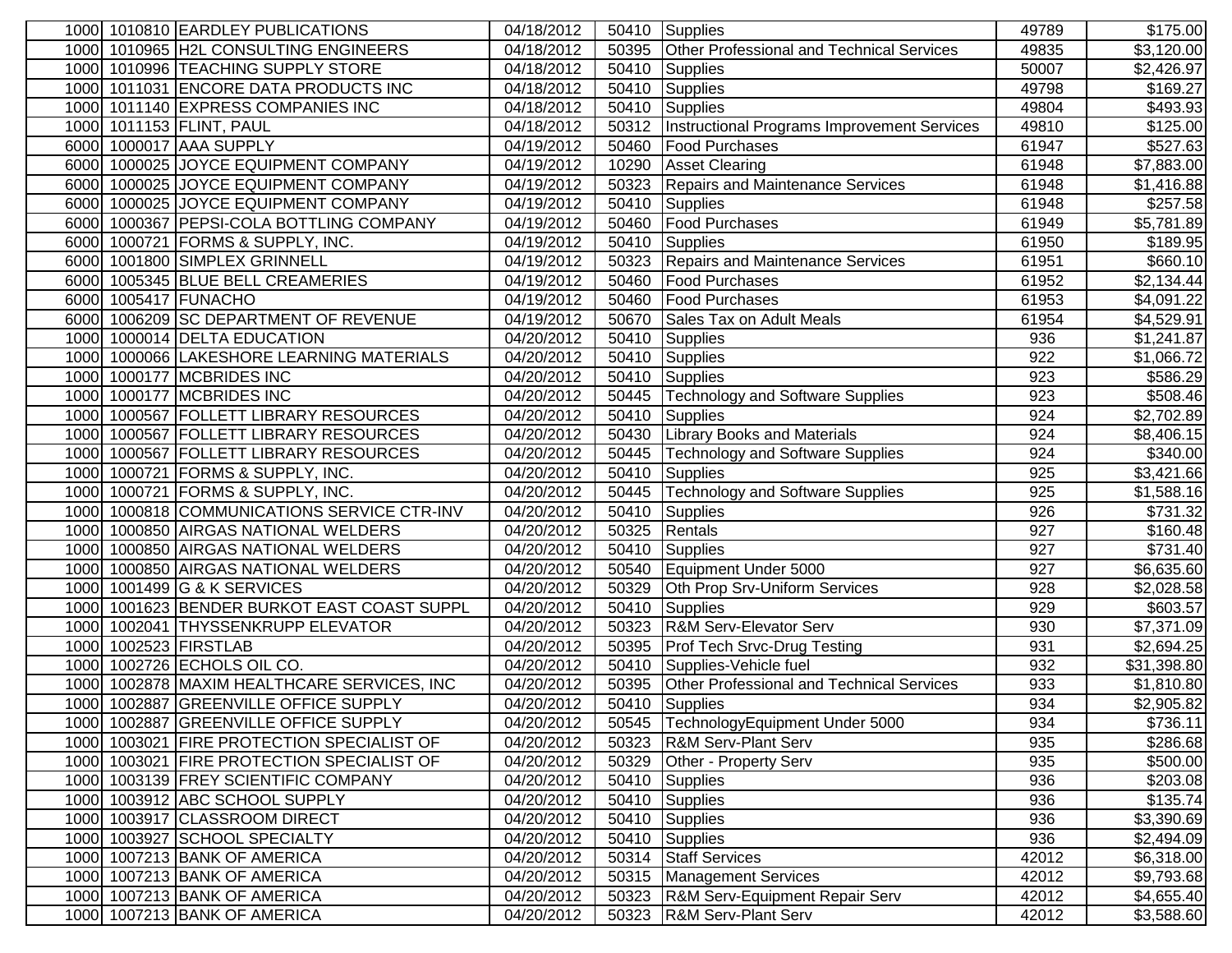| | | | | | | | |
|---|---|---|---|---|---|---|---|
| 1000 | 1010810 | EARDLEY PUBLICATIONS | 04/18/2012 | 50410 | Supplies | 49789 | $175.00 |
| 1000 | 1010965 | H2L CONSULTING ENGINEERS | 04/18/2012 | 50395 | Other Professional and Technical Services | 49835 | $3,120.00 |
| 1000 | 1010996 | TEACHING SUPPLY STORE | 04/18/2012 | 50410 | Supplies | 50007 | $2,426.97 |
| 1000 | 1011031 | ENCORE DATA PRODUCTS INC | 04/18/2012 | 50410 | Supplies | 49798 | $169.27 |
| 1000 | 1011140 | EXPRESS COMPANIES INC | 04/18/2012 | 50410 | Supplies | 49804 | $493.93 |
| 1000 | 1011153 | FLINT, PAUL | 04/18/2012 | 50312 | Instructional Programs Improvement Services | 49810 | $125.00 |
| 6000 | 1000017 | AAA SUPPLY | 04/19/2012 | 50460 | Food Purchases | 61947 | $527.63 |
| 6000 | 1000025 | JOYCE EQUIPMENT COMPANY | 04/19/2012 | 10290 | Asset Clearing | 61948 | $7,883.00 |
| 6000 | 1000025 | JOYCE EQUIPMENT COMPANY | 04/19/2012 | 50323 | Repairs and Maintenance Services | 61948 | $1,416.88 |
| 6000 | 1000025 | JOYCE EQUIPMENT COMPANY | 04/19/2012 | 50410 | Supplies | 61948 | $257.58 |
| 6000 | 1000367 | PEPSI-COLA BOTTLING COMPANY | 04/19/2012 | 50460 | Food Purchases | 61949 | $5,781.89 |
| 6000 | 1000721 | FORMS & SUPPLY, INC. | 04/19/2012 | 50410 | Supplies | 61950 | $189.95 |
| 6000 | 1001800 | SIMPLEX GRINNELL | 04/19/2012 | 50323 | Repairs and Maintenance Services | 61951 | $660.10 |
| 6000 | 1005345 | BLUE BELL CREAMERIES | 04/19/2012 | 50460 | Food Purchases | 61952 | $2,134.44 |
| 6000 | 1005417 | FUNACHO | 04/19/2012 | 50460 | Food Purchases | 61953 | $4,091.22 |
| 6000 | 1006209 | SC DEPARTMENT OF REVENUE | 04/19/2012 | 50670 | Sales Tax on Adult Meals | 61954 | $4,529.91 |
| 1000 | 1000014 | DELTA EDUCATION | 04/20/2012 | 50410 | Supplies | 936 | $1,241.87 |
| 1000 | 1000066 | LAKESHORE LEARNING MATERIALS | 04/20/2012 | 50410 | Supplies | 922 | $1,066.72 |
| 1000 | 1000177 | MCBRIDES INC | 04/20/2012 | 50410 | Supplies | 923 | $586.29 |
| 1000 | 1000177 | MCBRIDES INC | 04/20/2012 | 50445 | Technology and Software Supplies | 923 | $508.46 |
| 1000 | 1000567 | FOLLETT LIBRARY RESOURCES | 04/20/2012 | 50410 | Supplies | 924 | $2,702.89 |
| 1000 | 1000567 | FOLLETT LIBRARY RESOURCES | 04/20/2012 | 50430 | Library Books and Materials | 924 | $8,406.15 |
| 1000 | 1000567 | FOLLETT LIBRARY RESOURCES | 04/20/2012 | 50445 | Technology and Software Supplies | 924 | $340.00 |
| 1000 | 1000721 | FORMS & SUPPLY, INC. | 04/20/2012 | 50410 | Supplies | 925 | $3,421.66 |
| 1000 | 1000721 | FORMS & SUPPLY, INC. | 04/20/2012 | 50445 | Technology and Software Supplies | 925 | $1,588.16 |
| 1000 | 1000818 | COMMUNICATIONS SERVICE CTR-INV | 04/20/2012 | 50410 | Supplies | 926 | $731.32 |
| 1000 | 1000850 | AIRGAS NATIONAL WELDERS | 04/20/2012 | 50325 | Rentals | 927 | $160.48 |
| 1000 | 1000850 | AIRGAS NATIONAL WELDERS | 04/20/2012 | 50410 | Supplies | 927 | $731.40 |
| 1000 | 1000850 | AIRGAS NATIONAL WELDERS | 04/20/2012 | 50540 | Equipment Under 5000 | 927 | $6,635.60 |
| 1000 | 1001499 | G & K SERVICES | 04/20/2012 | 50329 | Oth Prop Srv-Uniform Services | 928 | $2,028.58 |
| 1000 | 1001623 | BENDER BURKOT EAST COAST SUPPL | 04/20/2012 | 50410 | Supplies | 929 | $603.57 |
| 1000 | 1002041 | THYSSENKRUPP ELEVATOR | 04/20/2012 | 50323 | R&M Serv-Elevator Serv | 930 | $7,371.09 |
| 1000 | 1002523 | FIRSTLAB | 04/20/2012 | 50395 | Prof Tech Srvc-Drug Testing | 931 | $2,694.25 |
| 1000 | 1002726 | ECHOLS OIL CO. | 04/20/2012 | 50410 | Supplies-Vehicle fuel | 932 | $31,398.80 |
| 1000 | 1002878 | MAXIM HEALTHCARE SERVICES, INC | 04/20/2012 | 50395 | Other Professional and Technical Services | 933 | $1,810.80 |
| 1000 | 1002887 | GREENVILLE OFFICE SUPPLY | 04/20/2012 | 50410 | Supplies | 934 | $2,905.82 |
| 1000 | 1002887 | GREENVILLE OFFICE SUPPLY | 04/20/2012 | 50545 | TechnologyEquipment Under 5000 | 934 | $736.11 |
| 1000 | 1003021 | FIRE PROTECTION SPECIALIST OF | 04/20/2012 | 50323 | R&M Serv-Plant Serv | 935 | $286.68 |
| 1000 | 1003021 | FIRE PROTECTION SPECIALIST OF | 04/20/2012 | 50329 | Other - Property Serv | 935 | $500.00 |
| 1000 | 1003139 | FREY SCIENTIFIC COMPANY | 04/20/2012 | 50410 | Supplies | 936 | $203.08 |
| 1000 | 1003912 | ABC SCHOOL SUPPLY | 04/20/2012 | 50410 | Supplies | 936 | $135.74 |
| 1000 | 1003917 | CLASSROOM DIRECT | 04/20/2012 | 50410 | Supplies | 936 | $3,390.69 |
| 1000 | 1003927 | SCHOOL SPECIALTY | 04/20/2012 | 50410 | Supplies | 936 | $2,494.09 |
| 1000 | 1007213 | BANK OF AMERICA | 04/20/2012 | 50314 | Staff Services | 42012 | $6,318.00 |
| 1000 | 1007213 | BANK OF AMERICA | 04/20/2012 | 50315 | Management Services | 42012 | $9,793.68 |
| 1000 | 1007213 | BANK OF AMERICA | 04/20/2012 | 50323 | R&M Serv-Equipment Repair Serv | 42012 | $4,655.40 |
| 1000 | 1007213 | BANK OF AMERICA | 04/20/2012 | 50323 | R&M Serv-Plant Serv | 42012 | $3,588.60 |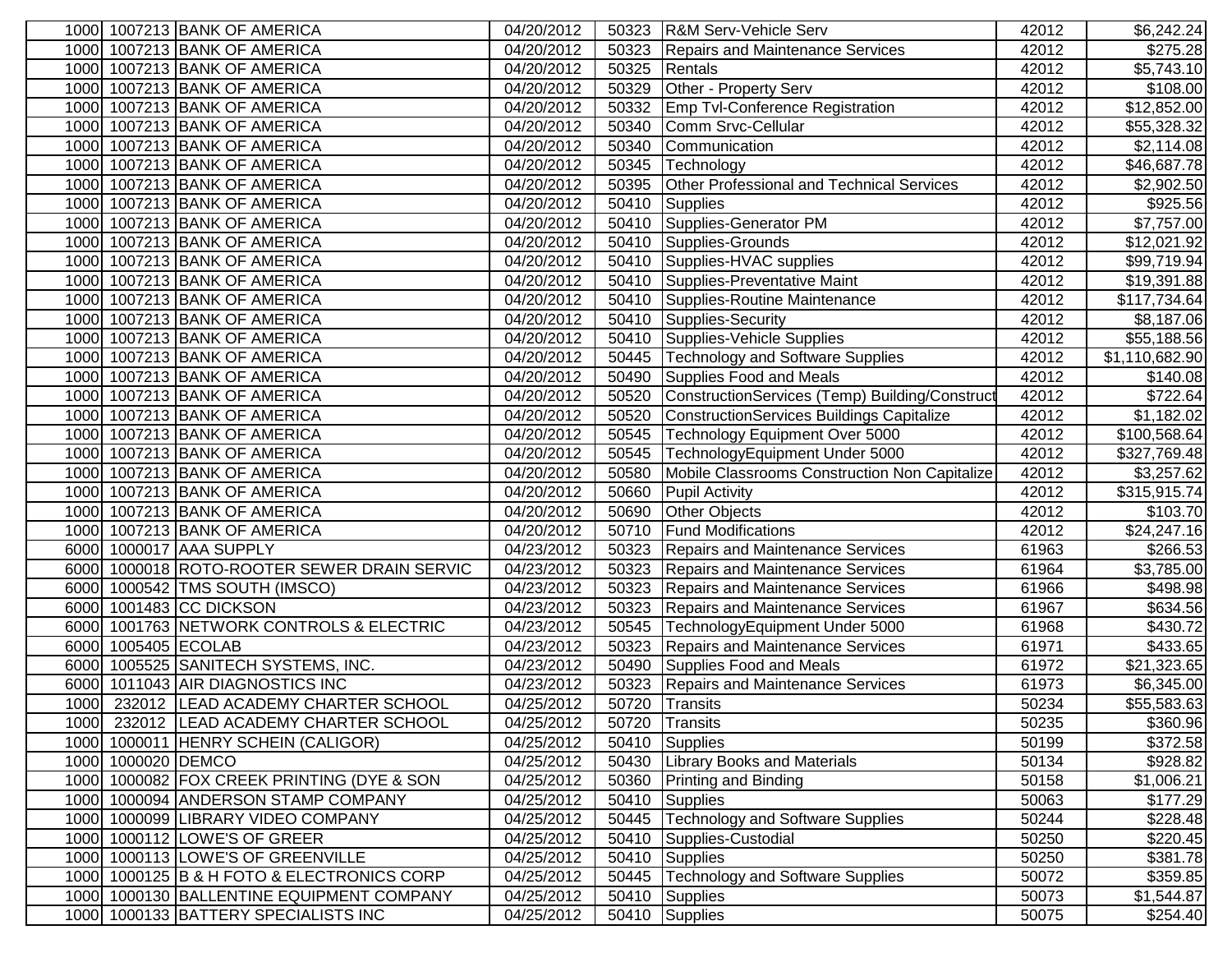| | | | | | | | |
|---|---|---|---|---|---|---|---|
| 1000 | 1007213 | BANK OF AMERICA | 04/20/2012 | 50323 | R&M Serv-Vehicle Serv | 42012 | $6,242.24 |
| 1000 | 1007213 | BANK OF AMERICA | 04/20/2012 | 50323 | Repairs and Maintenance Services | 42012 | $275.28 |
| 1000 | 1007213 | BANK OF AMERICA | 04/20/2012 | 50325 | Rentals | 42012 | $5,743.10 |
| 1000 | 1007213 | BANK OF AMERICA | 04/20/2012 | 50329 | Other - Property Serv | 42012 | $108.00 |
| 1000 | 1007213 | BANK OF AMERICA | 04/20/2012 | 50332 | Emp Tvl-Conference Registration | 42012 | $12,852.00 |
| 1000 | 1007213 | BANK OF AMERICA | 04/20/2012 | 50340 | Comm Srvc-Cellular | 42012 | $55,328.32 |
| 1000 | 1007213 | BANK OF AMERICA | 04/20/2012 | 50340 | Communication | 42012 | $2,114.08 |
| 1000 | 1007213 | BANK OF AMERICA | 04/20/2012 | 50345 | Technology | 42012 | $46,687.78 |
| 1000 | 1007213 | BANK OF AMERICA | 04/20/2012 | 50395 | Other Professional and Technical Services | 42012 | $2,902.50 |
| 1000 | 1007213 | BANK OF AMERICA | 04/20/2012 | 50410 | Supplies | 42012 | $925.56 |
| 1000 | 1007213 | BANK OF AMERICA | 04/20/2012 | 50410 | Supplies-Generator PM | 42012 | $7,757.00 |
| 1000 | 1007213 | BANK OF AMERICA | 04/20/2012 | 50410 | Supplies-Grounds | 42012 | $12,021.92 |
| 1000 | 1007213 | BANK OF AMERICA | 04/20/2012 | 50410 | Supplies-HVAC supplies | 42012 | $99,719.94 |
| 1000 | 1007213 | BANK OF AMERICA | 04/20/2012 | 50410 | Supplies-Preventative Maint | 42012 | $19,391.88 |
| 1000 | 1007213 | BANK OF AMERICA | 04/20/2012 | 50410 | Supplies-Routine Maintenance | 42012 | $117,734.64 |
| 1000 | 1007213 | BANK OF AMERICA | 04/20/2012 | 50410 | Supplies-Security | 42012 | $8,187.06 |
| 1000 | 1007213 | BANK OF AMERICA | 04/20/2012 | 50410 | Supplies-Vehicle Supplies | 42012 | $55,188.56 |
| 1000 | 1007213 | BANK OF AMERICA | 04/20/2012 | 50445 | Technology and Software Supplies | 42012 | $1,110,682.90 |
| 1000 | 1007213 | BANK OF AMERICA | 04/20/2012 | 50490 | Supplies Food and Meals | 42012 | $140.08 |
| 1000 | 1007213 | BANK OF AMERICA | 04/20/2012 | 50520 | ConstructionServices (Temp) Building/Construct | 42012 | $722.64 |
| 1000 | 1007213 | BANK OF AMERICA | 04/20/2012 | 50520 | ConstructionServices Buildings Capitalize | 42012 | $1,182.02 |
| 1000 | 1007213 | BANK OF AMERICA | 04/20/2012 | 50545 | Technology Equipment Over 5000 | 42012 | $100,568.64 |
| 1000 | 1007213 | BANK OF AMERICA | 04/20/2012 | 50545 | TechnologyEquipment Under 5000 | 42012 | $327,769.48 |
| 1000 | 1007213 | BANK OF AMERICA | 04/20/2012 | 50580 | Mobile Classrooms Construction Non Capitalize | 42012 | $3,257.62 |
| 1000 | 1007213 | BANK OF AMERICA | 04/20/2012 | 50660 | Pupil Activity | 42012 | $315,915.74 |
| 1000 | 1007213 | BANK OF AMERICA | 04/20/2012 | 50690 | Other Objects | 42012 | $103.70 |
| 1000 | 1007213 | BANK OF AMERICA | 04/20/2012 | 50710 | Fund Modifications | 42012 | $24,247.16 |
| 6000 | 1000017 | AAA SUPPLY | 04/23/2012 | 50323 | Repairs and Maintenance Services | 61963 | $266.53 |
| 6000 | 1000018 | ROTO-ROOTER SEWER DRAIN SERVIC | 04/23/2012 | 50323 | Repairs and Maintenance Services | 61964 | $3,785.00 |
| 6000 | 1000542 | TMS SOUTH (IMSCO) | 04/23/2012 | 50323 | Repairs and Maintenance Services | 61966 | $498.98 |
| 6000 | 1001483 | CC DICKSON | 04/23/2012 | 50323 | Repairs and Maintenance Services | 61967 | $634.56 |
| 6000 | 1001763 | NETWORK CONTROLS & ELECTRIC | 04/23/2012 | 50545 | TechnologyEquipment Under 5000 | 61968 | $430.72 |
| 6000 | 1005405 | ECOLAB | 04/23/2012 | 50323 | Repairs and Maintenance Services | 61971 | $433.65 |
| 6000 | 1005525 | SANITECH SYSTEMS, INC. | 04/23/2012 | 50490 | Supplies Food and Meals | 61972 | $21,323.65 |
| 6000 | 1011043 | AIR DIAGNOSTICS INC | 04/23/2012 | 50323 | Repairs and Maintenance Services | 61973 | $6,345.00 |
| 1000 | 232012 | LEAD ACADEMY CHARTER SCHOOL | 04/25/2012 | 50720 | Transits | 50234 | $55,583.63 |
| 1000 | 232012 | LEAD ACADEMY CHARTER SCHOOL | 04/25/2012 | 50720 | Transits | 50235 | $360.96 |
| 1000 | 1000011 | HENRY SCHEIN (CALIGOR) | 04/25/2012 | 50410 | Supplies | 50199 | $372.58 |
| 1000 | 1000020 | DEMCO | 04/25/2012 | 50430 | Library Books and Materials | 50134 | $928.82 |
| 1000 | 1000082 | FOX CREEK PRINTING (DYE & SON | 04/25/2012 | 50360 | Printing and Binding | 50158 | $1,006.21 |
| 1000 | 1000094 | ANDERSON STAMP COMPANY | 04/25/2012 | 50410 | Supplies | 50063 | $177.29 |
| 1000 | 1000099 | LIBRARY VIDEO COMPANY | 04/25/2012 | 50445 | Technology and Software Supplies | 50244 | $228.48 |
| 1000 | 1000112 | LOWE'S OF GREER | 04/25/2012 | 50410 | Supplies-Custodial | 50250 | $220.45 |
| 1000 | 1000113 | LOWE'S OF GREENVILLE | 04/25/2012 | 50410 | Supplies | 50250 | $381.78 |
| 1000 | 1000125 | B & H FOTO & ELECTRONICS CORP | 04/25/2012 | 50445 | Technology and Software Supplies | 50072 | $359.85 |
| 1000 | 1000130 | BALLENTINE EQUIPMENT COMPANY | 04/25/2012 | 50410 | Supplies | 50073 | $1,544.87 |
| 1000 | 1000133 | BATTERY SPECIALISTS INC | 04/25/2012 | 50410 | Supplies | 50075 | $254.40 |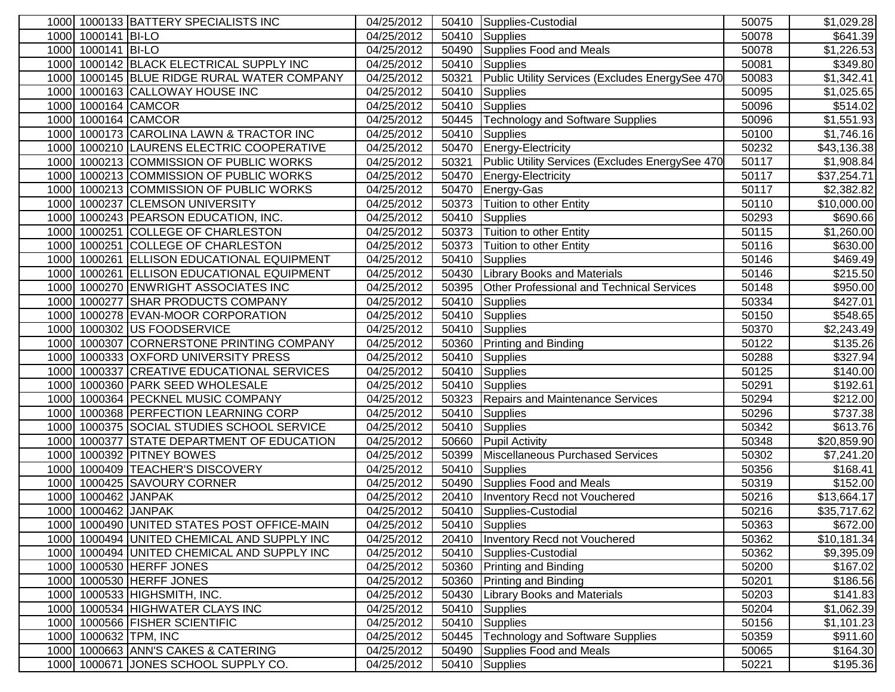| | | | | | | | |
|---|---|---|---|---|---|---|---|
| 1000 | 1000133 | BATTERY SPECIALISTS INC | 04/25/2012 | 50410 | Supplies-Custodial | 50075 | $1,029.28 |
| 1000 | 1000141 | BI-LO | 04/25/2012 | 50410 | Supplies | 50078 | $641.39 |
| 1000 | 1000141 | BI-LO | 04/25/2012 | 50490 | Supplies Food and Meals | 50078 | $1,226.53 |
| 1000 | 1000142 | BLACK ELECTRICAL SUPPLY INC | 04/25/2012 | 50410 | Supplies | 50081 | $349.80 |
| 1000 | 1000145 | BLUE RIDGE RURAL WATER COMPANY | 04/25/2012 | 50321 | Public Utility Services (Excludes EnergySee 470 | 50083 | $1,342.41 |
| 1000 | 1000163 | CALLOWAY HOUSE INC | 04/25/2012 | 50410 | Supplies | 50095 | $1,025.65 |
| 1000 | 1000164 | CAMCOR | 04/25/2012 | 50410 | Supplies | 50096 | $514.02 |
| 1000 | 1000164 | CAMCOR | 04/25/2012 | 50445 | Technology and Software Supplies | 50096 | $1,551.93 |
| 1000 | 1000173 | CAROLINA LAWN & TRACTOR INC | 04/25/2012 | 50410 | Supplies | 50100 | $1,746.16 |
| 1000 | 1000210 | LAURENS ELECTRIC COOPERATIVE | 04/25/2012 | 50470 | Energy-Electricity | 50232 | $43,136.38 |
| 1000 | 1000213 | COMMISSION OF PUBLIC WORKS | 04/25/2012 | 50321 | Public Utility Services (Excludes EnergySee 470 | 50117 | $1,908.84 |
| 1000 | 1000213 | COMMISSION OF PUBLIC WORKS | 04/25/2012 | 50470 | Energy-Electricity | 50117 | $37,254.71 |
| 1000 | 1000213 | COMMISSION OF PUBLIC WORKS | 04/25/2012 | 50470 | Energy-Gas | 50117 | $2,382.82 |
| 1000 | 1000237 | CLEMSON UNIVERSITY | 04/25/2012 | 50373 | Tuition to other Entity | 50110 | $10,000.00 |
| 1000 | 1000243 | PEARSON EDUCATION, INC. | 04/25/2012 | 50410 | Supplies | 50293 | $690.66 |
| 1000 | 1000251 | COLLEGE OF CHARLESTON | 04/25/2012 | 50373 | Tuition to other Entity | 50115 | $1,260.00 |
| 1000 | 1000251 | COLLEGE OF CHARLESTON | 04/25/2012 | 50373 | Tuition to other Entity | 50116 | $630.00 |
| 1000 | 1000261 | ELLISON EDUCATIONAL EQUIPMENT | 04/25/2012 | 50410 | Supplies | 50146 | $469.49 |
| 1000 | 1000261 | ELLISON EDUCATIONAL EQUIPMENT | 04/25/2012 | 50430 | Library Books and Materials | 50146 | $215.50 |
| 1000 | 1000270 | ENWRIGHT ASSOCIATES INC | 04/25/2012 | 50395 | Other Professional and Technical Services | 50148 | $950.00 |
| 1000 | 1000277 | SHAR PRODUCTS COMPANY | 04/25/2012 | 50410 | Supplies | 50334 | $427.01 |
| 1000 | 1000278 | EVAN-MOOR CORPORATION | 04/25/2012 | 50410 | Supplies | 50150 | $548.65 |
| 1000 | 1000302 | US FOODSERVICE | 04/25/2012 | 50410 | Supplies | 50370 | $2,243.49 |
| 1000 | 1000307 | CORNERSTONE PRINTING COMPANY | 04/25/2012 | 50360 | Printing and Binding | 50122 | $135.26 |
| 1000 | 1000333 | OXFORD UNIVERSITY PRESS | 04/25/2012 | 50410 | Supplies | 50288 | $327.94 |
| 1000 | 1000337 | CREATIVE EDUCATIONAL SERVICES | 04/25/2012 | 50410 | Supplies | 50125 | $140.00 |
| 1000 | 1000360 | PARK SEED WHOLESALE | 04/25/2012 | 50410 | Supplies | 50291 | $192.61 |
| 1000 | 1000364 | PECKNEL MUSIC COMPANY | 04/25/2012 | 50323 | Repairs and Maintenance Services | 50294 | $212.00 |
| 1000 | 1000368 | PERFECTION LEARNING CORP | 04/25/2012 | 50410 | Supplies | 50296 | $737.38 |
| 1000 | 1000375 | SOCIAL STUDIES SCHOOL SERVICE | 04/25/2012 | 50410 | Supplies | 50342 | $613.76 |
| 1000 | 1000377 | STATE DEPARTMENT OF EDUCATION | 04/25/2012 | 50660 | Pupil Activity | 50348 | $20,859.90 |
| 1000 | 1000392 | PITNEY BOWES | 04/25/2012 | 50399 | Miscellaneous Purchased Services | 50302 | $7,241.20 |
| 1000 | 1000409 | TEACHER'S DISCOVERY | 04/25/2012 | 50410 | Supplies | 50356 | $168.41 |
| 1000 | 1000425 | SAVOURY CORNER | 04/25/2012 | 50490 | Supplies Food and Meals | 50319 | $152.00 |
| 1000 | 1000462 | JANPAK | 04/25/2012 | 20410 | Inventory Recd not Vouchered | 50216 | $13,664.17 |
| 1000 | 1000462 | JANPAK | 04/25/2012 | 50410 | Supplies-Custodial | 50216 | $35,717.62 |
| 1000 | 1000490 | UNITED STATES POST OFFICE-MAIN | 04/25/2012 | 50410 | Supplies | 50363 | $672.00 |
| 1000 | 1000494 | UNITED CHEMICAL AND SUPPLY INC | 04/25/2012 | 20410 | Inventory Recd not Vouchered | 50362 | $10,181.34 |
| 1000 | 1000494 | UNITED CHEMICAL AND SUPPLY INC | 04/25/2012 | 50410 | Supplies-Custodial | 50362 | $9,395.09 |
| 1000 | 1000530 | HERFF JONES | 04/25/2012 | 50360 | Printing and Binding | 50200 | $167.02 |
| 1000 | 1000530 | HERFF JONES | 04/25/2012 | 50360 | Printing and Binding | 50201 | $186.56 |
| 1000 | 1000533 | HIGHSMITH, INC. | 04/25/2012 | 50430 | Library Books and Materials | 50203 | $141.83 |
| 1000 | 1000534 | HIGHWATER CLAYS INC | 04/25/2012 | 50410 | Supplies | 50204 | $1,062.39 |
| 1000 | 1000566 | FISHER SCIENTIFIC | 04/25/2012 | 50410 | Supplies | 50156 | $1,101.23 |
| 1000 | 1000632 | TPM, INC | 04/25/2012 | 50445 | Technology and Software Supplies | 50359 | $911.60 |
| 1000 | 1000663 | ANN'S CAKES & CATERING | 04/25/2012 | 50490 | Supplies Food and Meals | 50065 | $164.30 |
| 1000 | 1000671 | JONES SCHOOL SUPPLY CO. | 04/25/2012 | 50410 | Supplies | 50221 | $195.36 |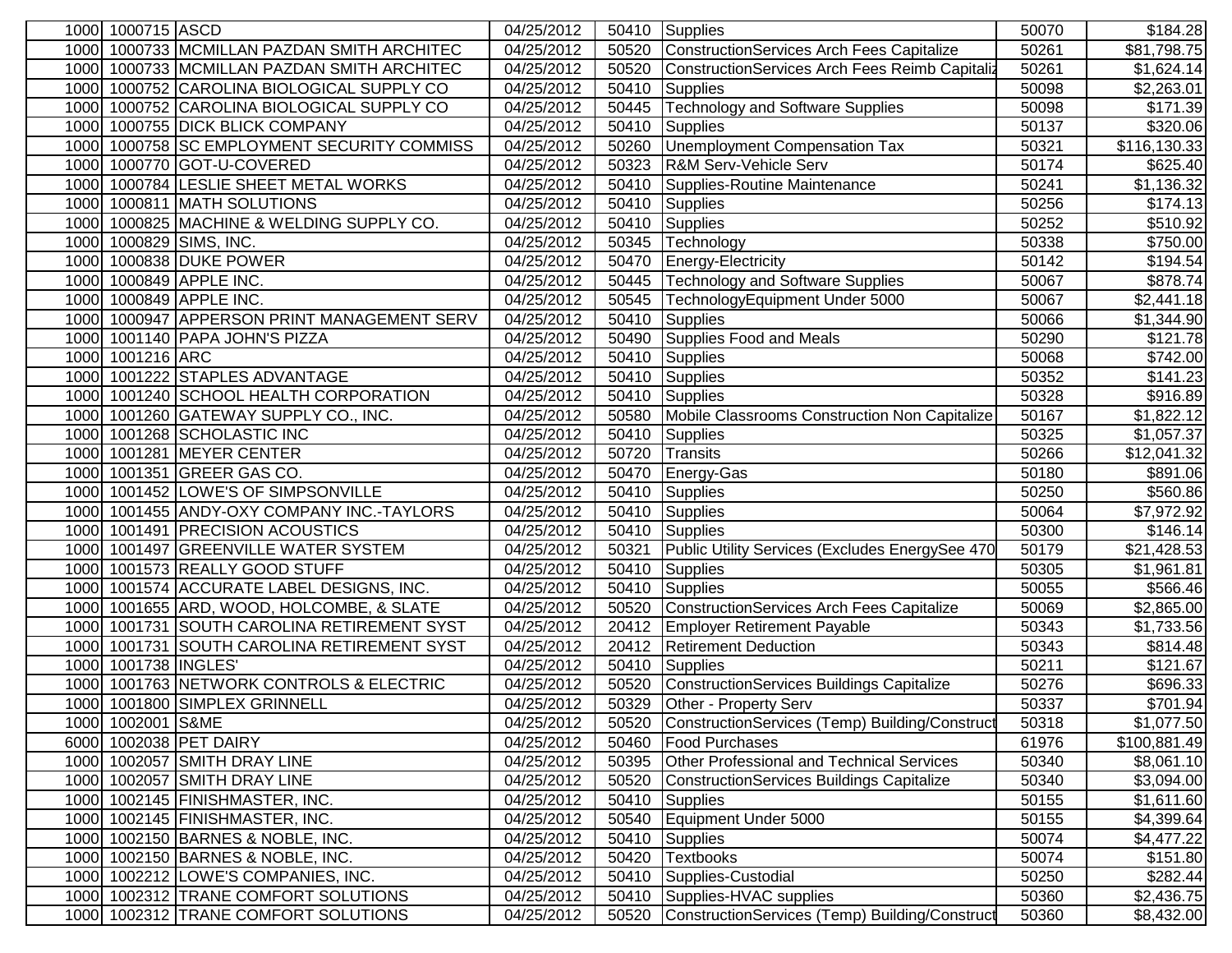| | | | | | | | |
|---|---|---|---|---|---|---|---|
| 1000 | 1000715 | ASCD | 04/25/2012 | 50410 | Supplies | 50070 | $184.28 |
| 1000 | 1000733 | MCMILLAN PAZDAN SMITH ARCHITEC | 04/25/2012 | 50520 | ConstructionServices Arch Fees Capitalize | 50261 | $81,798.75 |
| 1000 | 1000733 | MCMILLAN PAZDAN SMITH ARCHITEC | 04/25/2012 | 50520 | ConstructionServices Arch Fees Reimb Capitaliz | 50261 | $1,624.14 |
| 1000 | 1000752 | CAROLINA BIOLOGICAL SUPPLY CO | 04/25/2012 | 50410 | Supplies | 50098 | $2,263.01 |
| 1000 | 1000752 | CAROLINA BIOLOGICAL SUPPLY CO | 04/25/2012 | 50445 | Technology and Software Supplies | 50098 | $171.39 |
| 1000 | 1000755 | DICK BLICK COMPANY | 04/25/2012 | 50410 | Supplies | 50137 | $320.06 |
| 1000 | 1000758 | SC EMPLOYMENT SECURITY COMMISS | 04/25/2012 | 50260 | Unemployment Compensation Tax | 50321 | $116,130.33 |
| 1000 | 1000770 | GOT-U-COVERED | 04/25/2012 | 50323 | R&M Serv-Vehicle Serv | 50174 | $625.40 |
| 1000 | 1000784 | LESLIE SHEET METAL WORKS | 04/25/2012 | 50410 | Supplies-Routine Maintenance | 50241 | $1,136.32 |
| 1000 | 1000811 | MATH SOLUTIONS | 04/25/2012 | 50410 | Supplies | 50256 | $174.13 |
| 1000 | 1000825 | MACHINE & WELDING SUPPLY CO. | 04/25/2012 | 50410 | Supplies | 50252 | $510.92 |
| 1000 | 1000829 | SIMS, INC. | 04/25/2012 | 50345 | Technology | 50338 | $750.00 |
| 1000 | 1000838 | DUKE POWER | 04/25/2012 | 50470 | Energy-Electricity | 50142 | $194.54 |
| 1000 | 1000849 | APPLE INC. | 04/25/2012 | 50445 | Technology and Software Supplies | 50067 | $878.74 |
| 1000 | 1000849 | APPLE INC. | 04/25/2012 | 50545 | TechnologyEquipment Under 5000 | 50067 | $2,441.18 |
| 1000 | 1000947 | APPERSON PRINT MANAGEMENT SERV | 04/25/2012 | 50410 | Supplies | 50066 | $1,344.90 |
| 1000 | 1001140 | PAPA JOHN'S PIZZA | 04/25/2012 | 50490 | Supplies Food and Meals | 50290 | $121.78 |
| 1000 | 1001216 | ARC | 04/25/2012 | 50410 | Supplies | 50068 | $742.00 |
| 1000 | 1001222 | STAPLES ADVANTAGE | 04/25/2012 | 50410 | Supplies | 50352 | $141.23 |
| 1000 | 1001240 | SCHOOL HEALTH CORPORATION | 04/25/2012 | 50410 | Supplies | 50328 | $916.89 |
| 1000 | 1001260 | GATEWAY SUPPLY CO., INC. | 04/25/2012 | 50580 | Mobile Classrooms Construction Non Capitalize | 50167 | $1,822.12 |
| 1000 | 1001268 | SCHOLASTIC INC | 04/25/2012 | 50410 | Supplies | 50325 | $1,057.37 |
| 1000 | 1001281 | MEYER CENTER | 04/25/2012 | 50720 | Transits | 50266 | $12,041.32 |
| 1000 | 1001351 | GREER GAS CO. | 04/25/2012 | 50470 | Energy-Gas | 50180 | $891.06 |
| 1000 | 1001452 | LOWE'S OF SIMPSONVILLE | 04/25/2012 | 50410 | Supplies | 50250 | $560.86 |
| 1000 | 1001455 | ANDY-OXY COMPANY INC.-TAYLORS | 04/25/2012 | 50410 | Supplies | 50064 | $7,972.92 |
| 1000 | 1001491 | PRECISION ACOUSTICS | 04/25/2012 | 50410 | Supplies | 50300 | $146.14 |
| 1000 | 1001497 | GREENVILLE WATER SYSTEM | 04/25/2012 | 50321 | Public Utility Services (Excludes EnergySee 470 | 50179 | $21,428.53 |
| 1000 | 1001573 | REALLY GOOD STUFF | 04/25/2012 | 50410 | Supplies | 50305 | $1,961.81 |
| 1000 | 1001574 | ACCURATE LABEL DESIGNS, INC. | 04/25/2012 | 50410 | Supplies | 50055 | $566.46 |
| 1000 | 1001655 | ARD, WOOD, HOLCOMBE, & SLATE | 04/25/2012 | 50520 | ConstructionServices Arch Fees Capitalize | 50069 | $2,865.00 |
| 1000 | 1001731 | SOUTH CAROLINA RETIREMENT SYST | 04/25/2012 | 20412 | Employer Retirement Payable | 50343 | $1,733.56 |
| 1000 | 1001731 | SOUTH CAROLINA RETIREMENT SYST | 04/25/2012 | 20412 | Retirement Deduction | 50343 | $814.48 |
| 1000 | 1001738 | INGLES' | 04/25/2012 | 50410 | Supplies | 50211 | $121.67 |
| 1000 | 1001763 | NETWORK CONTROLS & ELECTRIC | 04/25/2012 | 50520 | ConstructionServices Buildings Capitalize | 50276 | $696.33 |
| 1000 | 1001800 | SIMPLEX GRINNELL | 04/25/2012 | 50329 | Other - Property Serv | 50337 | $701.94 |
| 1000 | 1002001 | S&ME | 04/25/2012 | 50520 | ConstructionServices (Temp) Building/Construct | 50318 | $1,077.50 |
| 6000 | 1002038 | PET DAIRY | 04/25/2012 | 50460 | Food Purchases | 61976 | $100,881.49 |
| 1000 | 1002057 | SMITH DRAY LINE | 04/25/2012 | 50395 | Other Professional and Technical Services | 50340 | $8,061.10 |
| 1000 | 1002057 | SMITH DRAY LINE | 04/25/2012 | 50520 | ConstructionServices Buildings Capitalize | 50340 | $3,094.00 |
| 1000 | 1002145 | FINISHMASTER, INC. | 04/25/2012 | 50410 | Supplies | 50155 | $1,611.60 |
| 1000 | 1002145 | FINISHMASTER, INC. | 04/25/2012 | 50540 | Equipment Under 5000 | 50155 | $4,399.64 |
| 1000 | 1002150 | BARNES & NOBLE, INC. | 04/25/2012 | 50410 | Supplies | 50074 | $4,477.22 |
| 1000 | 1002150 | BARNES & NOBLE, INC. | 04/25/2012 | 50420 | Textbooks | 50074 | $151.80 |
| 1000 | 1002212 | LOWE'S COMPANIES, INC. | 04/25/2012 | 50410 | Supplies-Custodial | 50250 | $282.44 |
| 1000 | 1002312 | TRANE COMFORT SOLUTIONS | 04/25/2012 | 50410 | Supplies-HVAC supplies | 50360 | $2,436.75 |
| 1000 | 1002312 | TRANE COMFORT SOLUTIONS | 04/25/2012 | 50520 | ConstructionServices (Temp) Building/Construct | 50360 | $8,432.00 |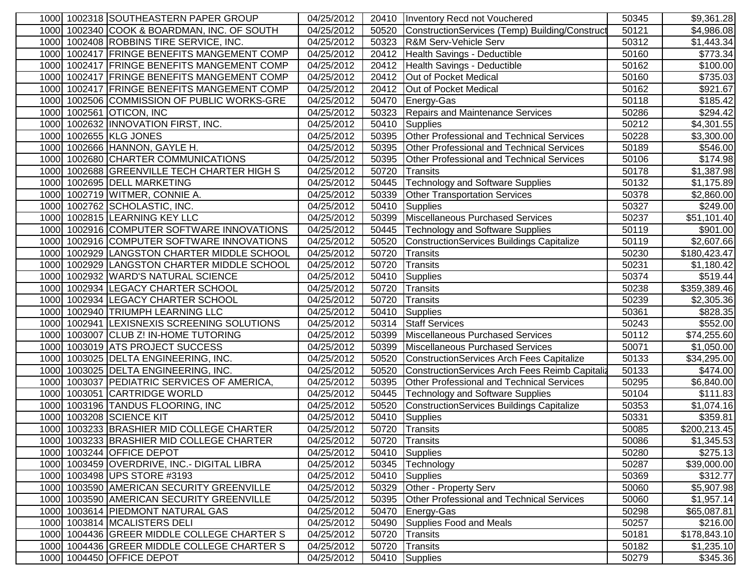| | | | | | | | |
|---|---|---|---|---|---|---|---|
| 1000 | 1002318 | SOUTHEASTERN PAPER GROUP | 04/25/2012 | 20410 | Inventory Recd not Vouchered | 50345 | $9,361.28 |
| 1000 | 1002340 | COOK & BOARDMAN, INC. OF SOUTH | 04/25/2012 | 50520 | ConstructionServices (Temp) Building/Construct | 50121 | $4,986.08 |
| 1000 | 1002408 | ROBBINS TIRE SERVICE, INC. | 04/25/2012 | 50323 | R&M Serv-Vehicle Serv | 50312 | $1,443.34 |
| 1000 | 1002417 | FRINGE BENEFITS MANGEMENT COMP | 04/25/2012 | 20412 | Health Savings - Deductible | 50160 | $773.34 |
| 1000 | 1002417 | FRINGE BENEFITS MANGEMENT COMP | 04/25/2012 | 20412 | Health Savings - Deductible | 50162 | $100.00 |
| 1000 | 1002417 | FRINGE BENEFITS MANGEMENT COMP | 04/25/2012 | 20412 | Out of Pocket Medical | 50160 | $735.03 |
| 1000 | 1002417 | FRINGE BENEFITS MANGEMENT COMP | 04/25/2012 | 20412 | Out of Pocket Medical | 50162 | $921.67 |
| 1000 | 1002506 | COMMISSION OF PUBLIC WORKS-GRE | 04/25/2012 | 50470 | Energy-Gas | 50118 | $185.42 |
| 1000 | 1002561 | OTICON, INC | 04/25/2012 | 50323 | Repairs and Maintenance Services | 50286 | $294.42 |
| 1000 | 1002632 | INNOVATION FIRST, INC. | 04/25/2012 | 50410 | Supplies | 50212 | $4,301.55 |
| 1000 | 1002655 | KLG JONES | 04/25/2012 | 50395 | Other Professional and Technical Services | 50228 | $3,300.00 |
| 1000 | 1002666 | HANNON, GAYLE H. | 04/25/2012 | 50395 | Other Professional and Technical Services | 50189 | $546.00 |
| 1000 | 1002680 | CHARTER COMMUNICATIONS | 04/25/2012 | 50395 | Other Professional and Technical Services | 50106 | $174.98 |
| 1000 | 1002688 | GREENVILLE TECH CHARTER HIGH S | 04/25/2012 | 50720 | Transits | 50178 | $1,387.98 |
| 1000 | 1002695 | DELL MARKETING | 04/25/2012 | 50445 | Technology and Software Supplies | 50132 | $1,175.89 |
| 1000 | 1002719 | WITMER, CONNIE A. | 04/25/2012 | 50339 | Other Transportation Services | 50378 | $2,860.00 |
| 1000 | 1002762 | SCHOLASTIC, INC. | 04/25/2012 | 50410 | Supplies | 50327 | $249.00 |
| 1000 | 1002815 | LEARNING KEY LLC | 04/25/2012 | 50399 | Miscellaneous Purchased Services | 50237 | $51,101.40 |
| 1000 | 1002916 | COMPUTER SOFTWARE INNOVATIONS | 04/25/2012 | 50445 | Technology and Software Supplies | 50119 | $901.00 |
| 1000 | 1002916 | COMPUTER SOFTWARE INNOVATIONS | 04/25/2012 | 50520 | ConstructionServices Buildings Capitalize | 50119 | $2,607.66 |
| 1000 | 1002929 | LANGSTON CHARTER MIDDLE SCHOOL | 04/25/2012 | 50720 | Transits | 50230 | $180,423.47 |
| 1000 | 1002929 | LANGSTON CHARTER MIDDLE SCHOOL | 04/25/2012 | 50720 | Transits | 50231 | $1,180.42 |
| 1000 | 1002932 | WARD'S NATURAL SCIENCE | 04/25/2012 | 50410 | Supplies | 50374 | $519.44 |
| 1000 | 1002934 | LEGACY CHARTER SCHOOL | 04/25/2012 | 50720 | Transits | 50238 | $359,389.46 |
| 1000 | 1002934 | LEGACY CHARTER SCHOOL | 04/25/2012 | 50720 | Transits | 50239 | $2,305.36 |
| 1000 | 1002940 | TRIUMPH LEARNING LLC | 04/25/2012 | 50410 | Supplies | 50361 | $828.35 |
| 1000 | 1002941 | LEXISNEXIS SCREENING SOLUTIONS | 04/25/2012 | 50314 | Staff Services | 50243 | $552.00 |
| 1000 | 1003007 | CLUB Z! IN-HOME TUTORING | 04/25/2012 | 50399 | Miscellaneous Purchased Services | 50112 | $74,255.60 |
| 1000 | 1003019 | ATS PROJECT SUCCESS | 04/25/2012 | 50399 | Miscellaneous Purchased Services | 50071 | $1,050.00 |
| 1000 | 1003025 | DELTA ENGINEERING, INC. | 04/25/2012 | 50520 | ConstructionServices Arch Fees Capitalize | 50133 | $34,295.00 |
| 1000 | 1003025 | DELTA ENGINEERING, INC. | 04/25/2012 | 50520 | ConstructionServices Arch Fees Reimb Capitaliz | 50133 | $474.00 |
| 1000 | 1003037 | PEDIATRIC SERVICES OF AMERICA, | 04/25/2012 | 50395 | Other Professional and Technical Services | 50295 | $6,840.00 |
| 1000 | 1003051 | CARTRIDGE WORLD | 04/25/2012 | 50445 | Technology and Software Supplies | 50104 | $111.83 |
| 1000 | 1003196 | TANDUS FLOORING, INC | 04/25/2012 | 50520 | ConstructionServices Buildings Capitalize | 50353 | $1,074.16 |
| 1000 | 1003208 | SCIENCE KIT | 04/25/2012 | 50410 | Supplies | 50331 | $359.81 |
| 1000 | 1003233 | BRASHIER MID COLLEGE CHARTER | 04/25/2012 | 50720 | Transits | 50085 | $200,213.45 |
| 1000 | 1003233 | BRASHIER MID COLLEGE CHARTER | 04/25/2012 | 50720 | Transits | 50086 | $1,345.53 |
| 1000 | 1003244 | OFFICE DEPOT | 04/25/2012 | 50410 | Supplies | 50280 | $275.13 |
| 1000 | 1003459 | OVERDRIVE, INC.- DIGITAL LIBRA | 04/25/2012 | 50345 | Technology | 50287 | $39,000.00 |
| 1000 | 1003498 | UPS STORE #3193 | 04/25/2012 | 50410 | Supplies | 50369 | $312.77 |
| 1000 | 1003590 | AMERICAN SECURITY GREENVILLE | 04/25/2012 | 50329 | Other - Property Serv | 50060 | $5,907.98 |
| 1000 | 1003590 | AMERICAN SECURITY GREENVILLE | 04/25/2012 | 50395 | Other Professional and Technical Services | 50060 | $1,957.14 |
| 1000 | 1003614 | PIEDMONT NATURAL GAS | 04/25/2012 | 50470 | Energy-Gas | 50298 | $65,087.81 |
| 1000 | 1003814 | MCALISTERS DELI | 04/25/2012 | 50490 | Supplies Food and Meals | 50257 | $216.00 |
| 1000 | 1004436 | GREER MIDDLE COLLEGE CHARTER S | 04/25/2012 | 50720 | Transits | 50181 | $178,843.10 |
| 1000 | 1004436 | GREER MIDDLE COLLEGE CHARTER S | 04/25/2012 | 50720 | Transits | 50182 | $1,235.10 |
| 1000 | 1004450 | OFFICE DEPOT | 04/25/2012 | 50410 | Supplies | 50279 | $345.36 |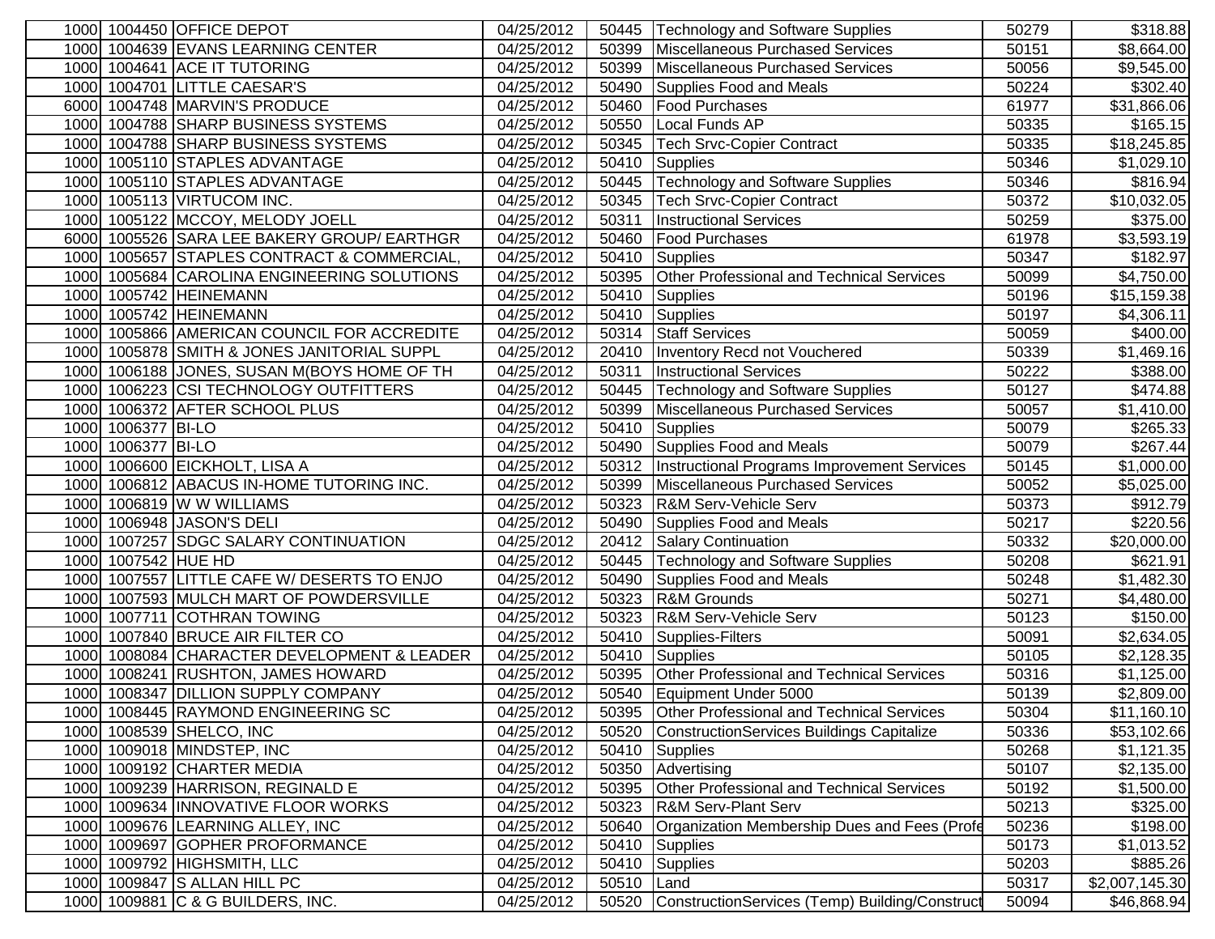| | | | | | | | |
|---|---|---|---|---|---|---|---|
| 1000 | 1004450 | OFFICE DEPOT | 04/25/2012 | 50445 | Technology and Software Supplies | 50279 | $318.88 |
| 1000 | 1004639 | EVANS LEARNING CENTER | 04/25/2012 | 50399 | Miscellaneous Purchased Services | 50151 | $8,664.00 |
| 1000 | 1004641 | ACE IT TUTORING | 04/25/2012 | 50399 | Miscellaneous Purchased Services | 50056 | $9,545.00 |
| 1000 | 1004701 | LITTLE CAESAR'S | 04/25/2012 | 50490 | Supplies Food and Meals | 50224 | $302.40 |
| 6000 | 1004748 | MARVIN'S PRODUCE | 04/25/2012 | 50460 | Food Purchases | 61977 | $31,866.06 |
| 1000 | 1004788 | SHARP BUSINESS SYSTEMS | 04/25/2012 | 50550 | Local Funds AP | 50335 | $165.15 |
| 1000 | 1004788 | SHARP BUSINESS SYSTEMS | 04/25/2012 | 50345 | Tech Srvc-Copier Contract | 50335 | $18,245.85 |
| 1000 | 1005110 | STAPLES ADVANTAGE | 04/25/2012 | 50410 | Supplies | 50346 | $1,029.10 |
| 1000 | 1005110 | STAPLES ADVANTAGE | 04/25/2012 | 50445 | Technology and Software Supplies | 50346 | $816.94 |
| 1000 | 1005113 | VIRTUCOM INC. | 04/25/2012 | 50345 | Tech Srvc-Copier Contract | 50372 | $10,032.05 |
| 1000 | 1005122 | MCCOY, MELODY JOELL | 04/25/2012 | 50311 | Instructional Services | 50259 | $375.00 |
| 6000 | 1005526 | SARA LEE BAKERY GROUP/ EARTHGR | 04/25/2012 | 50460 | Food Purchases | 61978 | $3,593.19 |
| 1000 | 1005657 | STAPLES CONTRACT & COMMERCIAL, | 04/25/2012 | 50410 | Supplies | 50347 | $182.97 |
| 1000 | 1005684 | CAROLINA ENGINEERING SOLUTIONS | 04/25/2012 | 50395 | Other Professional and Technical Services | 50099 | $4,750.00 |
| 1000 | 1005742 | HEINEMANN | 04/25/2012 | 50410 | Supplies | 50196 | $15,159.38 |
| 1000 | 1005742 | HEINEMANN | 04/25/2012 | 50410 | Supplies | 50197 | $4,306.11 |
| 1000 | 1005866 | AMERICAN COUNCIL FOR ACCREDITE | 04/25/2012 | 50314 | Staff Services | 50059 | $400.00 |
| 1000 | 1005878 | SMITH & JONES JANITORIAL SUPPL | 04/25/2012 | 20410 | Inventory Recd not Vouchered | 50339 | $1,469.16 |
| 1000 | 1006188 | JONES, SUSAN M(BOYS HOME OF TH | 04/25/2012 | 50311 | Instructional Services | 50222 | $388.00 |
| 1000 | 1006223 | CSI TECHNOLOGY OUTFITTERS | 04/25/2012 | 50445 | Technology and Software Supplies | 50127 | $474.88 |
| 1000 | 1006372 | AFTER SCHOOL PLUS | 04/25/2012 | 50399 | Miscellaneous Purchased Services | 50057 | $1,410.00 |
| 1000 | 1006377 | BI-LO | 04/25/2012 | 50410 | Supplies | 50079 | $265.33 |
| 1000 | 1006377 | BI-LO | 04/25/2012 | 50490 | Supplies Food and Meals | 50079 | $267.44 |
| 1000 | 1006600 | EICKHOLT, LISA A | 04/25/2012 | 50312 | Instructional Programs Improvement Services | 50145 | $1,000.00 |
| 1000 | 1006812 | ABACUS IN-HOME TUTORING INC. | 04/25/2012 | 50399 | Miscellaneous Purchased Services | 50052 | $5,025.00 |
| 1000 | 1006819 | W W WILLIAMS | 04/25/2012 | 50323 | R&M Serv-Vehicle Serv | 50373 | $912.79 |
| 1000 | 1006948 | JASON'S DELI | 04/25/2012 | 50490 | Supplies Food and Meals | 50217 | $220.56 |
| 1000 | 1007257 | SDGC SALARY CONTINUATION | 04/25/2012 | 20412 | Salary Continuation | 50332 | $20,000.00 |
| 1000 | 1007542 | HUE HD | 04/25/2012 | 50445 | Technology and Software Supplies | 50208 | $621.91 |
| 1000 | 1007557 | LITTLE CAFE W/ DESERTS TO ENJO | 04/25/2012 | 50490 | Supplies Food and Meals | 50248 | $1,482.30 |
| 1000 | 1007593 | MULCH MART OF POWDERSVILLE | 04/25/2012 | 50323 | R&M Grounds | 50271 | $4,480.00 |
| 1000 | 1007711 | COTHRAN TOWING | 04/25/2012 | 50323 | R&M Serv-Vehicle Serv | 50123 | $150.00 |
| 1000 | 1007840 | BRUCE AIR FILTER CO | 04/25/2012 | 50410 | Supplies-Filters | 50091 | $2,634.05 |
| 1000 | 1008084 | CHARACTER DEVELOPMENT & LEADER | 04/25/2012 | 50410 | Supplies | 50105 | $2,128.35 |
| 1000 | 1008241 | RUSHTON, JAMES HOWARD | 04/25/2012 | 50395 | Other Professional and Technical Services | 50316 | $1,125.00 |
| 1000 | 1008347 | DILLION SUPPLY COMPANY | 04/25/2012 | 50540 | Equipment Under 5000 | 50139 | $2,809.00 |
| 1000 | 1008445 | RAYMOND ENGINEERING SC | 04/25/2012 | 50395 | Other Professional and Technical Services | 50304 | $11,160.10 |
| 1000 | 1008539 | SHELCO, INC | 04/25/2012 | 50520 | ConstructionServices Buildings Capitalize | 50336 | $53,102.66 |
| 1000 | 1009018 | MINDSTEP, INC | 04/25/2012 | 50410 | Supplies | 50268 | $1,121.35 |
| 1000 | 1009192 | CHARTER MEDIA | 04/25/2012 | 50350 | Advertising | 50107 | $2,135.00 |
| 1000 | 1009239 | HARRISON, REGINALD E | 04/25/2012 | 50395 | Other Professional and Technical Services | 50192 | $1,500.00 |
| 1000 | 1009634 | INNOVATIVE FLOOR WORKS | 04/25/2012 | 50323 | R&M Serv-Plant Serv | 50213 | $325.00 |
| 1000 | 1009676 | LEARNING ALLEY, INC | 04/25/2012 | 50640 | Organization Membership Dues and Fees (Profe | 50236 | $198.00 |
| 1000 | 1009697 | GOPHER PROFORMANCE | 04/25/2012 | 50410 | Supplies | 50173 | $1,013.52 |
| 1000 | 1009792 | HIGHSMITH, LLC | 04/25/2012 | 50410 | Supplies | 50203 | $885.26 |
| 1000 | 1009847 | S ALLAN HILL PC | 04/25/2012 | 50510 | Land | 50317 | $2,007,145.30 |
| 1000 | 1009881 | C & G BUILDERS, INC. | 04/25/2012 | 50520 | ConstructionServices (Temp) Building/Construct | 50094 | $46,868.94 |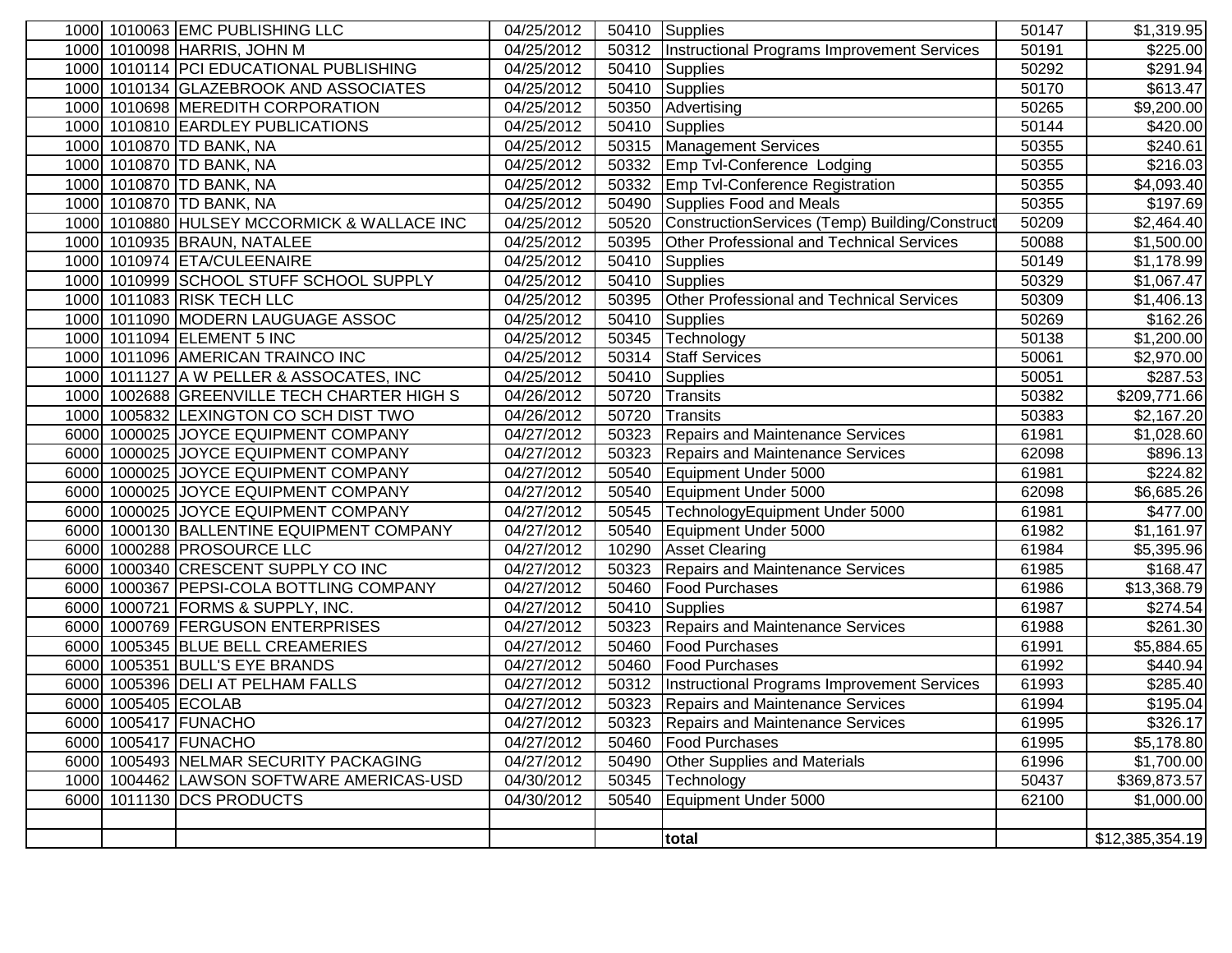| | | | | | | | |
|---|---|---|---|---|---|---|---|
| 1000 | 1010063 | EMC PUBLISHING LLC | 04/25/2012 | 50410 | Supplies | 50147 | $1,319.95 |
| 1000 | 1010098 | HARRIS, JOHN M | 04/25/2012 | 50312 | Instructional Programs Improvement Services | 50191 | $225.00 |
| 1000 | 1010114 | PCI EDUCATIONAL PUBLISHING | 04/25/2012 | 50410 | Supplies | 50292 | $291.94 |
| 1000 | 1010134 | GLAZEBROOK AND ASSOCIATES | 04/25/2012 | 50410 | Supplies | 50170 | $613.47 |
| 1000 | 1010698 | MEREDITH CORPORATION | 04/25/2012 | 50350 | Advertising | 50265 | $9,200.00 |
| 1000 | 1010810 | EARDLEY PUBLICATIONS | 04/25/2012 | 50410 | Supplies | 50144 | $420.00 |
| 1000 | 1010870 | TD BANK, NA | 04/25/2012 | 50315 | Management Services | 50355 | $240.61 |
| 1000 | 1010870 | TD BANK, NA | 04/25/2012 | 50332 | Emp Tvl-Conference Lodging | 50355 | $216.03 |
| 1000 | 1010870 | TD BANK, NA | 04/25/2012 | 50332 | Emp Tvl-Conference Registration | 50355 | $4,093.40 |
| 1000 | 1010870 | TD BANK, NA | 04/25/2012 | 50490 | Supplies Food and Meals | 50355 | $197.69 |
| 1000 | 1010880 | HULSEY MCCORMICK & WALLACE INC | 04/25/2012 | 50520 | ConstructionServices (Temp) Building/Construct | 50209 | $2,464.40 |
| 1000 | 1010935 | BRAUN, NATALEE | 04/25/2012 | 50395 | Other Professional and Technical Services | 50088 | $1,500.00 |
| 1000 | 1010974 | ETA/CULEENAIRE | 04/25/2012 | 50410 | Supplies | 50149 | $1,178.99 |
| 1000 | 1010999 | SCHOOL STUFF SCHOOL SUPPLY | 04/25/2012 | 50410 | Supplies | 50329 | $1,067.47 |
| 1000 | 1011083 | RISK TECH LLC | 04/25/2012 | 50395 | Other Professional and Technical Services | 50309 | $1,406.13 |
| 1000 | 1011090 | MODERN LAUGUAGE ASSOC | 04/25/2012 | 50410 | Supplies | 50269 | $162.26 |
| 1000 | 1011094 | ELEMENT 5 INC | 04/25/2012 | 50345 | Technology | 50138 | $1,200.00 |
| 1000 | 1011096 | AMERICAN TRAINCO INC | 04/25/2012 | 50314 | Staff Services | 50061 | $2,970.00 |
| 1000 | 1011127 | A W PELLER & ASSOCATES, INC | 04/25/2012 | 50410 | Supplies | 50051 | $287.53 |
| 1000 | 1002688 | GREENVILLE TECH CHARTER HIGH S | 04/26/2012 | 50720 | Transits | 50382 | $209,771.66 |
| 1000 | 1005832 | LEXINGTON CO SCH DIST TWO | 04/26/2012 | 50720 | Transits | 50383 | $2,167.20 |
| 6000 | 1000025 | JOYCE EQUIPMENT COMPANY | 04/27/2012 | 50323 | Repairs and Maintenance Services | 61981 | $1,028.60 |
| 6000 | 1000025 | JOYCE EQUIPMENT COMPANY | 04/27/2012 | 50323 | Repairs and Maintenance Services | 62098 | $896.13 |
| 6000 | 1000025 | JOYCE EQUIPMENT COMPANY | 04/27/2012 | 50540 | Equipment Under 5000 | 61981 | $224.82 |
| 6000 | 1000025 | JOYCE EQUIPMENT COMPANY | 04/27/2012 | 50540 | Equipment Under 5000 | 62098 | $6,685.26 |
| 6000 | 1000025 | JOYCE EQUIPMENT COMPANY | 04/27/2012 | 50545 | TechnologyEquipment Under 5000 | 61981 | $477.00 |
| 6000 | 1000130 | BALLENTINE EQUIPMENT COMPANY | 04/27/2012 | 50540 | Equipment Under 5000 | 61982 | $1,161.97 |
| 6000 | 1000288 | PROSOURCE LLC | 04/27/2012 | 10290 | Asset Clearing | 61984 | $5,395.96 |
| 6000 | 1000340 | CRESCENT SUPPLY CO INC | 04/27/2012 | 50323 | Repairs and Maintenance Services | 61985 | $168.47 |
| 6000 | 1000367 | PEPSI-COLA BOTTLING COMPANY | 04/27/2012 | 50460 | Food Purchases | 61986 | $13,368.79 |
| 6000 | 1000721 | FORMS & SUPPLY, INC. | 04/27/2012 | 50410 | Supplies | 61987 | $274.54 |
| 6000 | 1000769 | FERGUSON ENTERPRISES | 04/27/2012 | 50323 | Repairs and Maintenance Services | 61988 | $261.30 |
| 6000 | 1005345 | BLUE BELL CREAMERIES | 04/27/2012 | 50460 | Food Purchases | 61991 | $5,884.65 |
| 6000 | 1005351 | BULL'S EYE BRANDS | 04/27/2012 | 50460 | Food Purchases | 61992 | $440.94 |
| 6000 | 1005396 | DELI AT PELHAM FALLS | 04/27/2012 | 50312 | Instructional Programs Improvement Services | 61993 | $285.40 |
| 6000 | 1005405 | ECOLAB | 04/27/2012 | 50323 | Repairs and Maintenance Services | 61994 | $195.04 |
| 6000 | 1005417 | FUNACHO | 04/27/2012 | 50323 | Repairs and Maintenance Services | 61995 | $326.17 |
| 6000 | 1005417 | FUNACHO | 04/27/2012 | 50460 | Food Purchases | 61995 | $5,178.80 |
| 6000 | 1005493 | NELMAR SECURITY PACKAGING | 04/27/2012 | 50490 | Other Supplies and Materials | 61996 | $1,700.00 |
| 1000 | 1004462 | LAWSON SOFTWARE AMERICAS-USD | 04/30/2012 | 50345 | Technology | 50437 | $369,873.57 |
| 6000 | 1011130 | DCS PRODUCTS | 04/30/2012 | 50540 | Equipment Under 5000 | 62100 | $1,000.00 |
| | | | | | | | |
| | | | | | **total** | | $12,385,354.19 |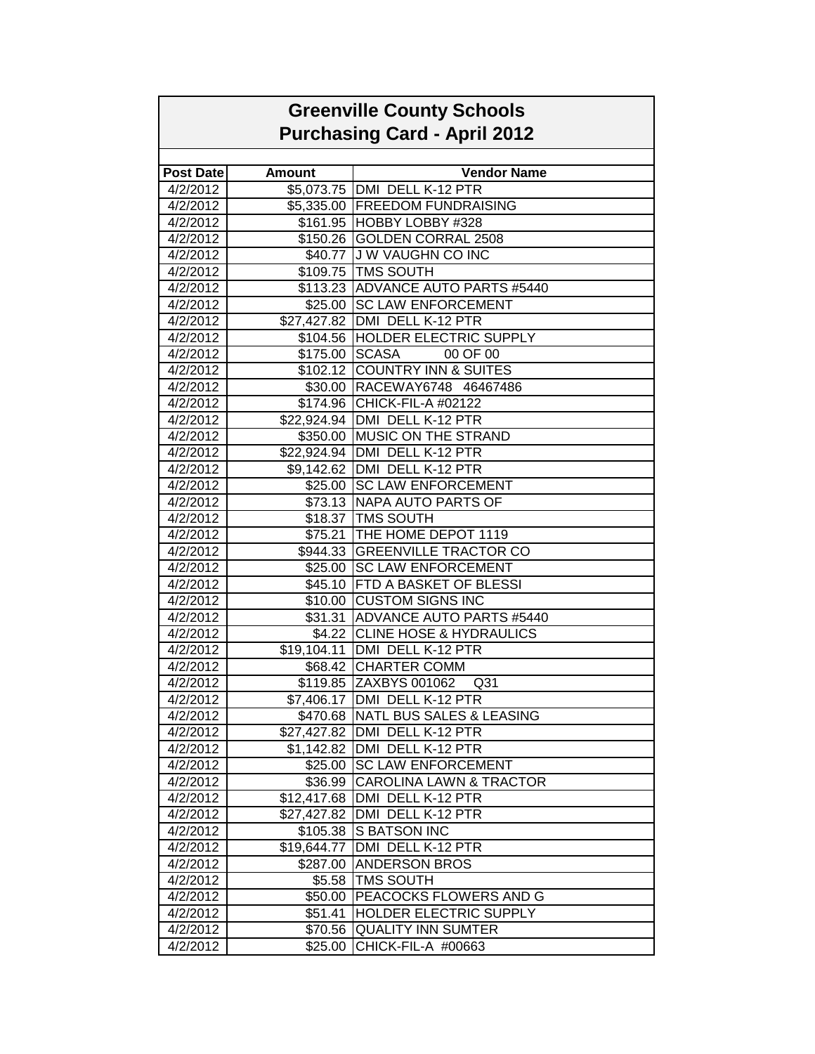# Greenville County Schools
## Purchasing Card - April 2012

| Post Date | Amount | Vendor Name |
|---|---|---|
| 4/2/2012 | $5,073.75 | DMI DELL K-12 PTR |
| 4/2/2012 | $5,335.00 | FREEDOM FUNDRAISING |
| 4/2/2012 | $161.95 | HOBBY LOBBY #328 |
| 4/2/2012 | $150.26 | GOLDEN CORRAL 2508 |
| 4/2/2012 | $40.77 | J W VAUGHN CO INC |
| 4/2/2012 | $109.75 | TMS SOUTH |
| 4/2/2012 | $113.23 | ADVANCE AUTO PARTS #5440 |
| 4/2/2012 | $25.00 | SC LAW ENFORCEMENT |
| 4/2/2012 | $27,427.82 | DMI DELL K-12 PTR |
| 4/2/2012 | $104.56 | HOLDER ELECTRIC SUPPLY |
| 4/2/2012 | $175.00 | SCASA 00 OF 00 |
| 4/2/2012 | $102.12 | COUNTRY INN & SUITES |
| 4/2/2012 | $30.00 | RACEWAY6748 46467486 |
| 4/2/2012 | $174.96 | CHICK-FIL-A #02122 |
| 4/2/2012 | $22,924.94 | DMI DELL K-12 PTR |
| 4/2/2012 | $350.00 | MUSIC ON THE STRAND |
| 4/2/2012 | $22,924.94 | DMI DELL K-12 PTR |
| 4/2/2012 | $9,142.62 | DMI DELL K-12 PTR |
| 4/2/2012 | $25.00 | SC LAW ENFORCEMENT |
| 4/2/2012 | $73.13 | NAPA AUTO PARTS OF |
| 4/2/2012 | $18.37 | TMS SOUTH |
| 4/2/2012 | $75.21 | THE HOME DEPOT 1119 |
| 4/2/2012 | $944.33 | GREENVILLE TRACTOR CO |
| 4/2/2012 | $25.00 | SC LAW ENFORCEMENT |
| 4/2/2012 | $45.10 | FTD A BASKET OF BLESSI |
| 4/2/2012 | $10.00 | CUSTOM SIGNS INC |
| 4/2/2012 | $31.31 | ADVANCE AUTO PARTS #5440 |
| 4/2/2012 | $4.22 | CLINE HOSE & HYDRAULICS |
| 4/2/2012 | $19,104.11 | DMI DELL K-12 PTR |
| 4/2/2012 | $68.42 | CHARTER COMM |
| 4/2/2012 | $119.85 | ZAXBYS 001062 Q31 |
| 4/2/2012 | $7,406.17 | DMI DELL K-12 PTR |
| 4/2/2012 | $470.68 | NATL BUS SALES & LEASING |
| 4/2/2012 | $27,427.82 | DMI DELL K-12 PTR |
| 4/2/2012 | $1,142.82 | DMI DELL K-12 PTR |
| 4/2/2012 | $25.00 | SC LAW ENFORCEMENT |
| 4/2/2012 | $36.99 | CAROLINA LAWN & TRACTOR |
| 4/2/2012 | $12,417.68 | DMI DELL K-12 PTR |
| 4/2/2012 | $27,427.82 | DMI DELL K-12 PTR |
| 4/2/2012 | $105.38 | S BATSON INC |
| 4/2/2012 | $19,644.77 | DMI DELL K-12 PTR |
| 4/2/2012 | $287.00 | ANDERSON BROS |
| 4/2/2012 | $5.58 | TMS SOUTH |
| 4/2/2012 | $50.00 | PEACOCKS FLOWERS AND G |
| 4/2/2012 | $51.41 | HOLDER ELECTRIC SUPPLY |
| 4/2/2012 | $70.56 | QUALITY INN SUMTER |
| 4/2/2012 | $25.00 | CHICK-FIL-A #00663 |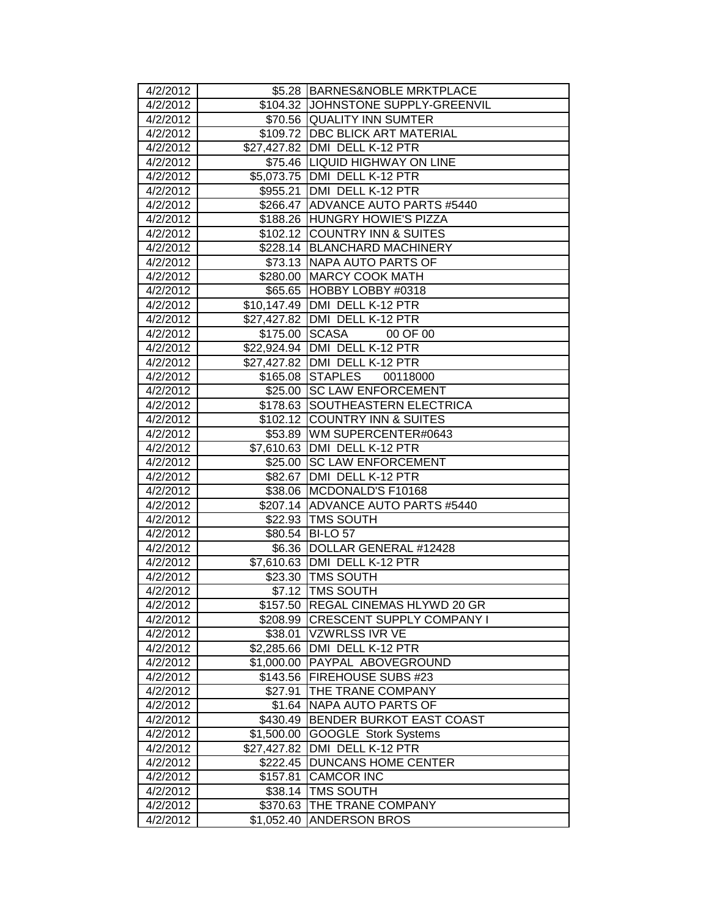| 4/2/2012 | $5.28 | BARNES&NOBLE MRKTPLACE |
|---|---|---|
| 4/2/2012 | $104.32 | JOHNSTONE SUPPLY-GREENVIL |
| 4/2/2012 | $70.56 | QUALITY INN SUMTER |
| 4/2/2012 | $109.72 | DBC BLICK ART MATERIAL |
| 4/2/2012 | $27,427.82 | DMI DELL K-12 PTR |
| 4/2/2012 | $75.46 | LIQUID HIGHWAY ON LINE |
| 4/2/2012 | $5,073.75 | DMI DELL K-12 PTR |
| 4/2/2012 | $955.21 | DMI DELL K-12 PTR |
| 4/2/2012 | $266.47 | ADVANCE AUTO PARTS #5440 |
| 4/2/2012 | $188.26 | HUNGRY HOWIE'S PIZZA |
| 4/2/2012 | $102.12 | COUNTRY INN & SUITES |
| 4/2/2012 | $228.14 | BLANCHARD MACHINERY |
| 4/2/2012 | $73.13 | NAPA AUTO PARTS OF |
| 4/2/2012 | $280.00 | MARCY COOK MATH |
| 4/2/2012 | $65.65 | HOBBY LOBBY #0318 |
| 4/2/2012 | $10,147.49 | DMI DELL K-12 PTR |
| 4/2/2012 | $27,427.82 | DMI DELL K-12 PTR |
| 4/2/2012 | $175.00 | SCASA 00 OF 00 |
| 4/2/2012 | $22,924.94 | DMI DELL K-12 PTR |
| 4/2/2012 | $27,427.82 | DMI DELL K-12 PTR |
| 4/2/2012 | $165.08 | STAPLES 00118000 |
| 4/2/2012 | $25.00 | SC LAW ENFORCEMENT |
| 4/2/2012 | $178.63 | SOUTHEASTERN ELECTRICA |
| 4/2/2012 | $102.12 | COUNTRY INN & SUITES |
| 4/2/2012 | $53.89 | WM SUPERCENTER#0643 |
| 4/2/2012 | $7,610.63 | DMI DELL K-12 PTR |
| 4/2/2012 | $25.00 | SC LAW ENFORCEMENT |
| 4/2/2012 | $82.67 | DMI DELL K-12 PTR |
| 4/2/2012 | $38.06 | MCDONALD'S F10168 |
| 4/2/2012 | $207.14 | ADVANCE AUTO PARTS #5440 |
| 4/2/2012 | $22.93 | TMS SOUTH |
| 4/2/2012 | $80.54 | BI-LO 57 |
| 4/2/2012 | $6.36 | DOLLAR GENERAL #12428 |
| 4/2/2012 | $7,610.63 | DMI DELL K-12 PTR |
| 4/2/2012 | $23.30 | TMS SOUTH |
| 4/2/2012 | $7.12 | TMS SOUTH |
| 4/2/2012 | $157.50 | REGAL CINEMAS HLYWD 20 GR |
| 4/2/2012 | $208.99 | CRESCENT SUPPLY COMPANY I |
| 4/2/2012 | $38.01 | VZWRLSS IVR VE |
| 4/2/2012 | $2,285.66 | DMI DELL K-12 PTR |
| 4/2/2012 | $1,000.00 | PAYPAL ABOVEGROUND |
| 4/2/2012 | $143.56 | FIREHOUSE SUBS #23 |
| 4/2/2012 | $27.91 | THE TRANE COMPANY |
| 4/2/2012 | $1.64 | NAPA AUTO PARTS OF |
| 4/2/2012 | $430.49 | BENDER BURKOT EAST COAST |
| 4/2/2012 | $1,500.00 | GOOGLE Stork Systems |
| 4/2/2012 | $27,427.82 | DMI DELL K-12 PTR |
| 4/2/2012 | $222.45 | DUNCANS HOME CENTER |
| 4/2/2012 | $157.81 | CAMCOR INC |
| 4/2/2012 | $38.14 | TMS SOUTH |
| 4/2/2012 | $370.63 | THE TRANE COMPANY |
| 4/2/2012 | $1,052.40 | ANDERSON BROS |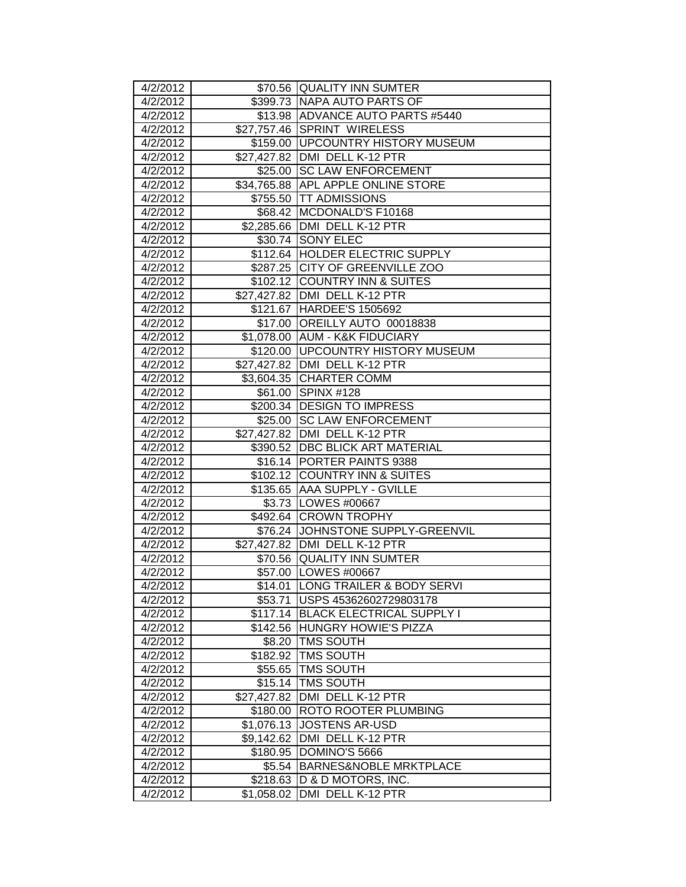| 4/2/2012 | $70.56 | QUALITY INN SUMTER |
|---|---|---|
| 4/2/2012 | $399.73 | NAPA AUTO PARTS OF |
| 4/2/2012 | $13.98 | ADVANCE AUTO PARTS #5440 |
| 4/2/2012 | $27,757.46 | SPRINT WIRELESS |
| 4/2/2012 | $159.00 | UPCOUNTRY HISTORY MUSEUM |
| 4/2/2012 | $27,427.82 | DMI DELL K-12 PTR |
| 4/2/2012 | $25.00 | SC LAW ENFORCEMENT |
| 4/2/2012 | $34,765.88 | APL APPLE ONLINE STORE |
| 4/2/2012 | $755.50 | TT ADMISSIONS |
| 4/2/2012 | $68.42 | MCDONALD'S F10168 |
| 4/2/2012 | $2,285.66 | DMI DELL K-12 PTR |
| 4/2/2012 | $30.74 | SONY ELEC |
| 4/2/2012 | $112.64 | HOLDER ELECTRIC SUPPLY |
| 4/2/2012 | $287.25 | CITY OF GREENVILLE ZOO |
| 4/2/2012 | $102.12 | COUNTRY INN & SUITES |
| 4/2/2012 | $27,427.82 | DMI DELL K-12 PTR |
| 4/2/2012 | $121.67 | HARDEE'S 1505692 |
| 4/2/2012 | $17.00 | OREILLY AUTO 00018838 |
| 4/2/2012 | $1,078.00 | AUM - K&K FIDUCIARY |
| 4/2/2012 | $120.00 | UPCOUNTRY HISTORY MUSEUM |
| 4/2/2012 | $27,427.82 | DMI DELL K-12 PTR |
| 4/2/2012 | $3,604.35 | CHARTER COMM |
| 4/2/2012 | $61.00 | SPINX #128 |
| 4/2/2012 | $200.34 | DESIGN TO IMPRESS |
| 4/2/2012 | $25.00 | SC LAW ENFORCEMENT |
| 4/2/2012 | $27,427.82 | DMI DELL K-12 PTR |
| 4/2/2012 | $390.52 | DBC BLICK ART MATERIAL |
| 4/2/2012 | $16.14 | PORTER PAINTS 9388 |
| 4/2/2012 | $102.12 | COUNTRY INN & SUITES |
| 4/2/2012 | $135.65 | AAA SUPPLY - GVILLE |
| 4/2/2012 | $3.73 | LOWES #00667 |
| 4/2/2012 | $492.64 | CROWN TROPHY |
| 4/2/2012 | $76.24 | JOHNSTONE SUPPLY-GREENVIL |
| 4/2/2012 | $27,427.82 | DMI DELL K-12 PTR |
| 4/2/2012 | $70.56 | QUALITY INN SUMTER |
| 4/2/2012 | $57.00 | LOWES #00667 |
| 4/2/2012 | $14.01 | LONG TRAILER & BODY SERVI |
| 4/2/2012 | $53.71 | USPS 45362602729803178 |
| 4/2/2012 | $117.14 | BLACK ELECTRICAL SUPPLY I |
| 4/2/2012 | $142.56 | HUNGRY HOWIE'S PIZZA |
| 4/2/2012 | $8.20 | TMS SOUTH |
| 4/2/2012 | $182.92 | TMS SOUTH |
| 4/2/2012 | $55.65 | TMS SOUTH |
| 4/2/2012 | $15.14 | TMS SOUTH |
| 4/2/2012 | $27,427.82 | DMI DELL K-12 PTR |
| 4/2/2012 | $180.00 | ROTO ROOTER PLUMBING |
| 4/2/2012 | $1,076.13 | JOSTENS AR-USD |
| 4/2/2012 | $9,142.62 | DMI DELL K-12 PTR |
| 4/2/2012 | $180.95 | DOMINO'S 5666 |
| 4/2/2012 | $5.54 | BARNES&NOBLE MRKTPLACE |
| 4/2/2012 | $218.63 | D & D MOTORS, INC. |
| 4/2/2012 | $1,058.02 | DMI DELL K-12 PTR |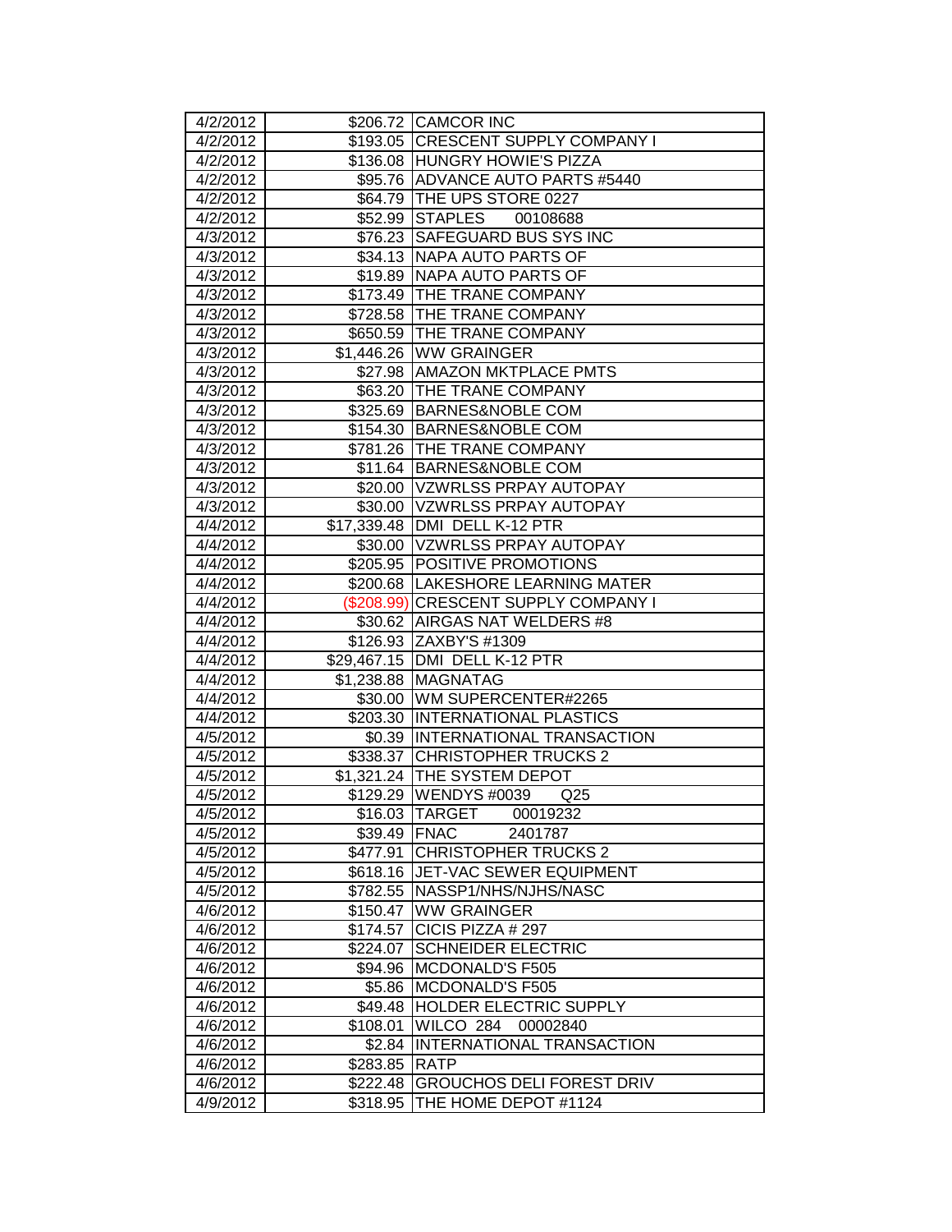| | | |
|---|---|---|
| 4/2/2012 | $206.72 | CAMCOR INC |
| 4/2/2012 | $193.05 | CRESCENT SUPPLY COMPANY I |
| 4/2/2012 | $136.08 | HUNGRY HOWIE'S PIZZA |
| 4/2/2012 | $95.76 | ADVANCE AUTO PARTS #5440 |
| 4/2/2012 | $64.79 | THE UPS STORE 0227 |
| 4/2/2012 | $52.99 | STAPLES 00108688 |
| 4/3/2012 | $76.23 | SAFEGUARD BUS SYS INC |
| 4/3/2012 | $34.13 | NAPA AUTO PARTS OF |
| 4/3/2012 | $19.89 | NAPA AUTO PARTS OF |
| 4/3/2012 | $173.49 | THE TRANE COMPANY |
| 4/3/2012 | $728.58 | THE TRANE COMPANY |
| 4/3/2012 | $650.59 | THE TRANE COMPANY |
| 4/3/2012 | $1,446.26 | WW GRAINGER |
| 4/3/2012 | $27.98 | AMAZON MKTPLACE PMTS |
| 4/3/2012 | $63.20 | THE TRANE COMPANY |
| 4/3/2012 | $325.69 | BARNES&NOBLE COM |
| 4/3/2012 | $154.30 | BARNES&NOBLE COM |
| 4/3/2012 | $781.26 | THE TRANE COMPANY |
| 4/3/2012 | $11.64 | BARNES&NOBLE COM |
| 4/3/2012 | $20.00 | VZWRLSS PRPAY AUTOPAY |
| 4/3/2012 | $30.00 | VZWRLSS PRPAY AUTOPAY |
| 4/4/2012 | $17,339.48 | DMI DELL K-12 PTR |
| 4/4/2012 | $30.00 | VZWRLSS PRPAY AUTOPAY |
| 4/4/2012 | $205.95 | POSITIVE PROMOTIONS |
| 4/4/2012 | $200.68 | LAKESHORE LEARNING MATER |
| 4/4/2012 | ($208.99) | CRESCENT SUPPLY COMPANY I |
| 4/4/2012 | $30.62 | AIRGAS NAT WELDERS #8 |
| 4/4/2012 | $126.93 | ZAXBY'S #1309 |
| 4/4/2012 | $29,467.15 | DMI DELL K-12 PTR |
| 4/4/2012 | $1,238.88 | MAGNATAG |
| 4/4/2012 | $30.00 | WM SUPERCENTER#2265 |
| 4/4/2012 | $203.30 | INTERNATIONAL PLASTICS |
| 4/5/2012 | $0.39 | INTERNATIONAL TRANSACTION |
| 4/5/2012 | $338.37 | CHRISTOPHER TRUCKS 2 |
| 4/5/2012 | $1,321.24 | THE SYSTEM DEPOT |
| 4/5/2012 | $129.29 | WENDYS #0039 Q25 |
| 4/5/2012 | $16.03 | TARGET 00019232 |
| 4/5/2012 | $39.49 | FNAC 2401787 |
| 4/5/2012 | $477.91 | CHRISTOPHER TRUCKS 2 |
| 4/5/2012 | $618.16 | JET-VAC SEWER EQUIPMENT |
| 4/5/2012 | $782.55 | NASSP1/NHS/NJHS/NASC |
| 4/6/2012 | $150.47 | WW GRAINGER |
| 4/6/2012 | $174.57 | CICIS PIZZA # 297 |
| 4/6/2012 | $224.07 | SCHNEIDER ELECTRIC |
| 4/6/2012 | $94.96 | MCDONALD'S F505 |
| 4/6/2012 | $5.86 | MCDONALD'S F505 |
| 4/6/2012 | $49.48 | HOLDER ELECTRIC SUPPLY |
| 4/6/2012 | $108.01 | WILCO 284 00002840 |
| 4/6/2012 | $2.84 | INTERNATIONAL TRANSACTION |
| 4/6/2012 | $283.85 | RATP |
| 4/6/2012 | $222.48 | GROUCHOS DELI FOREST DRIV |
| 4/9/2012 | $318.95 | THE HOME DEPOT #1124 |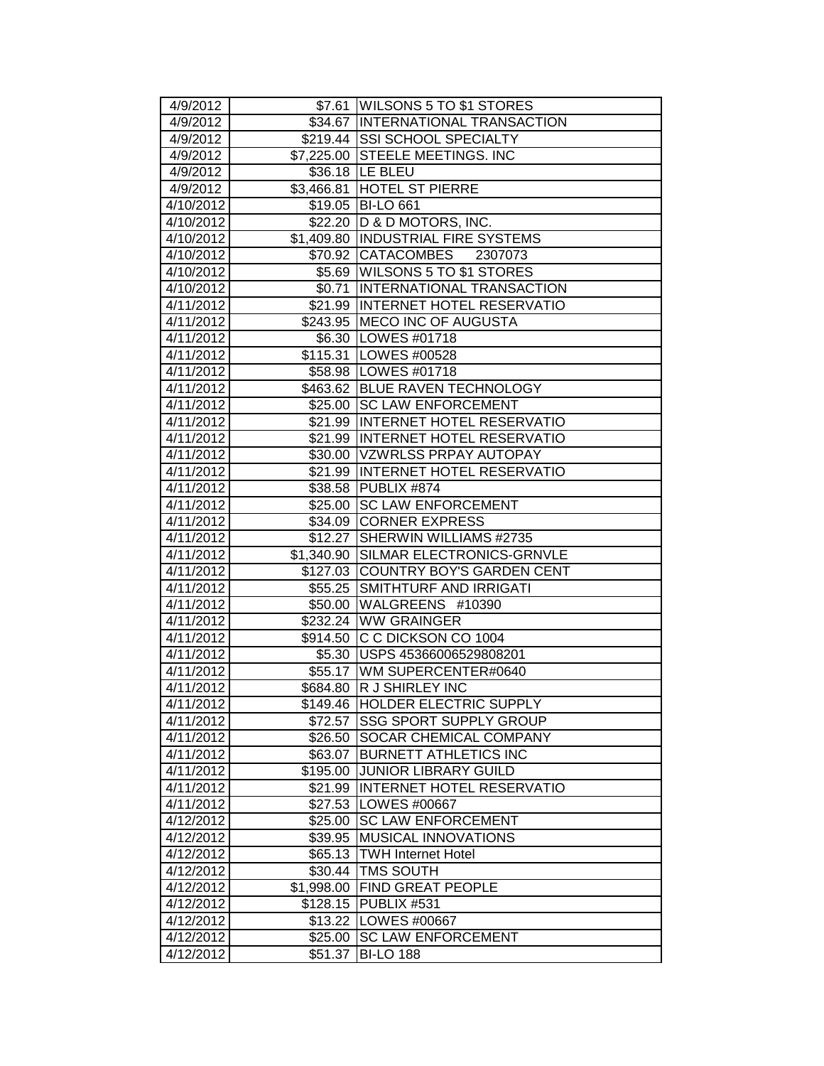| 4/9/2012 | $7.61 | WILSONS 5 TO $1 STORES |
|---|---|---|
| 4/9/2012 | $34.67 | INTERNATIONAL TRANSACTION |
| 4/9/2012 | $219.44 | SSI SCHOOL SPECIALTY |
| 4/9/2012 | $7,225.00 | STEELE MEETINGS. INC |
| 4/9/2012 | $36.18 | LE BLEU |
| 4/9/2012 | $3,466.81 | HOTEL ST PIERRE |
| 4/10/2012 | $19.05 | BI-LO 661 |
| 4/10/2012 | $22.20 | D & D MOTORS, INC. |
| 4/10/2012 | $1,409.80 | INDUSTRIAL FIRE SYSTEMS |
| 4/10/2012 | $70.92 | CATACOMBES 2307073 |
| 4/10/2012 | $5.69 | WILSONS 5 TO $1 STORES |
| 4/10/2012 | $0.71 | INTERNATIONAL TRANSACTION |
| 4/11/2012 | $21.99 | INTERNET HOTEL RESERVATIO |
| 4/11/2012 | $243.95 | MECO INC OF AUGUSTA |
| 4/11/2012 | $6.30 | LOWES #01718 |
| 4/11/2012 | $115.31 | LOWES #00528 |
| 4/11/2012 | $58.98 | LOWES #01718 |
| 4/11/2012 | $463.62 | BLUE RAVEN TECHNOLOGY |
| 4/11/2012 | $25.00 | SC LAW ENFORCEMENT |
| 4/11/2012 | $21.99 | INTERNET HOTEL RESERVATIO |
| 4/11/2012 | $21.99 | INTERNET HOTEL RESERVATIO |
| 4/11/2012 | $30.00 | VZWRLSS PRPAY AUTOPAY |
| 4/11/2012 | $21.99 | INTERNET HOTEL RESERVATIO |
| 4/11/2012 | $38.58 | PUBLIX #874 |
| 4/11/2012 | $25.00 | SC LAW ENFORCEMENT |
| 4/11/2012 | $34.09 | CORNER EXPRESS |
| 4/11/2012 | $12.27 | SHERWIN WILLIAMS #2735 |
| 4/11/2012 | $1,340.90 | SILMAR ELECTRONICS-GRNVLE |
| 4/11/2012 | $127.03 | COUNTRY BOY'S GARDEN CENT |
| 4/11/2012 | $55.25 | SMITHTURF AND IRRIGATI |
| 4/11/2012 | $50.00 | WALGREENS #10390 |
| 4/11/2012 | $232.24 | WW GRAINGER |
| 4/11/2012 | $914.50 | C C DICKSON CO 1004 |
| 4/11/2012 | $5.30 | USPS 45366006529808201 |
| 4/11/2012 | $55.17 | WM SUPERCENTER#0640 |
| 4/11/2012 | $684.80 | R J SHIRLEY INC |
| 4/11/2012 | $149.46 | HOLDER ELECTRIC SUPPLY |
| 4/11/2012 | $72.57 | SSG SPORT SUPPLY GROUP |
| 4/11/2012 | $26.50 | SOCAR CHEMICAL COMPANY |
| 4/11/2012 | $63.07 | BURNETT ATHLETICS INC |
| 4/11/2012 | $195.00 | JUNIOR LIBRARY GUILD |
| 4/11/2012 | $21.99 | INTERNET HOTEL RESERVATIO |
| 4/11/2012 | $27.53 | LOWES #00667 |
| 4/12/2012 | $25.00 | SC LAW ENFORCEMENT |
| 4/12/2012 | $39.95 | MUSICAL INNOVATIONS |
| 4/12/2012 | $65.13 | TWH Internet Hotel |
| 4/12/2012 | $30.44 | TMS SOUTH |
| 4/12/2012 | $1,998.00 | FIND GREAT PEOPLE |
| 4/12/2012 | $128.15 | PUBLIX #531 |
| 4/12/2012 | $13.22 | LOWES #00667 |
| 4/12/2012 | $25.00 | SC LAW ENFORCEMENT |
| 4/12/2012 | $51.37 | BI-LO 188 |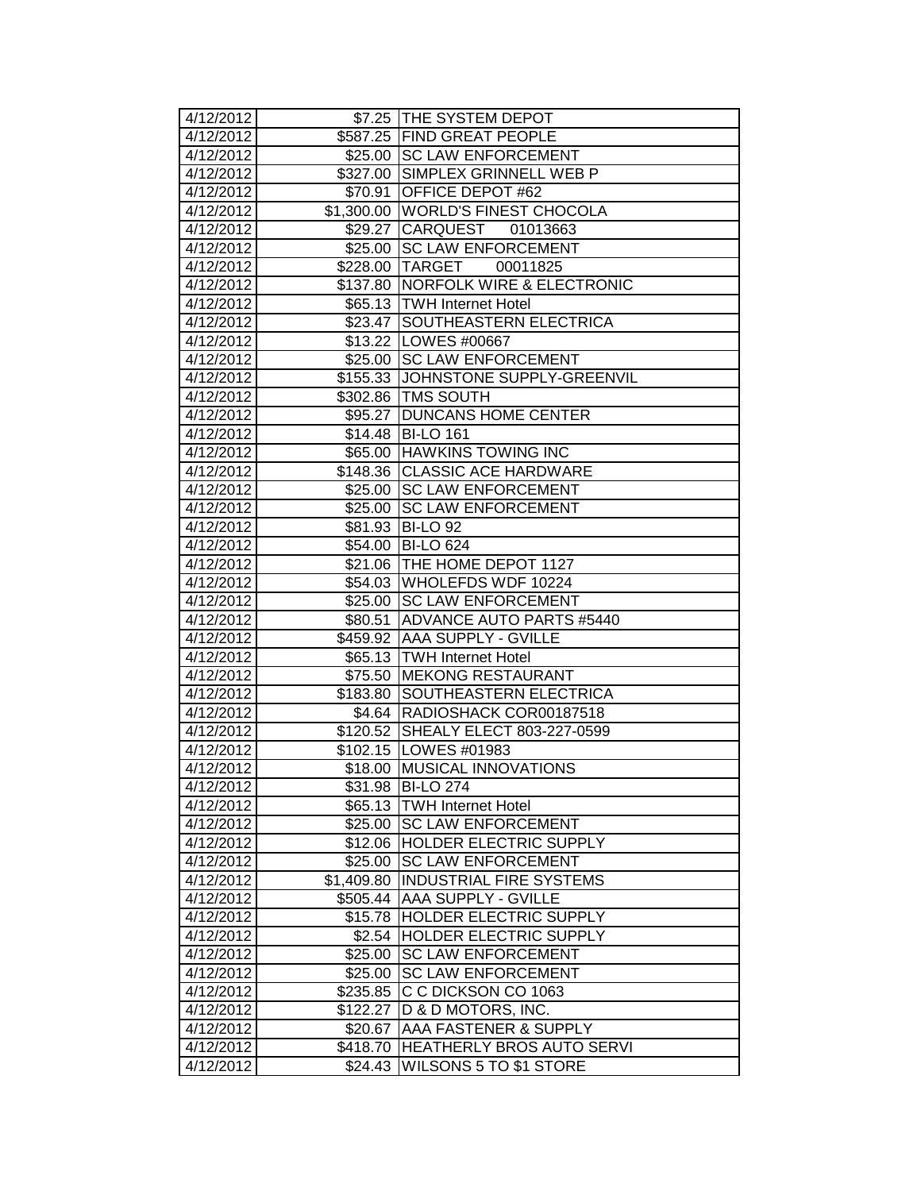| | | |
|---|---|---|
| 4/12/2012 | $7.25 | THE SYSTEM DEPOT |
| 4/12/2012 | $587.25 | FIND GREAT PEOPLE |
| 4/12/2012 | $25.00 | SC LAW ENFORCEMENT |
| 4/12/2012 | $327.00 | SIMPLEX GRINNELL WEB P |
| 4/12/2012 | $70.91 | OFFICE DEPOT #62 |
| 4/12/2012 | $1,300.00 | WORLD'S FINEST CHOCOLA |
| 4/12/2012 | $29.27 | CARQUEST 01013663 |
| 4/12/2012 | $25.00 | SC LAW ENFORCEMENT |
| 4/12/2012 | $228.00 | TARGET 00011825 |
| 4/12/2012 | $137.80 | NORFOLK WIRE & ELECTRONIC |
| 4/12/2012 | $65.13 | TWH Internet Hotel |
| 4/12/2012 | $23.47 | SOUTHEASTERN ELECTRICA |
| 4/12/2012 | $13.22 | LOWES #00667 |
| 4/12/2012 | $25.00 | SC LAW ENFORCEMENT |
| 4/12/2012 | $155.33 | JOHNSTONE SUPPLY-GREENVIL |
| 4/12/2012 | $302.86 | TMS SOUTH |
| 4/12/2012 | $95.27 | DUNCANS HOME CENTER |
| 4/12/2012 | $14.48 | BI-LO 161 |
| 4/12/2012 | $65.00 | HAWKINS TOWING INC |
| 4/12/2012 | $148.36 | CLASSIC ACE HARDWARE |
| 4/12/2012 | $25.00 | SC LAW ENFORCEMENT |
| 4/12/2012 | $25.00 | SC LAW ENFORCEMENT |
| 4/12/2012 | $81.93 | BI-LO 92 |
| 4/12/2012 | $54.00 | BI-LO 624 |
| 4/12/2012 | $21.06 | THE HOME DEPOT 1127 |
| 4/12/2012 | $54.03 | WHOLEFDS WDF 10224 |
| 4/12/2012 | $25.00 | SC LAW ENFORCEMENT |
| 4/12/2012 | $80.51 | ADVANCE AUTO PARTS #5440 |
| 4/12/2012 | $459.92 | AAA SUPPLY - GVILLE |
| 4/12/2012 | $65.13 | TWH Internet Hotel |
| 4/12/2012 | $75.50 | MEKONG RESTAURANT |
| 4/12/2012 | $183.80 | SOUTHEASTERN ELECTRICA |
| 4/12/2012 | $4.64 | RADIOSHACK COR00187518 |
| 4/12/2012 | $120.52 | SHEALY ELECT 803-227-0599 |
| 4/12/2012 | $102.15 | LOWES #01983 |
| 4/12/2012 | $18.00 | MUSICAL INNOVATIONS |
| 4/12/2012 | $31.98 | BI-LO 274 |
| 4/12/2012 | $65.13 | TWH Internet Hotel |
| 4/12/2012 | $25.00 | SC LAW ENFORCEMENT |
| 4/12/2012 | $12.06 | HOLDER ELECTRIC SUPPLY |
| 4/12/2012 | $25.00 | SC LAW ENFORCEMENT |
| 4/12/2012 | $1,409.80 | INDUSTRIAL FIRE SYSTEMS |
| 4/12/2012 | $505.44 | AAA SUPPLY - GVILLE |
| 4/12/2012 | $15.78 | HOLDER ELECTRIC SUPPLY |
| 4/12/2012 | $2.54 | HOLDER ELECTRIC SUPPLY |
| 4/12/2012 | $25.00 | SC LAW ENFORCEMENT |
| 4/12/2012 | $25.00 | SC LAW ENFORCEMENT |
| 4/12/2012 | $235.85 | C C DICKSON CO 1063 |
| 4/12/2012 | $122.27 | D & D MOTORS, INC. |
| 4/12/2012 | $20.67 | AAA FASTENER & SUPPLY |
| 4/12/2012 | $418.70 | HEATHERLY BROS AUTO SERVI |
| 4/12/2012 | $24.43 | WILSONS 5 TO $1 STORE |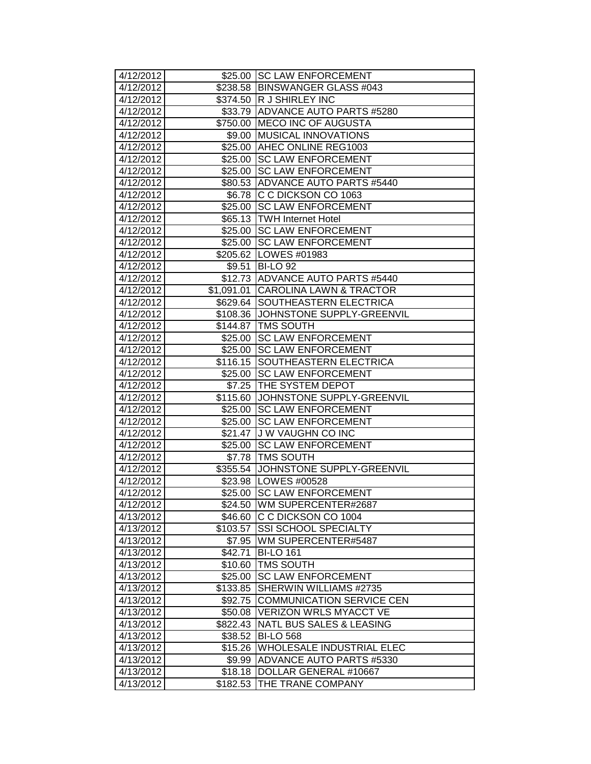| 4/12/2012 | $25.00 | SC LAW ENFORCEMENT |
|---|---|---|
| 4/12/2012 | $238.58 | BINSWANGER GLASS #043 |
| 4/12/2012 | $374.50 | R J SHIRLEY INC |
| 4/12/2012 | $33.79 | ADVANCE AUTO PARTS #5280 |
| 4/12/2012 | $750.00 | MECO INC OF AUGUSTA |
| 4/12/2012 | $9.00 | MUSICAL INNOVATIONS |
| 4/12/2012 | $25.00 | AHEC ONLINE REG1003 |
| 4/12/2012 | $25.00 | SC LAW ENFORCEMENT |
| 4/12/2012 | $25.00 | SC LAW ENFORCEMENT |
| 4/12/2012 | $80.53 | ADVANCE AUTO PARTS #5440 |
| 4/12/2012 | $6.78 | C C DICKSON CO 1063 |
| 4/12/2012 | $25.00 | SC LAW ENFORCEMENT |
| 4/12/2012 | $65.13 | TWH Internet Hotel |
| 4/12/2012 | $25.00 | SC LAW ENFORCEMENT |
| 4/12/2012 | $25.00 | SC LAW ENFORCEMENT |
| 4/12/2012 | $205.62 | LOWES #01983 |
| 4/12/2012 | $9.51 | BI-LO 92 |
| 4/12/2012 | $12.73 | ADVANCE AUTO PARTS #5440 |
| 4/12/2012 | $1,091.01 | CAROLINA LAWN & TRACTOR |
| 4/12/2012 | $629.64 | SOUTHEASTERN ELECTRICA |
| 4/12/2012 | $108.36 | JOHNSTONE SUPPLY-GREENVIL |
| 4/12/2012 | $144.87 | TMS SOUTH |
| 4/12/2012 | $25.00 | SC LAW ENFORCEMENT |
| 4/12/2012 | $25.00 | SC LAW ENFORCEMENT |
| 4/12/2012 | $116.15 | SOUTHEASTERN ELECTRICA |
| 4/12/2012 | $25.00 | SC LAW ENFORCEMENT |
| 4/12/2012 | $7.25 | THE SYSTEM DEPOT |
| 4/12/2012 | $115.60 | JOHNSTONE SUPPLY-GREENVIL |
| 4/12/2012 | $25.00 | SC LAW ENFORCEMENT |
| 4/12/2012 | $25.00 | SC LAW ENFORCEMENT |
| 4/12/2012 | $21.47 | J W VAUGHN CO INC |
| 4/12/2012 | $25.00 | SC LAW ENFORCEMENT |
| 4/12/2012 | $7.78 | TMS SOUTH |
| 4/12/2012 | $355.54 | JOHNSTONE SUPPLY-GREENVIL |
| 4/12/2012 | $23.98 | LOWES #00528 |
| 4/12/2012 | $25.00 | SC LAW ENFORCEMENT |
| 4/12/2012 | $24.50 | WM SUPERCENTER#2687 |
| 4/13/2012 | $46.60 | C C DICKSON CO 1004 |
| 4/13/2012 | $103.57 | SSI SCHOOL SPECIALTY |
| 4/13/2012 | $7.95 | WM SUPERCENTER#5487 |
| 4/13/2012 | $42.71 | BI-LO 161 |
| 4/13/2012 | $10.60 | TMS SOUTH |
| 4/13/2012 | $25.00 | SC LAW ENFORCEMENT |
| 4/13/2012 | $133.85 | SHERWIN WILLIAMS #2735 |
| 4/13/2012 | $92.75 | COMMUNICATION SERVICE CEN |
| 4/13/2012 | $50.08 | VERIZON WRLS MYACCT VE |
| 4/13/2012 | $822.43 | NATL BUS SALES & LEASING |
| 4/13/2012 | $38.52 | BI-LO 568 |
| 4/13/2012 | $15.26 | WHOLESALE INDUSTRIAL ELEC |
| 4/13/2012 | $9.99 | ADVANCE AUTO PARTS #5330 |
| 4/13/2012 | $18.18 | DOLLAR GENERAL #10667 |
| 4/13/2012 | $182.53 | THE TRANE COMPANY |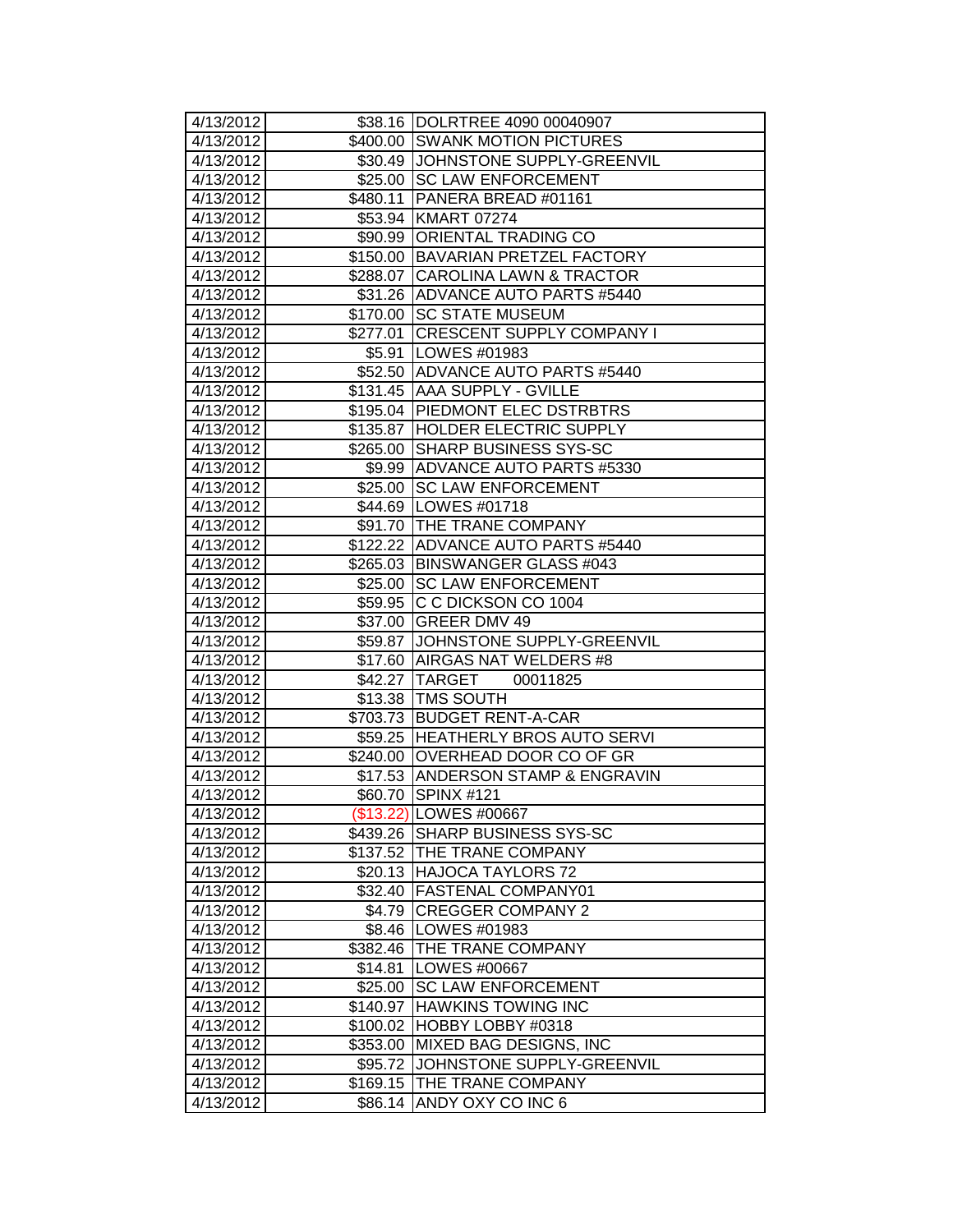| | | |
|---|---|---|
| 4/13/2012 | $38.16 | DOLRTREE 4090 00040907 |
| 4/13/2012 | $400.00 | SWANK MOTION PICTURES |
| 4/13/2012 | $30.49 | JOHNSTONE SUPPLY-GREENVIL |
| 4/13/2012 | $25.00 | SC LAW ENFORCEMENT |
| 4/13/2012 | $480.11 | PANERA BREAD #01161 |
| 4/13/2012 | $53.94 | KMART 07274 |
| 4/13/2012 | $90.99 | ORIENTAL TRADING CO |
| 4/13/2012 | $150.00 | BAVARIAN PRETZEL FACTORY |
| 4/13/2012 | $288.07 | CAROLINA LAWN & TRACTOR |
| 4/13/2012 | $31.26 | ADVANCE AUTO PARTS #5440 |
| 4/13/2012 | $170.00 | SC STATE MUSEUM |
| 4/13/2012 | $277.01 | CRESCENT SUPPLY COMPANY I |
| 4/13/2012 | $5.91 | LOWES #01983 |
| 4/13/2012 | $52.50 | ADVANCE AUTO PARTS #5440 |
| 4/13/2012 | $131.45 | AAA SUPPLY - GVILLE |
| 4/13/2012 | $195.04 | PIEDMONT ELEC DSTRBTRS |
| 4/13/2012 | $135.87 | HOLDER ELECTRIC SUPPLY |
| 4/13/2012 | $265.00 | SHARP BUSINESS SYS-SC |
| 4/13/2012 | $9.99 | ADVANCE AUTO PARTS #5330 |
| 4/13/2012 | $25.00 | SC LAW ENFORCEMENT |
| 4/13/2012 | $44.69 | LOWES #01718 |
| 4/13/2012 | $91.70 | THE TRANE COMPANY |
| 4/13/2012 | $122.22 | ADVANCE AUTO PARTS #5440 |
| 4/13/2012 | $265.03 | BINSWANGER GLASS #043 |
| 4/13/2012 | $25.00 | SC LAW ENFORCEMENT |
| 4/13/2012 | $59.95 | C C DICKSON CO 1004 |
| 4/13/2012 | $37.00 | GREER DMV 49 |
| 4/13/2012 | $59.87 | JOHNSTONE SUPPLY-GREENVIL |
| 4/13/2012 | $17.60 | AIRGAS NAT WELDERS #8 |
| 4/13/2012 | $42.27 | TARGET 00011825 |
| 4/13/2012 | $13.38 | TMS SOUTH |
| 4/13/2012 | $703.73 | BUDGET RENT-A-CAR |
| 4/13/2012 | $59.25 | HEATHERLY BROS AUTO SERVI |
| 4/13/2012 | $240.00 | OVERHEAD DOOR CO OF GR |
| 4/13/2012 | $17.53 | ANDERSON STAMP & ENGRAVIN |
| 4/13/2012 | $60.70 | SPINX #121 |
| 4/13/2012 | ($13.22) | LOWES #00667 |
| 4/13/2012 | $439.26 | SHARP BUSINESS SYS-SC |
| 4/13/2012 | $137.52 | THE TRANE COMPANY |
| 4/13/2012 | $20.13 | HAJOCA TAYLORS 72 |
| 4/13/2012 | $32.40 | FASTENAL COMPANY01 |
| 4/13/2012 | $4.79 | CREGGER COMPANY 2 |
| 4/13/2012 | $8.46 | LOWES #01983 |
| 4/13/2012 | $382.46 | THE TRANE COMPANY |
| 4/13/2012 | $14.81 | LOWES #00667 |
| 4/13/2012 | $25.00 | SC LAW ENFORCEMENT |
| 4/13/2012 | $140.97 | HAWKINS TOWING INC |
| 4/13/2012 | $100.02 | HOBBY LOBBY #0318 |
| 4/13/2012 | $353.00 | MIXED BAG DESIGNS, INC |
| 4/13/2012 | $95.72 | JOHNSTONE SUPPLY-GREENVIL |
| 4/13/2012 | $169.15 | THE TRANE COMPANY |
| 4/13/2012 | $86.14 | ANDY OXY CO INC 6 |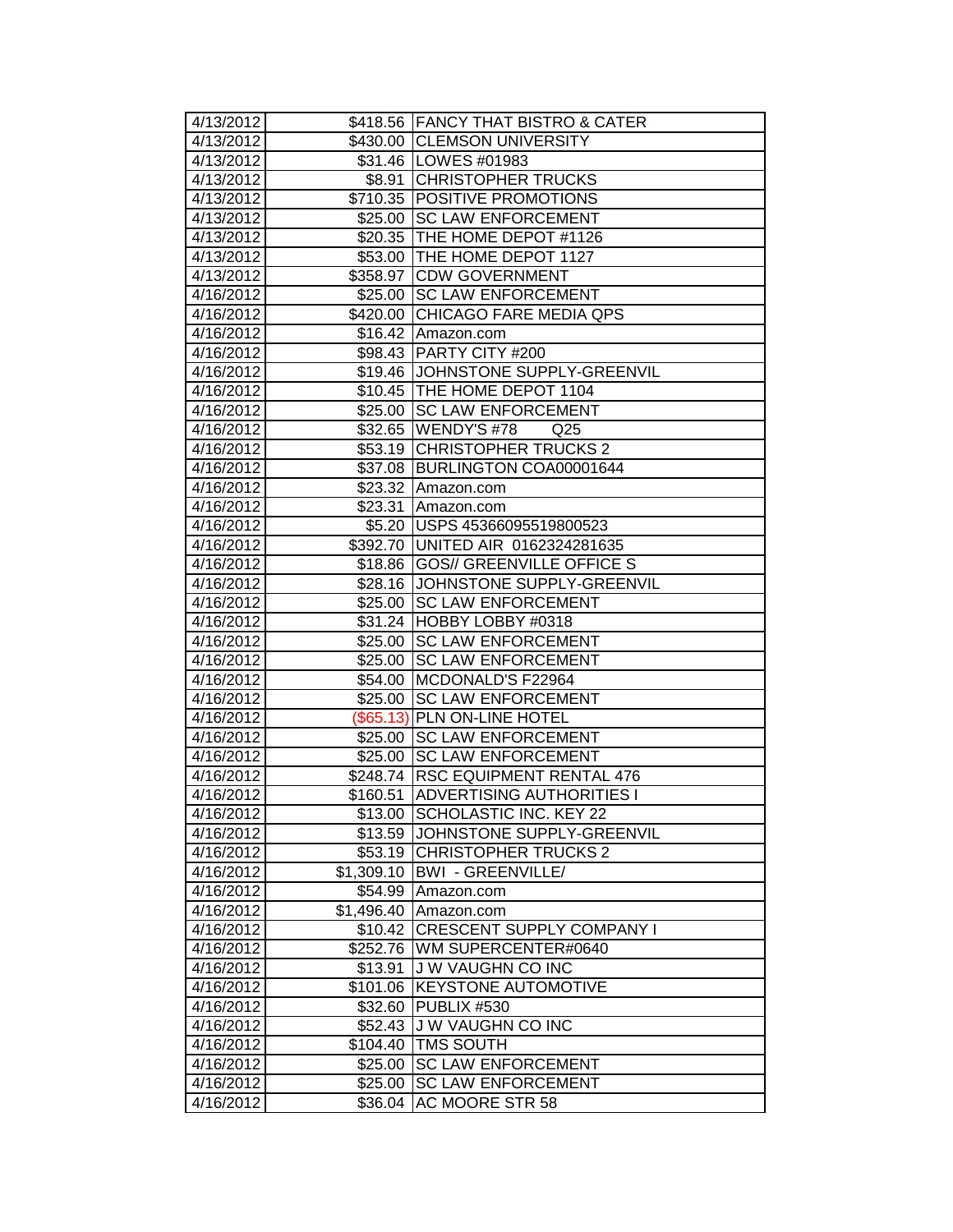| | | |
|---|---|---|
| 4/13/2012 | $418.56 | FANCY THAT BISTRO & CATER |
| 4/13/2012 | $430.00 | CLEMSON UNIVERSITY |
| 4/13/2012 | $31.46 | LOWES #01983 |
| 4/13/2012 | $8.91 | CHRISTOPHER TRUCKS |
| 4/13/2012 | $710.35 | POSITIVE PROMOTIONS |
| 4/13/2012 | $25.00 | SC LAW ENFORCEMENT |
| 4/13/2012 | $20.35 | THE HOME DEPOT #1126 |
| 4/13/2012 | $53.00 | THE HOME DEPOT 1127 |
| 4/13/2012 | $358.97 | CDW GOVERNMENT |
| 4/16/2012 | $25.00 | SC LAW ENFORCEMENT |
| 4/16/2012 | $420.00 | CHICAGO FARE MEDIA QPS |
| 4/16/2012 | $16.42 | Amazon.com |
| 4/16/2012 | $98.43 | PARTY CITY #200 |
| 4/16/2012 | $19.46 | JOHNSTONE SUPPLY-GREENVIL |
| 4/16/2012 | $10.45 | THE HOME DEPOT 1104 |
| 4/16/2012 | $25.00 | SC LAW ENFORCEMENT |
| 4/16/2012 | $32.65 | WENDY'S #78 Q25 |
| 4/16/2012 | $53.19 | CHRISTOPHER TRUCKS 2 |
| 4/16/2012 | $37.08 | BURLINGTON COA00001644 |
| 4/16/2012 | $23.32 | Amazon.com |
| 4/16/2012 | $23.31 | Amazon.com |
| 4/16/2012 | $5.20 | USPS 45366095519800523 |
| 4/16/2012 | $392.70 | UNITED AIR 0162324281635 |
| 4/16/2012 | $18.86 | GOS// GREENVILLE OFFICE S |
| 4/16/2012 | $28.16 | JOHNSTONE SUPPLY-GREENVIL |
| 4/16/2012 | $25.00 | SC LAW ENFORCEMENT |
| 4/16/2012 | $31.24 | HOBBY LOBBY #0318 |
| 4/16/2012 | $25.00 | SC LAW ENFORCEMENT |
| 4/16/2012 | $25.00 | SC LAW ENFORCEMENT |
| 4/16/2012 | $54.00 | MCDONALD'S F22964 |
| 4/16/2012 | $25.00 | SC LAW ENFORCEMENT |
| 4/16/2012 | ($65.13) | PLN ON-LINE HOTEL |
| 4/16/2012 | $25.00 | SC LAW ENFORCEMENT |
| 4/16/2012 | $25.00 | SC LAW ENFORCEMENT |
| 4/16/2012 | $248.74 | RSC EQUIPMENT RENTAL 476 |
| 4/16/2012 | $160.51 | ADVERTISING AUTHORITIES I |
| 4/16/2012 | $13.00 | SCHOLASTIC INC. KEY 22 |
| 4/16/2012 | $13.59 | JOHNSTONE SUPPLY-GREENVIL |
| 4/16/2012 | $53.19 | CHRISTOPHER TRUCKS 2 |
| 4/16/2012 | $1,309.10 | BWI - GREENVILLE/ |
| 4/16/2012 | $54.99 | Amazon.com |
| 4/16/2012 | $1,496.40 | Amazon.com |
| 4/16/2012 | $10.42 | CRESCENT SUPPLY COMPANY I |
| 4/16/2012 | $252.76 | WM SUPERCENTER#0640 |
| 4/16/2012 | $13.91 | J W VAUGHN CO INC |
| 4/16/2012 | $101.06 | KEYSTONE AUTOMOTIVE |
| 4/16/2012 | $32.60 | PUBLIX #530 |
| 4/16/2012 | $52.43 | J W VAUGHN CO INC |
| 4/16/2012 | $104.40 | TMS SOUTH |
| 4/16/2012 | $25.00 | SC LAW ENFORCEMENT |
| 4/16/2012 | $25.00 | SC LAW ENFORCEMENT |
| 4/16/2012 | $36.04 | AC MOORE STR 58 |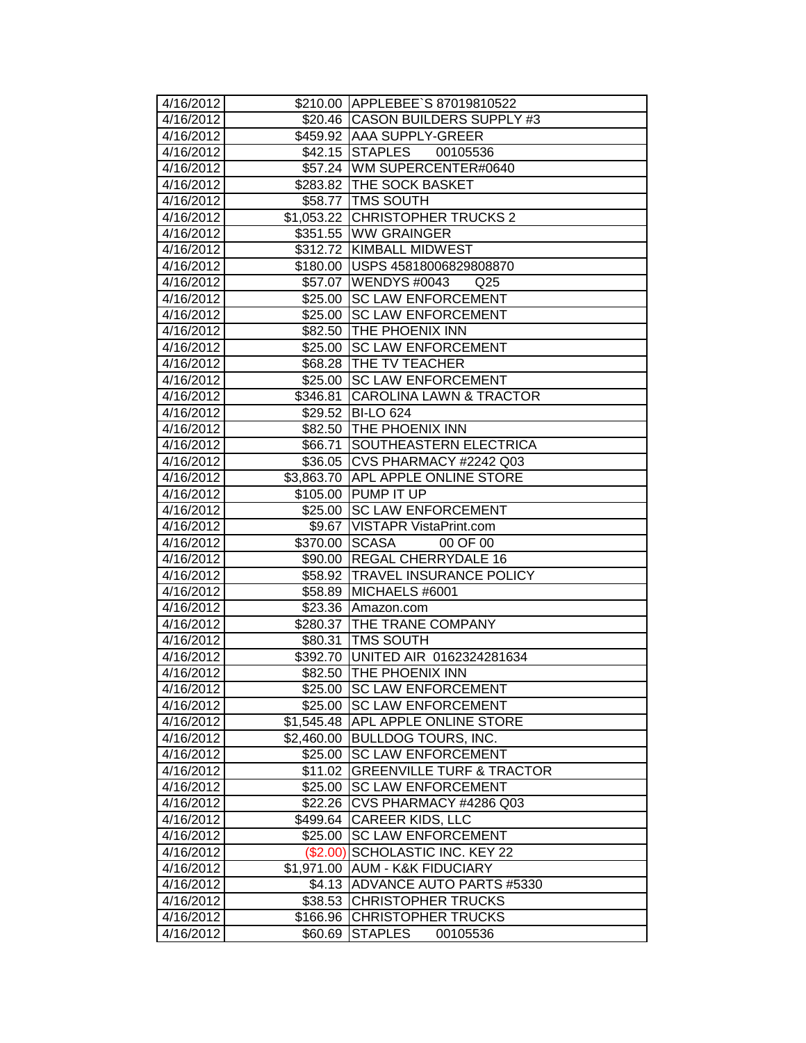| | | |
|---|---|---|
| 4/16/2012 | $210.00 | APPLEBEE`S 87019810522 |
| 4/16/2012 | $20.46 | CASON BUILDERS SUPPLY #3 |
| 4/16/2012 | $459.92 | AAA SUPPLY-GREER |
| 4/16/2012 | $42.15 | STAPLES 00105536 |
| 4/16/2012 | $57.24 | WM SUPERCENTER#0640 |
| 4/16/2012 | $283.82 | THE SOCK BASKET |
| 4/16/2012 | $58.77 | TMS SOUTH |
| 4/16/2012 | $1,053.22 | CHRISTOPHER TRUCKS 2 |
| 4/16/2012 | $351.55 | WW GRAINGER |
| 4/16/2012 | $312.72 | KIMBALL MIDWEST |
| 4/16/2012 | $180.00 | USPS 45818006829808870 |
| 4/16/2012 | $57.07 | WENDYS #0043 Q25 |
| 4/16/2012 | $25.00 | SC LAW ENFORCEMENT |
| 4/16/2012 | $25.00 | SC LAW ENFORCEMENT |
| 4/16/2012 | $82.50 | THE PHOENIX INN |
| 4/16/2012 | $25.00 | SC LAW ENFORCEMENT |
| 4/16/2012 | $68.28 | THE TV TEACHER |
| 4/16/2012 | $25.00 | SC LAW ENFORCEMENT |
| 4/16/2012 | $346.81 | CAROLINA LAWN & TRACTOR |
| 4/16/2012 | $29.52 | BI-LO 624 |
| 4/16/2012 | $82.50 | THE PHOENIX INN |
| 4/16/2012 | $66.71 | SOUTHEASTERN ELECTRICA |
| 4/16/2012 | $36.05 | CVS PHARMACY #2242 Q03 |
| 4/16/2012 | $3,863.70 | APL APPLE ONLINE STORE |
| 4/16/2012 | $105.00 | PUMP IT UP |
| 4/16/2012 | $25.00 | SC LAW ENFORCEMENT |
| 4/16/2012 | $9.67 | VISTAPR VistaPrint.com |
| 4/16/2012 | $370.00 | SCASA 00 OF 00 |
| 4/16/2012 | $90.00 | REGAL CHERRYDALE 16 |
| 4/16/2012 | $58.92 | TRAVEL INSURANCE POLICY |
| 4/16/2012 | $58.89 | MICHAELS #6001 |
| 4/16/2012 | $23.36 | Amazon.com |
| 4/16/2012 | $280.37 | THE TRANE COMPANY |
| 4/16/2012 | $80.31 | TMS SOUTH |
| 4/16/2012 | $392.70 | UNITED AIR 0162324281634 |
| 4/16/2012 | $82.50 | THE PHOENIX INN |
| 4/16/2012 | $25.00 | SC LAW ENFORCEMENT |
| 4/16/2012 | $25.00 | SC LAW ENFORCEMENT |
| 4/16/2012 | $1,545.48 | APL APPLE ONLINE STORE |
| 4/16/2012 | $2,460.00 | BULLDOG TOURS, INC. |
| 4/16/2012 | $25.00 | SC LAW ENFORCEMENT |
| 4/16/2012 | $11.02 | GREENVILLE TURF & TRACTOR |
| 4/16/2012 | $25.00 | SC LAW ENFORCEMENT |
| 4/16/2012 | $22.26 | CVS PHARMACY #4286 Q03 |
| 4/16/2012 | $499.64 | CAREER KIDS, LLC |
| 4/16/2012 | $25.00 | SC LAW ENFORCEMENT |
| 4/16/2012 | ($2.00) | SCHOLASTIC INC. KEY 22 |
| 4/16/2012 | $1,971.00 | AUM - K&K FIDUCIARY |
| 4/16/2012 | $4.13 | ADVANCE AUTO PARTS #5330 |
| 4/16/2012 | $38.53 | CHRISTOPHER TRUCKS |
| 4/16/2012 | $166.96 | CHRISTOPHER TRUCKS |
| 4/16/2012 | $60.69 | STAPLES 00105536 |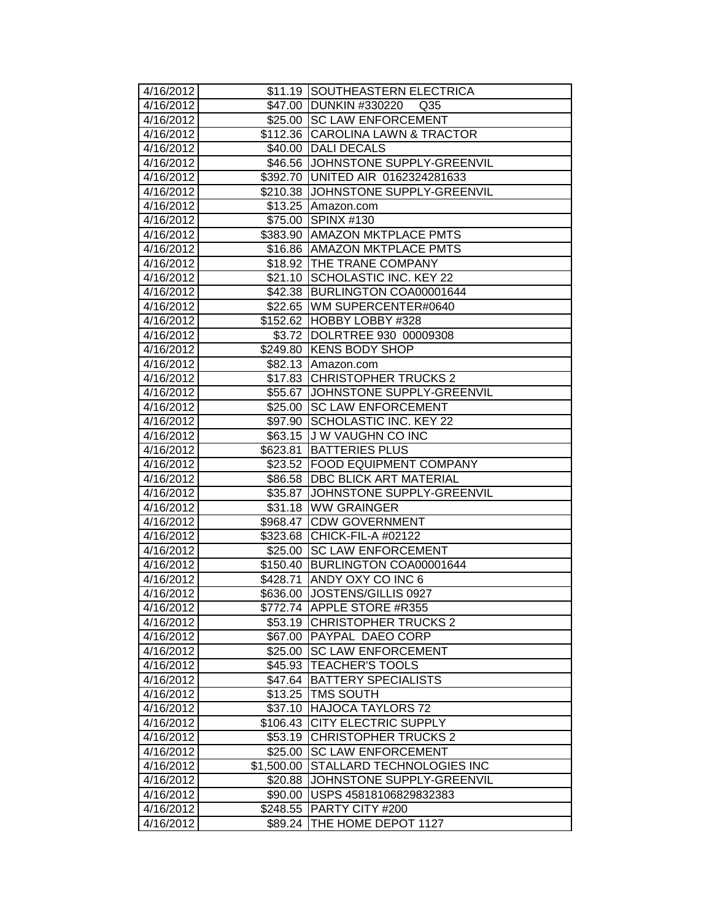| | | |
|---|---|---|
| 4/16/2012 | $11.19 | SOUTHEASTERN ELECTRICA |
| 4/16/2012 | $47.00 | DUNKIN #330220 Q35 |
| 4/16/2012 | $25.00 | SC LAW ENFORCEMENT |
| 4/16/2012 | $112.36 | CAROLINA LAWN & TRACTOR |
| 4/16/2012 | $40.00 | DALI DECALS |
| 4/16/2012 | $46.56 | JOHNSTONE SUPPLY-GREENVIL |
| 4/16/2012 | $392.70 | UNITED AIR 0162324281633 |
| 4/16/2012 | $210.38 | JOHNSTONE SUPPLY-GREENVIL |
| 4/16/2012 | $13.25 | Amazon.com |
| 4/16/2012 | $75.00 | SPINX #130 |
| 4/16/2012 | $383.90 | AMAZON MKTPLACE PMTS |
| 4/16/2012 | $16.86 | AMAZON MKTPLACE PMTS |
| 4/16/2012 | $18.92 | THE TRANE COMPANY |
| 4/16/2012 | $21.10 | SCHOLASTIC INC. KEY 22 |
| 4/16/2012 | $42.38 | BURLINGTON COA00001644 |
| 4/16/2012 | $22.65 | WM SUPERCENTER#0640 |
| 4/16/2012 | $152.62 | HOBBY LOBBY #328 |
| 4/16/2012 | $3.72 | DOLRTREE 930 00009308 |
| 4/16/2012 | $249.80 | KENS BODY SHOP |
| 4/16/2012 | $82.13 | Amazon.com |
| 4/16/2012 | $17.83 | CHRISTOPHER TRUCKS 2 |
| 4/16/2012 | $55.67 | JOHNSTONE SUPPLY-GREENVIL |
| 4/16/2012 | $25.00 | SC LAW ENFORCEMENT |
| 4/16/2012 | $97.90 | SCHOLASTIC INC. KEY 22 |
| 4/16/2012 | $63.15 | J W VAUGHN CO INC |
| 4/16/2012 | $623.81 | BATTERIES PLUS |
| 4/16/2012 | $23.52 | FOOD EQUIPMENT COMPANY |
| 4/16/2012 | $86.58 | DBC BLICK ART MATERIAL |
| 4/16/2012 | $35.87 | JOHNSTONE SUPPLY-GREENVIL |
| 4/16/2012 | $31.18 | WW GRAINGER |
| 4/16/2012 | $968.47 | CDW GOVERNMENT |
| 4/16/2012 | $323.68 | CHICK-FIL-A #02122 |
| 4/16/2012 | $25.00 | SC LAW ENFORCEMENT |
| 4/16/2012 | $150.40 | BURLINGTON COA00001644 |
| 4/16/2012 | $428.71 | ANDY OXY CO INC 6 |
| 4/16/2012 | $636.00 | JOSTENS/GILLIS 0927 |
| 4/16/2012 | $772.74 | APPLE STORE #R355 |
| 4/16/2012 | $53.19 | CHRISTOPHER TRUCKS 2 |
| 4/16/2012 | $67.00 | PAYPAL DAEO CORP |
| 4/16/2012 | $25.00 | SC LAW ENFORCEMENT |
| 4/16/2012 | $45.93 | TEACHER'S TOOLS |
| 4/16/2012 | $47.64 | BATTERY SPECIALISTS |
| 4/16/2012 | $13.25 | TMS SOUTH |
| 4/16/2012 | $37.10 | HAJOCA TAYLORS 72 |
| 4/16/2012 | $106.43 | CITY ELECTRIC SUPPLY |
| 4/16/2012 | $53.19 | CHRISTOPHER TRUCKS 2 |
| 4/16/2012 | $25.00 | SC LAW ENFORCEMENT |
| 4/16/2012 | $1,500.00 | STALLARD TECHNOLOGIES INC |
| 4/16/2012 | $20.88 | JOHNSTONE SUPPLY-GREENVIL |
| 4/16/2012 | $90.00 | USPS 45818106829832383 |
| 4/16/2012 | $248.55 | PARTY CITY #200 |
| 4/16/2012 | $89.24 | THE HOME DEPOT 1127 |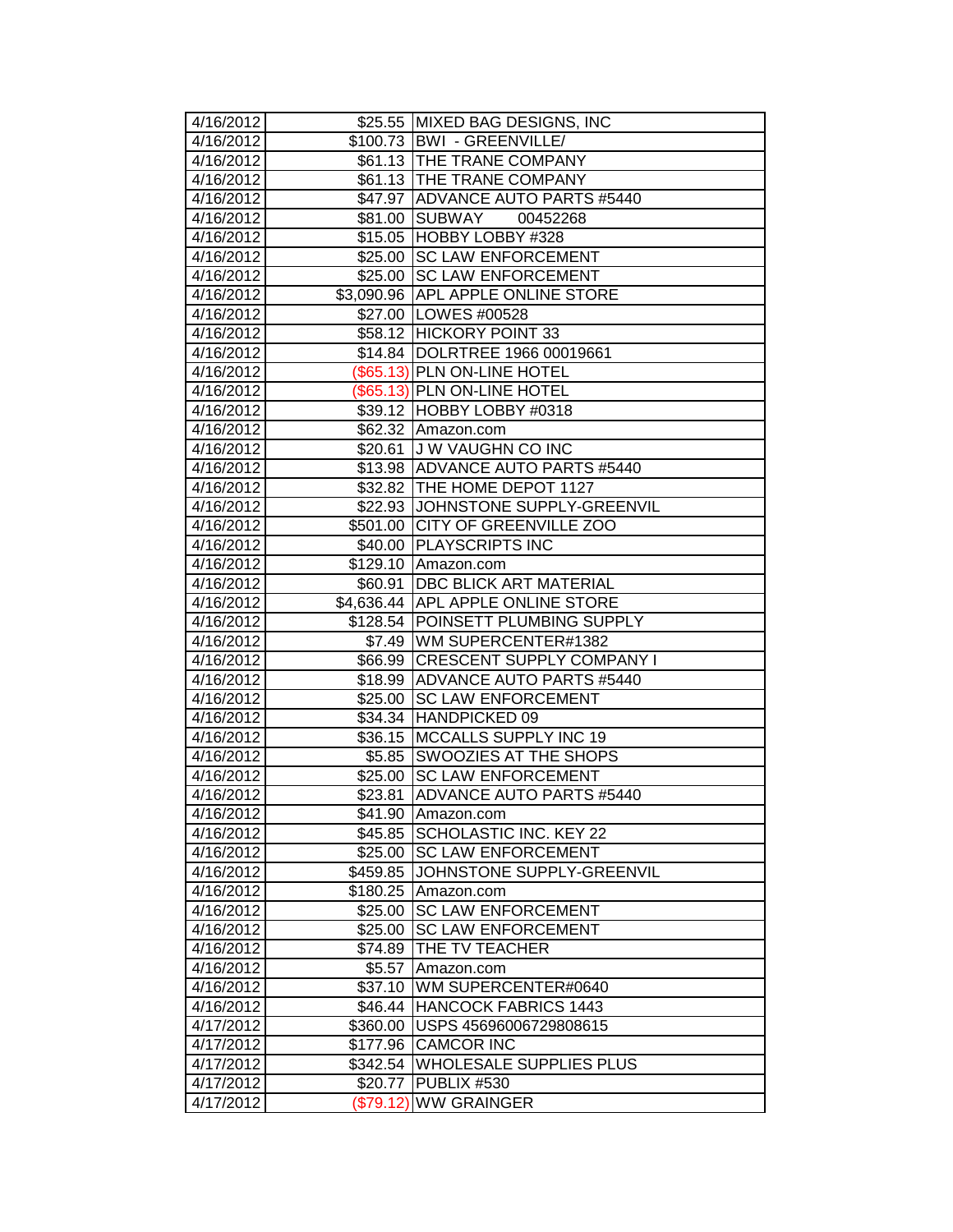| | | |
|---|---|---|
| 4/16/2012 | $25.55 | MIXED BAG DESIGNS, INC |
| 4/16/2012 | $100.73 | BWI - GREENVILLE/ |
| 4/16/2012 | $61.13 | THE TRANE COMPANY |
| 4/16/2012 | $61.13 | THE TRANE COMPANY |
| 4/16/2012 | $47.97 | ADVANCE AUTO PARTS #5440 |
| 4/16/2012 | $81.00 | SUBWAY 00452268 |
| 4/16/2012 | $15.05 | HOBBY LOBBY #328 |
| 4/16/2012 | $25.00 | SC LAW ENFORCEMENT |
| 4/16/2012 | $25.00 | SC LAW ENFORCEMENT |
| 4/16/2012 | $3,090.96 | APL APPLE ONLINE STORE |
| 4/16/2012 | $27.00 | LOWES #00528 |
| 4/16/2012 | $58.12 | HICKORY POINT 33 |
| 4/16/2012 | $14.84 | DOLRTREE 1966 00019661 |
| 4/16/2012 | ($65.13) | PLN ON-LINE HOTEL |
| 4/16/2012 | ($65.13) | PLN ON-LINE HOTEL |
| 4/16/2012 | $39.12 | HOBBY LOBBY #0318 |
| 4/16/2012 | $62.32 | Amazon.com |
| 4/16/2012 | $20.61 | J W VAUGHN CO INC |
| 4/16/2012 | $13.98 | ADVANCE AUTO PARTS #5440 |
| 4/16/2012 | $32.82 | THE HOME DEPOT 1127 |
| 4/16/2012 | $22.93 | JOHNSTONE SUPPLY-GREENVIL |
| 4/16/2012 | $501.00 | CITY OF GREENVILLE ZOO |
| 4/16/2012 | $40.00 | PLAYSCRIPTS INC |
| 4/16/2012 | $129.10 | Amazon.com |
| 4/16/2012 | $60.91 | DBC BLICK ART MATERIAL |
| 4/16/2012 | $4,636.44 | APL APPLE ONLINE STORE |
| 4/16/2012 | $128.54 | POINSETT PLUMBING SUPPLY |
| 4/16/2012 | $7.49 | WM SUPERCENTER#1382 |
| 4/16/2012 | $66.99 | CRESCENT SUPPLY COMPANY I |
| 4/16/2012 | $18.99 | ADVANCE AUTO PARTS #5440 |
| 4/16/2012 | $25.00 | SC LAW ENFORCEMENT |
| 4/16/2012 | $34.34 | HANDPICKED 09 |
| 4/16/2012 | $36.15 | MCCALLS SUPPLY INC 19 |
| 4/16/2012 | $5.85 | SWOOZIES AT THE SHOPS |
| 4/16/2012 | $25.00 | SC LAW ENFORCEMENT |
| 4/16/2012 | $23.81 | ADVANCE AUTO PARTS #5440 |
| 4/16/2012 | $41.90 | Amazon.com |
| 4/16/2012 | $45.85 | SCHOLASTIC INC. KEY 22 |
| 4/16/2012 | $25.00 | SC LAW ENFORCEMENT |
| 4/16/2012 | $459.85 | JOHNSTONE SUPPLY-GREENVIL |
| 4/16/2012 | $180.25 | Amazon.com |
| 4/16/2012 | $25.00 | SC LAW ENFORCEMENT |
| 4/16/2012 | $25.00 | SC LAW ENFORCEMENT |
| 4/16/2012 | $74.89 | THE TV TEACHER |
| 4/16/2012 | $5.57 | Amazon.com |
| 4/16/2012 | $37.10 | WM SUPERCENTER#0640 |
| 4/16/2012 | $46.44 | HANCOCK FABRICS 1443 |
| 4/17/2012 | $360.00 | USPS 45696006729808615 |
| 4/17/2012 | $177.96 | CAMCOR INC |
| 4/17/2012 | $342.54 | WHOLESALE SUPPLIES PLUS |
| 4/17/2012 | $20.77 | PUBLIX #530 |
| 4/17/2012 | ($79.12) | WW GRAINGER |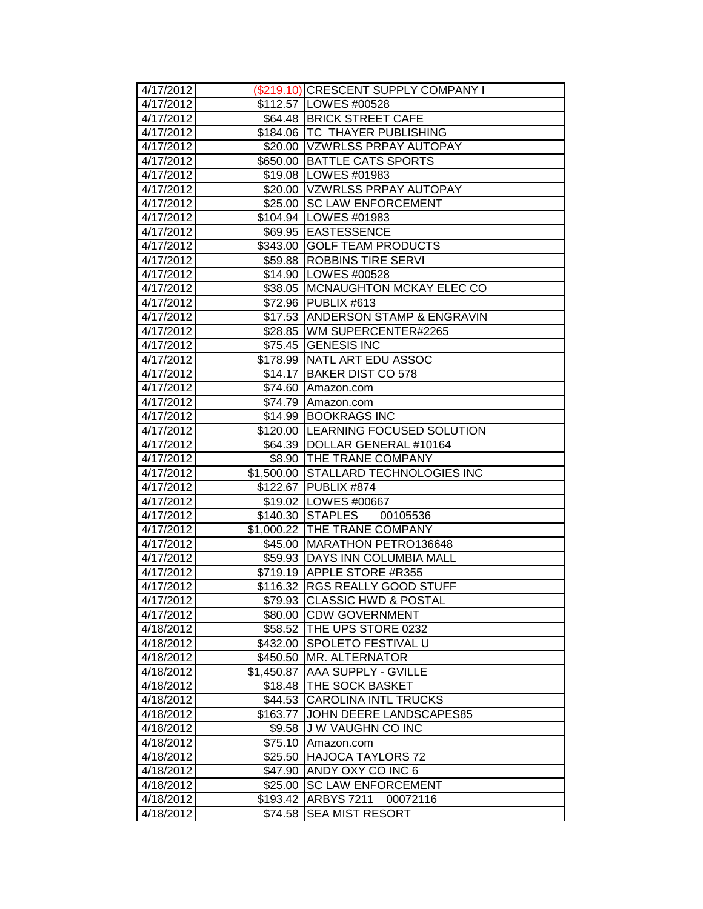| | | |
|---|---|---|
| 4/17/2012 | ($219.10) | CRESCENT SUPPLY COMPANY I |
| 4/17/2012 | $112.57 | LOWES #00528 |
| 4/17/2012 | $64.48 | BRICK STREET CAFE |
| 4/17/2012 | $184.06 | TC THAYER PUBLISHING |
| 4/17/2012 | $20.00 | VZWRLSS PRPAY AUTOPAY |
| 4/17/2012 | $650.00 | BATTLE CATS SPORTS |
| 4/17/2012 | $19.08 | LOWES #01983 |
| 4/17/2012 | $20.00 | VZWRLSS PRPAY AUTOPAY |
| 4/17/2012 | $25.00 | SC LAW ENFORCEMENT |
| 4/17/2012 | $104.94 | LOWES #01983 |
| 4/17/2012 | $69.95 | EASTESSENCE |
| 4/17/2012 | $343.00 | GOLF TEAM PRODUCTS |
| 4/17/2012 | $59.88 | ROBBINS TIRE SERVI |
| 4/17/2012 | $14.90 | LOWES #00528 |
| 4/17/2012 | $38.05 | MCNAUGHTON MCKAY ELEC CO |
| 4/17/2012 | $72.96 | PUBLIX #613 |
| 4/17/2012 | $17.53 | ANDERSON STAMP & ENGRAVIN |
| 4/17/2012 | $28.85 | WM SUPERCENTER#2265 |
| 4/17/2012 | $75.45 | GENESIS INC |
| 4/17/2012 | $178.99 | NATL ART EDU ASSOC |
| 4/17/2012 | $14.17 | BAKER DIST CO 578 |
| 4/17/2012 | $74.60 | Amazon.com |
| 4/17/2012 | $74.79 | Amazon.com |
| 4/17/2012 | $14.99 | BOOKRAGS INC |
| 4/17/2012 | $120.00 | LEARNING FOCUSED SOLUTION |
| 4/17/2012 | $64.39 | DOLLAR GENERAL #10164 |
| 4/17/2012 | $8.90 | THE TRANE COMPANY |
| 4/17/2012 | $1,500.00 | STALLARD TECHNOLOGIES INC |
| 4/17/2012 | $122.67 | PUBLIX #874 |
| 4/17/2012 | $19.02 | LOWES #00667 |
| 4/17/2012 | $140.30 | STAPLES 00105536 |
| 4/17/2012 | $1,000.22 | THE TRANE COMPANY |
| 4/17/2012 | $45.00 | MARATHON PETRO136648 |
| 4/17/2012 | $59.93 | DAYS INN COLUMBIA MALL |
| 4/17/2012 | $719.19 | APPLE STORE #R355 |
| 4/17/2012 | $116.32 | RGS REALLY GOOD STUFF |
| 4/17/2012 | $79.93 | CLASSIC HWD & POSTAL |
| 4/17/2012 | $80.00 | CDW GOVERNMENT |
| 4/18/2012 | $58.52 | THE UPS STORE 0232 |
| 4/18/2012 | $432.00 | SPOLETO FESTIVAL U |
| 4/18/2012 | $450.50 | MR. ALTERNATOR |
| 4/18/2012 | $1,450.87 | AAA SUPPLY - GVILLE |
| 4/18/2012 | $18.48 | THE SOCK BASKET |
| 4/18/2012 | $44.53 | CAROLINA INTL TRUCKS |
| 4/18/2012 | $163.77 | JOHN DEERE LANDSCAPES85 |
| 4/18/2012 | $9.58 | J W VAUGHN CO INC |
| 4/18/2012 | $75.10 | Amazon.com |
| 4/18/2012 | $25.50 | HAJOCA TAYLORS 72 |
| 4/18/2012 | $47.90 | ANDY OXY CO INC 6 |
| 4/18/2012 | $25.00 | SC LAW ENFORCEMENT |
| 4/18/2012 | $193.42 | ARBYS 7211 00072116 |
| 4/18/2012 | $74.58 | SEA MIST RESORT |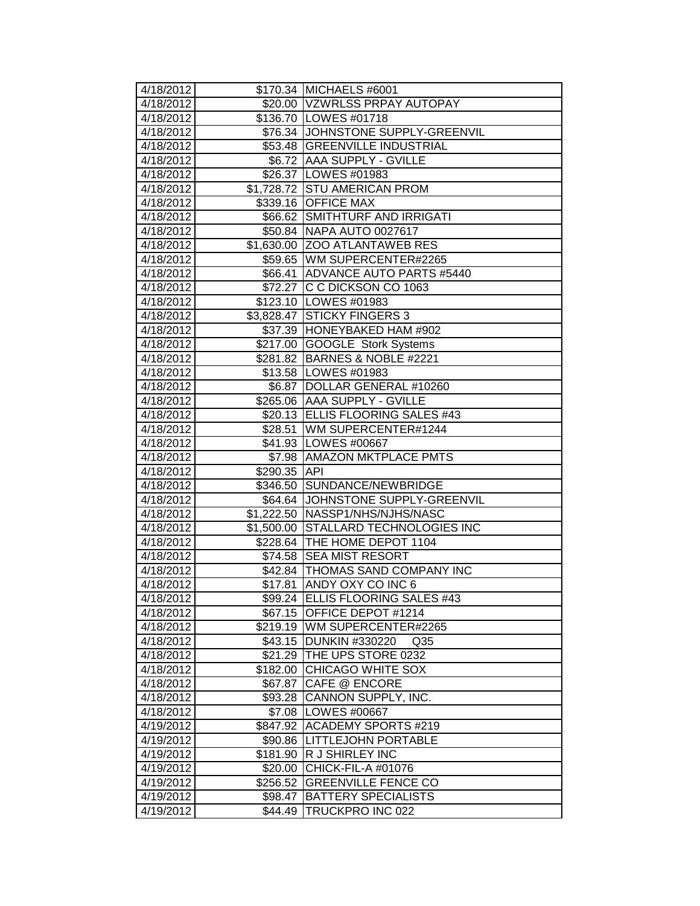| | | |
|---|---|---|
| 4/18/2012 | $170.34 | MICHAELS #6001 |
| 4/18/2012 | $20.00 | VZWRLSS PRPAY AUTOPAY |
| 4/18/2012 | $136.70 | LOWES #01718 |
| 4/18/2012 | $76.34 | JOHNSTONE SUPPLY-GREENVIL |
| 4/18/2012 | $53.48 | GREENVILLE INDUSTRIAL |
| 4/18/2012 | $6.72 | AAA SUPPLY - GVILLE |
| 4/18/2012 | $26.37 | LOWES #01983 |
| 4/18/2012 | $1,728.72 | STU AMERICAN PROM |
| 4/18/2012 | $339.16 | OFFICE MAX |
| 4/18/2012 | $66.62 | SMITHTURF AND IRRIGATI |
| 4/18/2012 | $50.84 | NAPA AUTO 0027617 |
| 4/18/2012 | $1,630.00 | ZOO ATLANTAWEB RES |
| 4/18/2012 | $59.65 | WM SUPERCENTER#2265 |
| 4/18/2012 | $66.41 | ADVANCE AUTO PARTS #5440 |
| 4/18/2012 | $72.27 | C C DICKSON CO 1063 |
| 4/18/2012 | $123.10 | LOWES #01983 |
| 4/18/2012 | $3,828.47 | STICKY FINGERS 3 |
| 4/18/2012 | $37.39 | HONEYBAKED HAM #902 |
| 4/18/2012 | $217.00 | GOOGLE Stork Systems |
| 4/18/2012 | $281.82 | BARNES & NOBLE #2221 |
| 4/18/2012 | $13.58 | LOWES #01983 |
| 4/18/2012 | $6.87 | DOLLAR GENERAL #10260 |
| 4/18/2012 | $265.06 | AAA SUPPLY - GVILLE |
| 4/18/2012 | $20.13 | ELLIS FLOORING SALES #43 |
| 4/18/2012 | $28.51 | WM SUPERCENTER#1244 |
| 4/18/2012 | $41.93 | LOWES #00667 |
| 4/18/2012 | $7.98 | AMAZON MKTPLACE PMTS |
| 4/18/2012 | $290.35 | API |
| 4/18/2012 | $346.50 | SUNDANCE/NEWBRIDGE |
| 4/18/2012 | $64.64 | JOHNSTONE SUPPLY-GREENVIL |
| 4/18/2012 | $1,222.50 | NASSP1/NHS/NJHS/NASC |
| 4/18/2012 | $1,500.00 | STALLARD TECHNOLOGIES INC |
| 4/18/2012 | $228.64 | THE HOME DEPOT 1104 |
| 4/18/2012 | $74.58 | SEA MIST RESORT |
| 4/18/2012 | $42.84 | THOMAS SAND COMPANY INC |
| 4/18/2012 | $17.81 | ANDY OXY CO INC 6 |
| 4/18/2012 | $99.24 | ELLIS FLOORING SALES #43 |
| 4/18/2012 | $67.15 | OFFICE DEPOT #1214 |
| 4/18/2012 | $219.19 | WM SUPERCENTER#2265 |
| 4/18/2012 | $43.15 | DUNKIN #330220 Q35 |
| 4/18/2012 | $21.29 | THE UPS STORE 0232 |
| 4/18/2012 | $182.00 | CHICAGO WHITE SOX |
| 4/18/2012 | $67.87 | CAFE @ ENCORE |
| 4/18/2012 | $93.28 | CANNON SUPPLY, INC. |
| 4/18/2012 | $7.08 | LOWES #00667 |
| 4/19/2012 | $847.92 | ACADEMY SPORTS #219 |
| 4/19/2012 | $90.86 | LITTLEJOHN PORTABLE |
| 4/19/2012 | $181.90 | R J SHIRLEY INC |
| 4/19/2012 | $20.00 | CHICK-FIL-A #01076 |
| 4/19/2012 | $256.52 | GREENVILLE FENCE CO |
| 4/19/2012 | $98.47 | BATTERY SPECIALISTS |
| 4/19/2012 | $44.49 | TRUCKPRO INC 022 |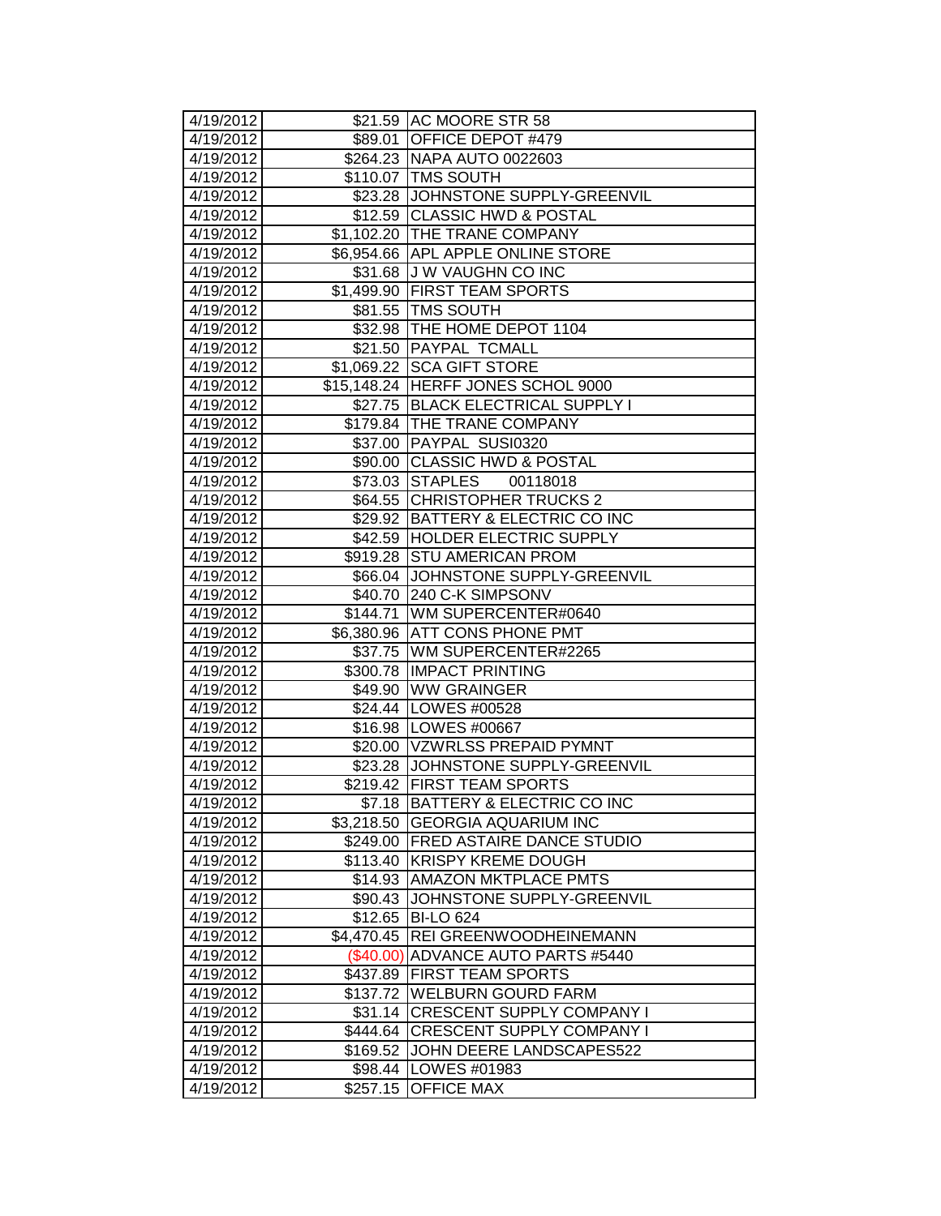| 4/19/2012 | $21.59 | AC MOORE STR 58 |
|---|---|---|
| 4/19/2012 | $89.01 | OFFICE DEPOT #479 |
| 4/19/2012 | $264.23 | NAPA AUTO 0022603 |
| 4/19/2012 | $110.07 | TMS SOUTH |
| 4/19/2012 | $23.28 | JOHNSTONE SUPPLY-GREENVIL |
| 4/19/2012 | $12.59 | CLASSIC HWD & POSTAL |
| 4/19/2012 | $1,102.20 | THE TRANE COMPANY |
| 4/19/2012 | $6,954.66 | APL APPLE ONLINE STORE |
| 4/19/2012 | $31.68 | J W VAUGHN CO INC |
| 4/19/2012 | $1,499.90 | FIRST TEAM SPORTS |
| 4/19/2012 | $81.55 | TMS SOUTH |
| 4/19/2012 | $32.98 | THE HOME DEPOT 1104 |
| 4/19/2012 | $21.50 | PAYPAL TCMALL |
| 4/19/2012 | $1,069.22 | SCA GIFT STORE |
| 4/19/2012 | $15,148.24 | HERFF JONES SCHOL 9000 |
| 4/19/2012 | $27.75 | BLACK ELECTRICAL SUPPLY I |
| 4/19/2012 | $179.84 | THE TRANE COMPANY |
| 4/19/2012 | $37.00 | PAYPAL SUSI0320 |
| 4/19/2012 | $90.00 | CLASSIC HWD & POSTAL |
| 4/19/2012 | $73.03 | STAPLES 00118018 |
| 4/19/2012 | $64.55 | CHRISTOPHER TRUCKS 2 |
| 4/19/2012 | $29.92 | BATTERY & ELECTRIC CO INC |
| 4/19/2012 | $42.59 | HOLDER ELECTRIC SUPPLY |
| 4/19/2012 | $919.28 | STU AMERICAN PROM |
| 4/19/2012 | $66.04 | JOHNSTONE SUPPLY-GREENVIL |
| 4/19/2012 | $40.70 | 240 C-K SIMPSONV |
| 4/19/2012 | $144.71 | WM SUPERCENTER#0640 |
| 4/19/2012 | $6,380.96 | ATT CONS PHONE PMT |
| 4/19/2012 | $37.75 | WM SUPERCENTER#2265 |
| 4/19/2012 | $300.78 | IMPACT PRINTING |
| 4/19/2012 | $49.90 | WW GRAINGER |
| 4/19/2012 | $24.44 | LOWES #00528 |
| 4/19/2012 | $16.98 | LOWES #00667 |
| 4/19/2012 | $20.00 | VZWRLSS PREPAID PYMNT |
| 4/19/2012 | $23.28 | JOHNSTONE SUPPLY-GREENVIL |
| 4/19/2012 | $219.42 | FIRST TEAM SPORTS |
| 4/19/2012 | $7.18 | BATTERY & ELECTRIC CO INC |
| 4/19/2012 | $3,218.50 | GEORGIA AQUARIUM INC |
| 4/19/2012 | $249.00 | FRED ASTAIRE DANCE STUDIO |
| 4/19/2012 | $113.40 | KRISPY KREME DOUGH |
| 4/19/2012 | $14.93 | AMAZON MKTPLACE PMTS |
| 4/19/2012 | $90.43 | JOHNSTONE SUPPLY-GREENVIL |
| 4/19/2012 | $12.65 | BI-LO 624 |
| 4/19/2012 | $4,470.45 | REI GREENWOODHEINEMANN |
| 4/19/2012 | ($40.00) | ADVANCE AUTO PARTS #5440 |
| 4/19/2012 | $437.89 | FIRST TEAM SPORTS |
| 4/19/2012 | $137.72 | WELBURN GOURD FARM |
| 4/19/2012 | $31.14 | CRESCENT SUPPLY COMPANY I |
| 4/19/2012 | $444.64 | CRESCENT SUPPLY COMPANY I |
| 4/19/2012 | $169.52 | JOHN DEERE LANDSCAPES522 |
| 4/19/2012 | $98.44 | LOWES #01983 |
| 4/19/2012 | $257.15 | OFFICE MAX |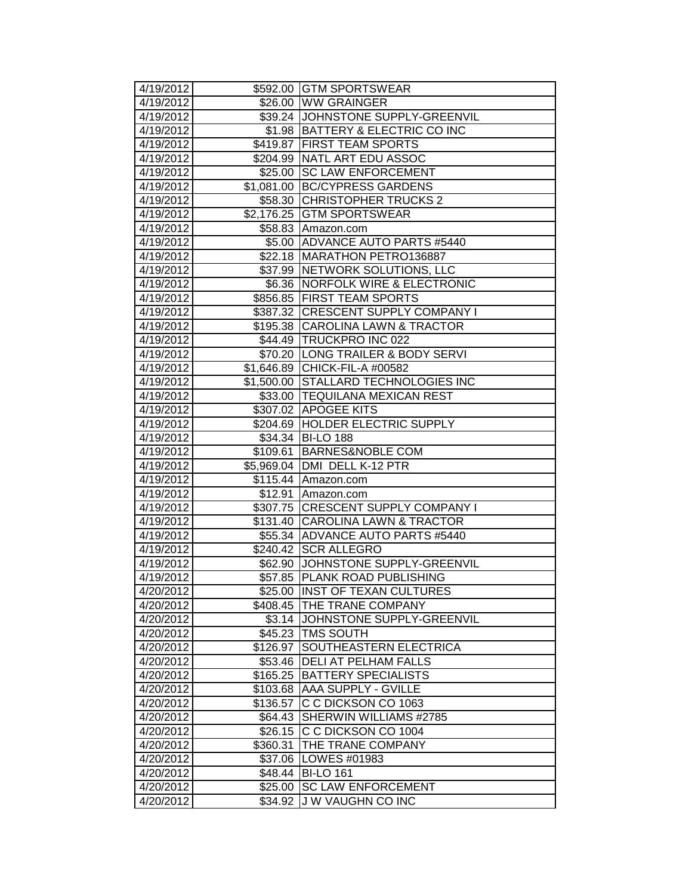| 4/19/2012 | $592.00 | GTM SPORTSWEAR |
|---|---|---|
| 4/19/2012 | $26.00 | WW GRAINGER |
| 4/19/2012 | $39.24 | JOHNSTONE SUPPLY-GREENVIL |
| 4/19/2012 | $1.98 | BATTERY & ELECTRIC CO INC |
| 4/19/2012 | $419.87 | FIRST TEAM SPORTS |
| 4/19/2012 | $204.99 | NATL ART EDU ASSOC |
| 4/19/2012 | $25.00 | SC LAW ENFORCEMENT |
| 4/19/2012 | $1,081.00 | BC/CYPRESS GARDENS |
| 4/19/2012 | $58.30 | CHRISTOPHER TRUCKS 2 |
| 4/19/2012 | $2,176.25 | GTM SPORTSWEAR |
| 4/19/2012 | $58.83 | Amazon.com |
| 4/19/2012 | $5.00 | ADVANCE AUTO PARTS #5440 |
| 4/19/2012 | $22.18 | MARATHON PETRO136887 |
| 4/19/2012 | $37.99 | NETWORK SOLUTIONS, LLC |
| 4/19/2012 | $6.36 | NORFOLK WIRE & ELECTRONIC |
| 4/19/2012 | $856.85 | FIRST TEAM SPORTS |
| 4/19/2012 | $387.32 | CRESCENT SUPPLY COMPANY I |
| 4/19/2012 | $195.38 | CAROLINA LAWN & TRACTOR |
| 4/19/2012 | $44.49 | TRUCKPRO INC 022 |
| 4/19/2012 | $70.20 | LONG TRAILER & BODY SERVI |
| 4/19/2012 | $1,646.89 | CHICK-FIL-A #00582 |
| 4/19/2012 | $1,500.00 | STALLARD TECHNOLOGIES INC |
| 4/19/2012 | $33.00 | TEQUILANA MEXICAN REST |
| 4/19/2012 | $307.02 | APOGEE KITS |
| 4/19/2012 | $204.69 | HOLDER ELECTRIC SUPPLY |
| 4/19/2012 | $34.34 | BI-LO 188 |
| 4/19/2012 | $109.61 | BARNES&NOBLE COM |
| 4/19/2012 | $5,969.04 | DMI DELL K-12 PTR |
| 4/19/2012 | $115.44 | Amazon.com |
| 4/19/2012 | $12.91 | Amazon.com |
| 4/19/2012 | $307.75 | CRESCENT SUPPLY COMPANY I |
| 4/19/2012 | $131.40 | CAROLINA LAWN & TRACTOR |
| 4/19/2012 | $55.34 | ADVANCE AUTO PARTS #5440 |
| 4/19/2012 | $240.42 | SCR ALLEGRO |
| 4/19/2012 | $62.90 | JOHNSTONE SUPPLY-GREENVIL |
| 4/19/2012 | $57.85 | PLANK ROAD PUBLISHING |
| 4/20/2012 | $25.00 | INST OF TEXAN CULTURES |
| 4/20/2012 | $408.45 | THE TRANE COMPANY |
| 4/20/2012 | $3.14 | JOHNSTONE SUPPLY-GREENVIL |
| 4/20/2012 | $45.23 | TMS SOUTH |
| 4/20/2012 | $126.97 | SOUTHEASTERN ELECTRICA |
| 4/20/2012 | $53.46 | DELI AT PELHAM FALLS |
| 4/20/2012 | $165.25 | BATTERY SPECIALISTS |
| 4/20/2012 | $103.68 | AAA SUPPLY - GVILLE |
| 4/20/2012 | $136.57 | C C DICKSON CO 1063 |
| 4/20/2012 | $64.43 | SHERWIN WILLIAMS #2785 |
| 4/20/2012 | $26.15 | C C DICKSON CO 1004 |
| 4/20/2012 | $360.31 | THE TRANE COMPANY |
| 4/20/2012 | $37.06 | LOWES #01983 |
| 4/20/2012 | $48.44 | BI-LO 161 |
| 4/20/2012 | $25.00 | SC LAW ENFORCEMENT |
| 4/20/2012 | $34.92 | J W VAUGHN CO INC |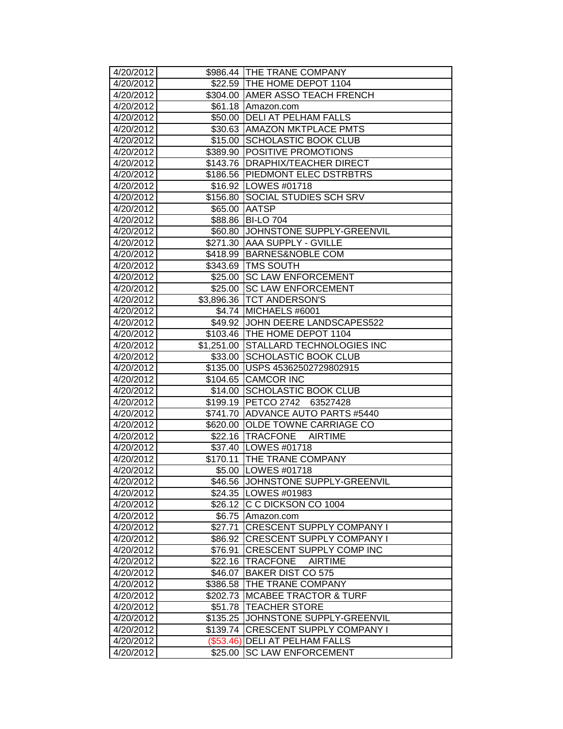| | | |
|---|---|---|
| 4/20/2012 | $986.44 | THE TRANE COMPANY |
| 4/20/2012 | $22.59 | THE HOME DEPOT 1104 |
| 4/20/2012 | $304.00 | AMER ASSO TEACH FRENCH |
| 4/20/2012 | $61.18 | Amazon.com |
| 4/20/2012 | $50.00 | DELI AT PELHAM FALLS |
| 4/20/2012 | $30.63 | AMAZON MKTPLACE PMTS |
| 4/20/2012 | $15.00 | SCHOLASTIC BOOK CLUB |
| 4/20/2012 | $389.90 | POSITIVE PROMOTIONS |
| 4/20/2012 | $143.76 | DRAPHIX/TEACHER DIRECT |
| 4/20/2012 | $186.56 | PIEDMONT ELEC DSTRBTRS |
| 4/20/2012 | $16.92 | LOWES #01718 |
| 4/20/2012 | $156.80 | SOCIAL STUDIES SCH SRV |
| 4/20/2012 | $65.00 | AATSP |
| 4/20/2012 | $88.86 | BI-LO 704 |
| 4/20/2012 | $60.80 | JOHNSTONE SUPPLY-GREENVIL |
| 4/20/2012 | $271.30 | AAA SUPPLY - GVILLE |
| 4/20/2012 | $418.99 | BARNES&NOBLE COM |
| 4/20/2012 | $343.69 | TMS SOUTH |
| 4/20/2012 | $25.00 | SC LAW ENFORCEMENT |
| 4/20/2012 | $25.00 | SC LAW ENFORCEMENT |
| 4/20/2012 | $3,896.36 | TCT ANDERSON'S |
| 4/20/2012 | $4.74 | MICHAELS #6001 |
| 4/20/2012 | $49.92 | JOHN DEERE LANDSCAPES522 |
| 4/20/2012 | $103.46 | THE HOME DEPOT 1104 |
| 4/20/2012 | $1,251.00 | STALLARD TECHNOLOGIES INC |
| 4/20/2012 | $33.00 | SCHOLASTIC BOOK CLUB |
| 4/20/2012 | $135.00 | USPS 45362502729802915 |
| 4/20/2012 | $104.65 | CAMCOR INC |
| 4/20/2012 | $14.00 | SCHOLASTIC BOOK CLUB |
| 4/20/2012 | $199.19 | PETCO 2742 63527428 |
| 4/20/2012 | $741.70 | ADVANCE AUTO PARTS #5440 |
| 4/20/2012 | $620.00 | OLDE TOWNE CARRIAGE CO |
| 4/20/2012 | $22.16 | TRACFONE AIRTIME |
| 4/20/2012 | $37.40 | LOWES #01718 |
| 4/20/2012 | $170.11 | THE TRANE COMPANY |
| 4/20/2012 | $5.00 | LOWES #01718 |
| 4/20/2012 | $46.56 | JOHNSTONE SUPPLY-GREENVIL |
| 4/20/2012 | $24.35 | LOWES #01983 |
| 4/20/2012 | $26.12 | C C DICKSON CO 1004 |
| 4/20/2012 | $6.75 | Amazon.com |
| 4/20/2012 | $27.71 | CRESCENT SUPPLY COMPANY I |
| 4/20/2012 | $86.92 | CRESCENT SUPPLY COMPANY I |
| 4/20/2012 | $76.91 | CRESCENT SUPPLY COMP INC |
| 4/20/2012 | $22.16 | TRACFONE AIRTIME |
| 4/20/2012 | $46.07 | BAKER DIST CO 575 |
| 4/20/2012 | $386.58 | THE TRANE COMPANY |
| 4/20/2012 | $202.73 | MCABEE TRACTOR & TURF |
| 4/20/2012 | $51.78 | TEACHER STORE |
| 4/20/2012 | $135.25 | JOHNSTONE SUPPLY-GREENVIL |
| 4/20/2012 | $139.74 | CRESCENT SUPPLY COMPANY I |
| 4/20/2012 | ($53.46) | DELI AT PELHAM FALLS |
| 4/20/2012 | $25.00 | SC LAW ENFORCEMENT |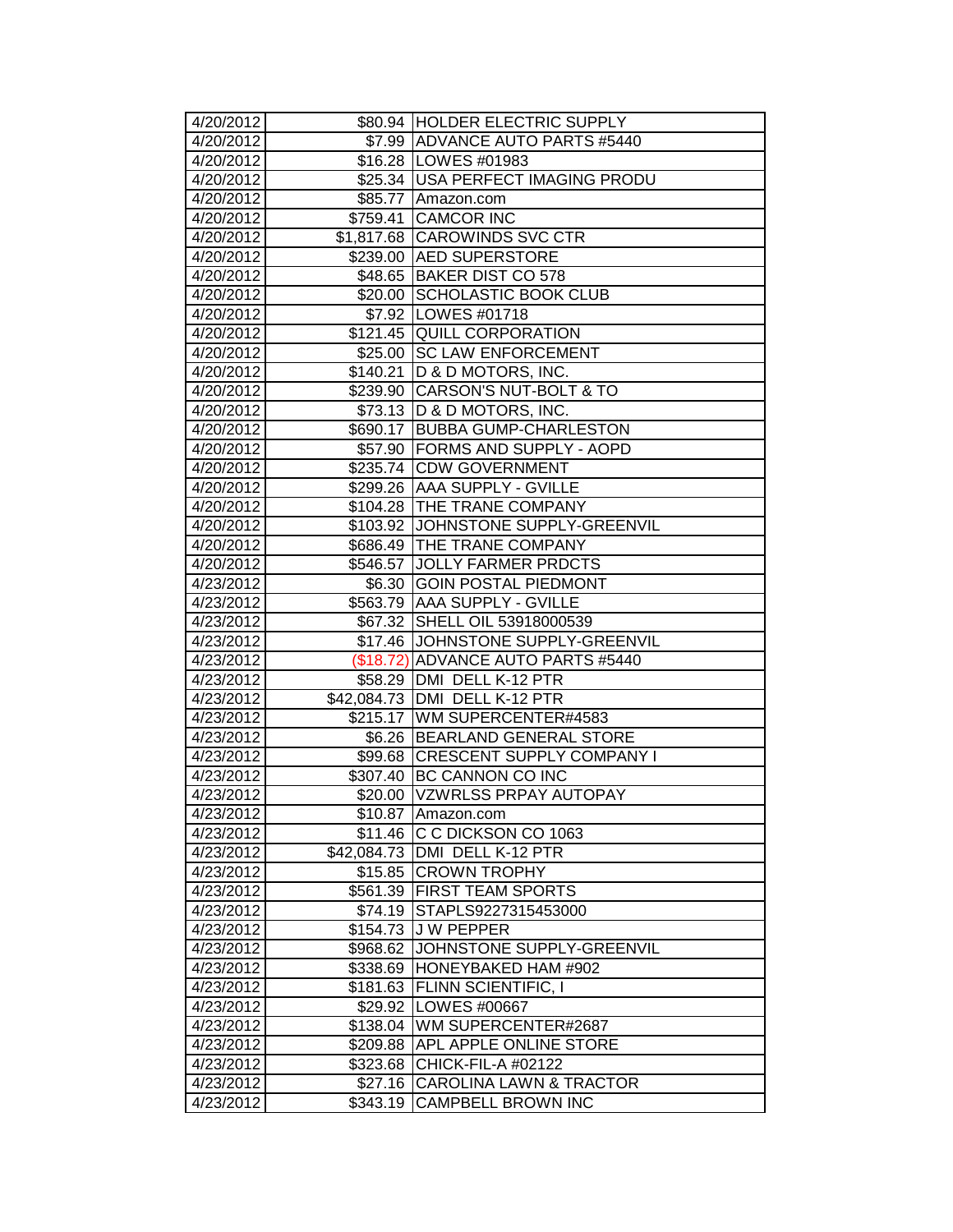| | | |
|---|---|---|
| 4/20/2012 | $80.94 | HOLDER ELECTRIC SUPPLY |
| 4/20/2012 | $7.99 | ADVANCE AUTO PARTS #5440 |
| 4/20/2012 | $16.28 | LOWES #01983 |
| 4/20/2012 | $25.34 | USA PERFECT IMAGING PRODU |
| 4/20/2012 | $85.77 | Amazon.com |
| 4/20/2012 | $759.41 | CAMCOR INC |
| 4/20/2012 | $1,817.68 | CAROWINDS SVC CTR |
| 4/20/2012 | $239.00 | AED SUPERSTORE |
| 4/20/2012 | $48.65 | BAKER DIST CO 578 |
| 4/20/2012 | $20.00 | SCHOLASTIC BOOK CLUB |
| 4/20/2012 | $7.92 | LOWES #01718 |
| 4/20/2012 | $121.45 | QUILL CORPORATION |
| 4/20/2012 | $25.00 | SC LAW ENFORCEMENT |
| 4/20/2012 | $140.21 | D & D MOTORS, INC. |
| 4/20/2012 | $239.90 | CARSON'S NUT-BOLT & TO |
| 4/20/2012 | $73.13 | D & D MOTORS, INC. |
| 4/20/2012 | $690.17 | BUBBA GUMP-CHARLESTON |
| 4/20/2012 | $57.90 | FORMS AND SUPPLY - AOPD |
| 4/20/2012 | $235.74 | CDW GOVERNMENT |
| 4/20/2012 | $299.26 | AAA SUPPLY - GVILLE |
| 4/20/2012 | $104.28 | THE TRANE COMPANY |
| 4/20/2012 | $103.92 | JOHNSTONE SUPPLY-GREENVIL |
| 4/20/2012 | $686.49 | THE TRANE COMPANY |
| 4/20/2012 | $546.57 | JOLLY FARMER PRDCTS |
| 4/23/2012 | $6.30 | GOIN POSTAL PIEDMONT |
| 4/23/2012 | $563.79 | AAA SUPPLY - GVILLE |
| 4/23/2012 | $67.32 | SHELL OIL 53918000539 |
| 4/23/2012 | $17.46 | JOHNSTONE SUPPLY-GREENVIL |
| 4/23/2012 | ($18.72) | ADVANCE AUTO PARTS #5440 |
| 4/23/2012 | $58.29 | DMI DELL K-12 PTR |
| 4/23/2012 | $42,084.73 | DMI DELL K-12 PTR |
| 4/23/2012 | $215.17 | WM SUPERCENTER#4583 |
| 4/23/2012 | $6.26 | BEARLAND GENERAL STORE |
| 4/23/2012 | $99.68 | CRESCENT SUPPLY COMPANY I |
| 4/23/2012 | $307.40 | BC CANNON CO INC |
| 4/23/2012 | $20.00 | VZWRLSS PRPAY AUTOPAY |
| 4/23/2012 | $10.87 | Amazon.com |
| 4/23/2012 | $11.46 | C C DICKSON CO 1063 |
| 4/23/2012 | $42,084.73 | DMI DELL K-12 PTR |
| 4/23/2012 | $15.85 | CROWN TROPHY |
| 4/23/2012 | $561.39 | FIRST TEAM SPORTS |
| 4/23/2012 | $74.19 | STAPLS9227315453000 |
| 4/23/2012 | $154.73 | J W PEPPER |
| 4/23/2012 | $968.62 | JOHNSTONE SUPPLY-GREENVIL |
| 4/23/2012 | $338.69 | HONEYBAKED HAM #902 |
| 4/23/2012 | $181.63 | FLINN SCIENTIFIC, I |
| 4/23/2012 | $29.92 | LOWES #00667 |
| 4/23/2012 | $138.04 | WM SUPERCENTER#2687 |
| 4/23/2012 | $209.88 | APL APPLE ONLINE STORE |
| 4/23/2012 | $323.68 | CHICK-FIL-A #02122 |
| 4/23/2012 | $27.16 | CAROLINA LAWN & TRACTOR |
| 4/23/2012 | $343.19 | CAMPBELL BROWN INC |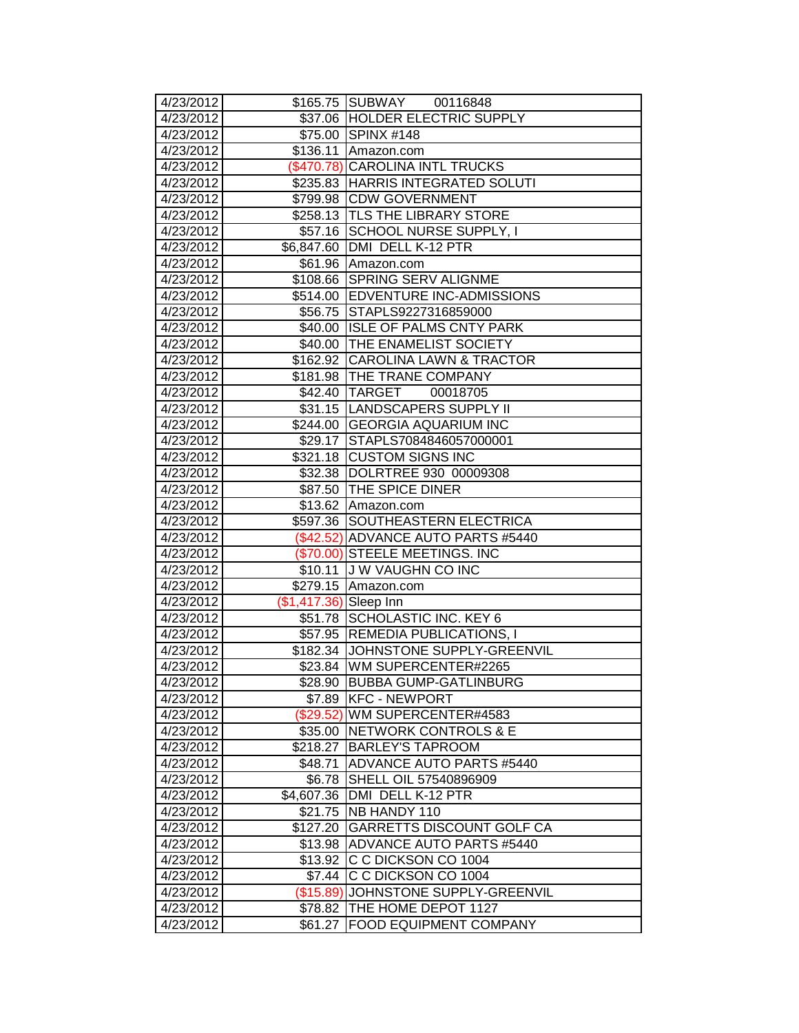| | | |
|---|---|---|
| 4/23/2012 | $165.75 | SUBWAY 00116848 |
| 4/23/2012 | $37.06 | HOLDER ELECTRIC SUPPLY |
| 4/23/2012 | $75.00 | SPINX #148 |
| 4/23/2012 | $136.11 | Amazon.com |
| 4/23/2012 | ($470.78) | CAROLINA INTL TRUCKS |
| 4/23/2012 | $235.83 | HARRIS INTEGRATED SOLUTI |
| 4/23/2012 | $799.98 | CDW GOVERNMENT |
| 4/23/2012 | $258.13 | TLS THE LIBRARY STORE |
| 4/23/2012 | $57.16 | SCHOOL NURSE SUPPLY, I |
| 4/23/2012 | $6,847.60 | DMI DELL K-12 PTR |
| 4/23/2012 | $61.96 | Amazon.com |
| 4/23/2012 | $108.66 | SPRING SERV ALIGNME |
| 4/23/2012 | $514.00 | EDVENTURE INC-ADMISSIONS |
| 4/23/2012 | $56.75 | STAPLS9227316859000 |
| 4/23/2012 | $40.00 | ISLE OF PALMS CNTY PARK |
| 4/23/2012 | $40.00 | THE ENAMELIST SOCIETY |
| 4/23/2012 | $162.92 | CAROLINA LAWN & TRACTOR |
| 4/23/2012 | $181.98 | THE TRANE COMPANY |
| 4/23/2012 | $42.40 | TARGET 00018705 |
| 4/23/2012 | $31.15 | LANDSCAPERS SUPPLY II |
| 4/23/2012 | $244.00 | GEORGIA AQUARIUM INC |
| 4/23/2012 | $29.17 | STAPLS7084846057000001 |
| 4/23/2012 | $321.18 | CUSTOM SIGNS INC |
| 4/23/2012 | $32.38 | DOLRTREE 930 00009308 |
| 4/23/2012 | $87.50 | THE SPICE DINER |
| 4/23/2012 | $13.62 | Amazon.com |
| 4/23/2012 | $597.36 | SOUTHEASTERN ELECTRICA |
| 4/23/2012 | ($42.52) | ADVANCE AUTO PARTS #5440 |
| 4/23/2012 | ($70.00) | STEELE MEETINGS. INC |
| 4/23/2012 | $10.11 | J W VAUGHN CO INC |
| 4/23/2012 | $279.15 | Amazon.com |
| 4/23/2012 | ($1,417.36) | Sleep Inn |
| 4/23/2012 | $51.78 | SCHOLASTIC INC. KEY 6 |
| 4/23/2012 | $57.95 | REMEDIA PUBLICATIONS, I |
| 4/23/2012 | $182.34 | JOHNSTONE SUPPLY-GREENVIL |
| 4/23/2012 | $23.84 | WM SUPERCENTER#2265 |
| 4/23/2012 | $28.90 | BUBBA GUMP-GATLINBURG |
| 4/23/2012 | $7.89 | KFC - NEWPORT |
| 4/23/2012 | ($29.52) | WM SUPERCENTER#4583 |
| 4/23/2012 | $35.00 | NETWORK CONTROLS & E |
| 4/23/2012 | $218.27 | BARLEY'S TAPROOM |
| 4/23/2012 | $48.71 | ADVANCE AUTO PARTS #5440 |
| 4/23/2012 | $6.78 | SHELL OIL 57540896909 |
| 4/23/2012 | $4,607.36 | DMI DELL K-12 PTR |
| 4/23/2012 | $21.75 | NB HANDY 110 |
| 4/23/2012 | $127.20 | GARRETTS DISCOUNT GOLF CA |
| 4/23/2012 | $13.98 | ADVANCE AUTO PARTS #5440 |
| 4/23/2012 | $13.92 | C C DICKSON CO 1004 |
| 4/23/2012 | $7.44 | C C DICKSON CO 1004 |
| 4/23/2012 | ($15.89) | JOHNSTONE SUPPLY-GREENVIL |
| 4/23/2012 | $78.82 | THE HOME DEPOT 1127 |
| 4/23/2012 | $61.27 | FOOD EQUIPMENT COMPANY |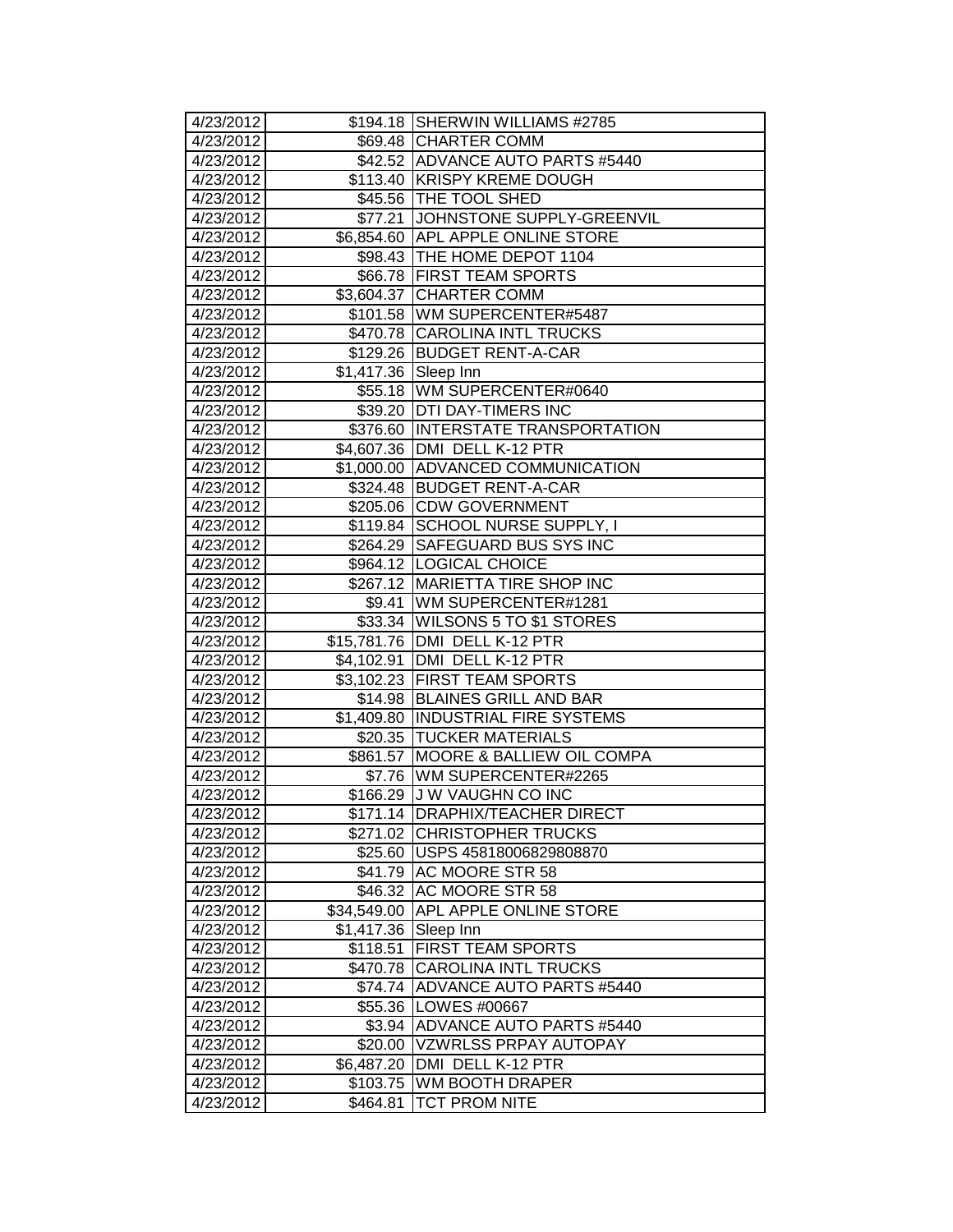| | | |
|---|---|---|
| 4/23/2012 | $194.18 | SHERWIN WILLIAMS #2785 |
| 4/23/2012 | $69.48 | CHARTER COMM |
| 4/23/2012 | $42.52 | ADVANCE AUTO PARTS #5440 |
| 4/23/2012 | $113.40 | KRISPY KREME DOUGH |
| 4/23/2012 | $45.56 | THE TOOL SHED |
| 4/23/2012 | $77.21 | JOHNSTONE SUPPLY-GREENVIL |
| 4/23/2012 | $6,854.60 | APL APPLE ONLINE STORE |
| 4/23/2012 | $98.43 | THE HOME DEPOT 1104 |
| 4/23/2012 | $66.78 | FIRST TEAM SPORTS |
| 4/23/2012 | $3,604.37 | CHARTER COMM |
| 4/23/2012 | $101.58 | WM SUPERCENTER#5487 |
| 4/23/2012 | $470.78 | CAROLINA INTL TRUCKS |
| 4/23/2012 | $129.26 | BUDGET RENT-A-CAR |
| 4/23/2012 | $1,417.36 | Sleep Inn |
| 4/23/2012 | $55.18 | WM SUPERCENTER#0640 |
| 4/23/2012 | $39.20 | DTI DAY-TIMERS INC |
| 4/23/2012 | $376.60 | INTERSTATE TRANSPORTATION |
| 4/23/2012 | $4,607.36 | DMI DELL K-12 PTR |
| 4/23/2012 | $1,000.00 | ADVANCED COMMUNICATION |
| 4/23/2012 | $324.48 | BUDGET RENT-A-CAR |
| 4/23/2012 | $205.06 | CDW GOVERNMENT |
| 4/23/2012 | $119.84 | SCHOOL NURSE SUPPLY, I |
| 4/23/2012 | $264.29 | SAFEGUARD BUS SYS INC |
| 4/23/2012 | $964.12 | LOGICAL CHOICE |
| 4/23/2012 | $267.12 | MARIETTA TIRE SHOP INC |
| 4/23/2012 | $9.41 | WM SUPERCENTER#1281 |
| 4/23/2012 | $33.34 | WILSONS 5 TO $1 STORES |
| 4/23/2012 | $15,781.76 | DMI DELL K-12 PTR |
| 4/23/2012 | $4,102.91 | DMI DELL K-12 PTR |
| 4/23/2012 | $3,102.23 | FIRST TEAM SPORTS |
| 4/23/2012 | $14.98 | BLAINES GRILL AND BAR |
| 4/23/2012 | $1,409.80 | INDUSTRIAL FIRE SYSTEMS |
| 4/23/2012 | $20.35 | TUCKER MATERIALS |
| 4/23/2012 | $861.57 | MOORE & BALLIEW OIL COMPA |
| 4/23/2012 | $7.76 | WM SUPERCENTER#2265 |
| 4/23/2012 | $166.29 | J W VAUGHN CO INC |
| 4/23/2012 | $171.14 | DRAPHIX/TEACHER DIRECT |
| 4/23/2012 | $271.02 | CHRISTOPHER TRUCKS |
| 4/23/2012 | $25.60 | USPS 45818006829808870 |
| 4/23/2012 | $41.79 | AC MOORE STR 58 |
| 4/23/2012 | $46.32 | AC MOORE STR 58 |
| 4/23/2012 | $34,549.00 | APL APPLE ONLINE STORE |
| 4/23/2012 | $1,417.36 | Sleep Inn |
| 4/23/2012 | $118.51 | FIRST TEAM SPORTS |
| 4/23/2012 | $470.78 | CAROLINA INTL TRUCKS |
| 4/23/2012 | $74.74 | ADVANCE AUTO PARTS #5440 |
| 4/23/2012 | $55.36 | LOWES #00667 |
| 4/23/2012 | $3.94 | ADVANCE AUTO PARTS #5440 |
| 4/23/2012 | $20.00 | VZWRLSS PRPAY AUTOPAY |
| 4/23/2012 | $6,487.20 | DMI DELL K-12 PTR |
| 4/23/2012 | $103.75 | WM BOOTH DRAPER |
| 4/23/2012 | $464.81 | TCT PROM NITE |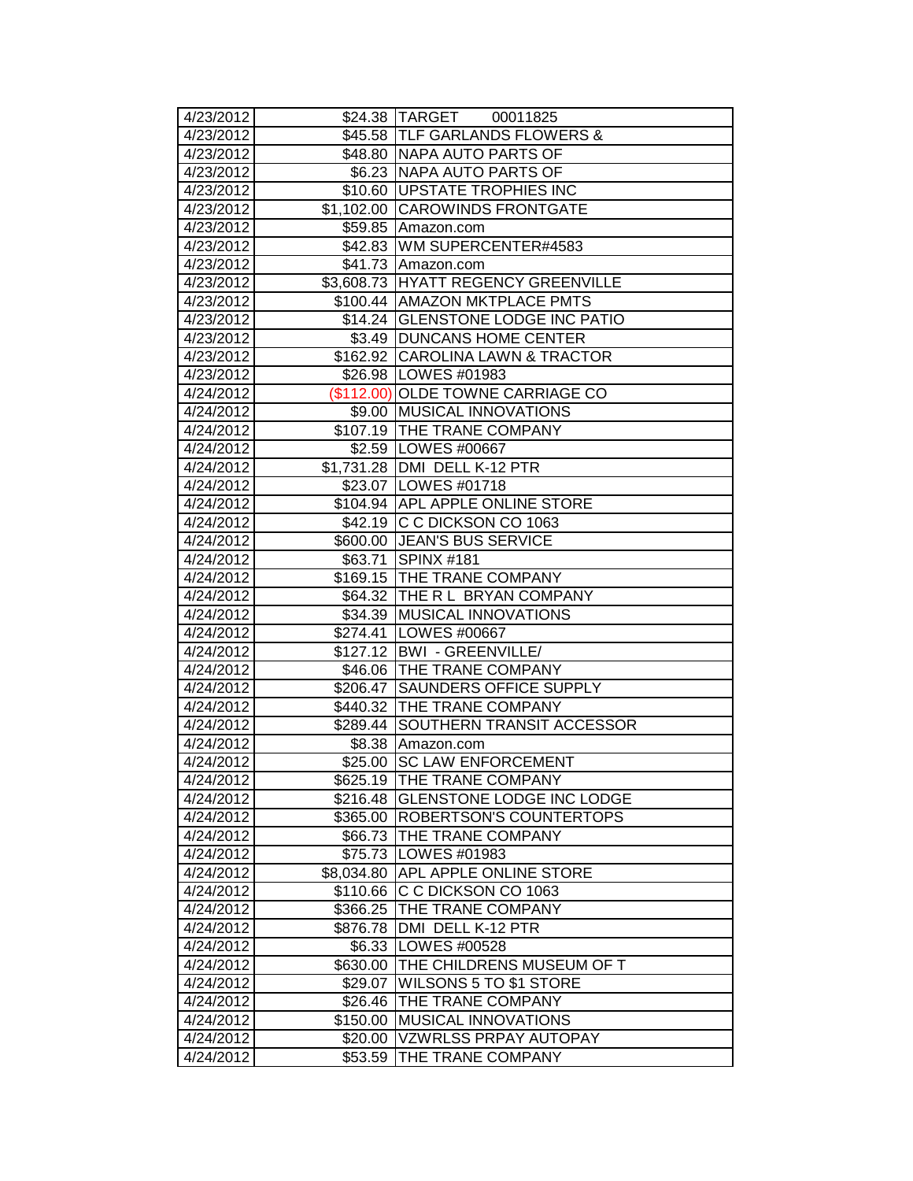| | | |
|---|---|---|
| 4/23/2012 | $24.38 | TARGET 00011825 |
| 4/23/2012 | $45.58 | TLF GARLANDS FLOWERS & |
| 4/23/2012 | $48.80 | NAPA AUTO PARTS OF |
| 4/23/2012 | $6.23 | NAPA AUTO PARTS OF |
| 4/23/2012 | $10.60 | UPSTATE TROPHIES INC |
| 4/23/2012 | $1,102.00 | CAROWINDS FRONTGATE |
| 4/23/2012 | $59.85 | Amazon.com |
| 4/23/2012 | $42.83 | WM SUPERCENTER#4583 |
| 4/23/2012 | $41.73 | Amazon.com |
| 4/23/2012 | $3,608.73 | HYATT REGENCY GREENVILLE |
| 4/23/2012 | $100.44 | AMAZON MKTPLACE PMTS |
| 4/23/2012 | $14.24 | GLENSTONE LODGE INC PATIO |
| 4/23/2012 | $3.49 | DUNCANS HOME CENTER |
| 4/23/2012 | $162.92 | CAROLINA LAWN & TRACTOR |
| 4/23/2012 | $26.98 | LOWES #01983 |
| 4/24/2012 | ($112.00) | OLDE TOWNE CARRIAGE CO |
| 4/24/2012 | $9.00 | MUSICAL INNOVATIONS |
| 4/24/2012 | $107.19 | THE TRANE COMPANY |
| 4/24/2012 | $2.59 | LOWES #00667 |
| 4/24/2012 | $1,731.28 | DMI DELL K-12 PTR |
| 4/24/2012 | $23.07 | LOWES #01718 |
| 4/24/2012 | $104.94 | APL APPLE ONLINE STORE |
| 4/24/2012 | $42.19 | C C DICKSON CO 1063 |
| 4/24/2012 | $600.00 | JEAN'S BUS SERVICE |
| 4/24/2012 | $63.71 | SPINX #181 |
| 4/24/2012 | $169.15 | THE TRANE COMPANY |
| 4/24/2012 | $64.32 | THE R L BRYAN COMPANY |
| 4/24/2012 | $34.39 | MUSICAL INNOVATIONS |
| 4/24/2012 | $274.41 | LOWES #00667 |
| 4/24/2012 | $127.12 | BWI - GREENVILLE/ |
| 4/24/2012 | $46.06 | THE TRANE COMPANY |
| 4/24/2012 | $206.47 | SAUNDERS OFFICE SUPPLY |
| 4/24/2012 | $440.32 | THE TRANE COMPANY |
| 4/24/2012 | $289.44 | SOUTHERN TRANSIT ACCESSOR |
| 4/24/2012 | $8.38 | Amazon.com |
| 4/24/2012 | $25.00 | SC LAW ENFORCEMENT |
| 4/24/2012 | $625.19 | THE TRANE COMPANY |
| 4/24/2012 | $216.48 | GLENSTONE LODGE INC LODGE |
| 4/24/2012 | $365.00 | ROBERTSON'S COUNTERTOPS |
| 4/24/2012 | $66.73 | THE TRANE COMPANY |
| 4/24/2012 | $75.73 | LOWES #01983 |
| 4/24/2012 | $8,034.80 | APL APPLE ONLINE STORE |
| 4/24/2012 | $110.66 | C C DICKSON CO 1063 |
| 4/24/2012 | $366.25 | THE TRANE COMPANY |
| 4/24/2012 | $876.78 | DMI DELL K-12 PTR |
| 4/24/2012 | $6.33 | LOWES #00528 |
| 4/24/2012 | $630.00 | THE CHILDRENS MUSEUM OF T |
| 4/24/2012 | $29.07 | WILSONS 5 TO $1 STORE |
| 4/24/2012 | $26.46 | THE TRANE COMPANY |
| 4/24/2012 | $150.00 | MUSICAL INNOVATIONS |
| 4/24/2012 | $20.00 | VZWRLSS PRPAY AUTOPAY |
| 4/24/2012 | $53.59 | THE TRANE COMPANY |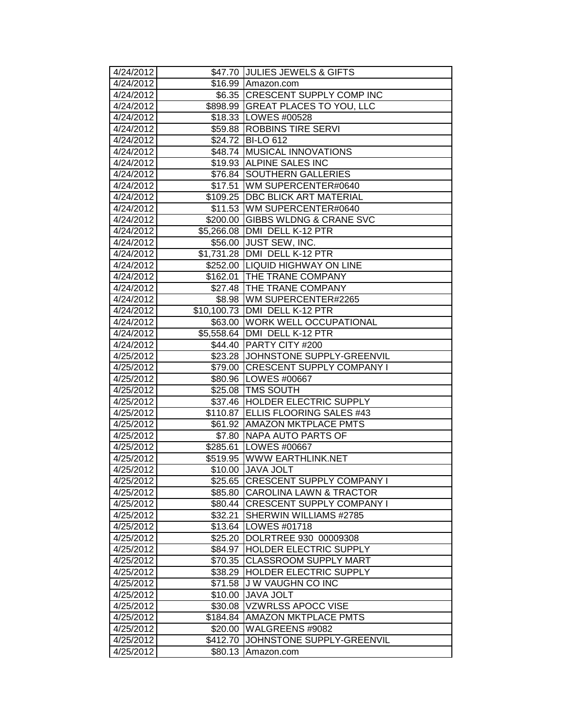| | | |
|---|---|---|
| 4/24/2012 | $47.70 | JULIES JEWELS & GIFTS |
| 4/24/2012 | $16.99 | Amazon.com |
| 4/24/2012 | $6.35 | CRESCENT SUPPLY COMP INC |
| 4/24/2012 | $898.99 | GREAT PLACES TO YOU, LLC |
| 4/24/2012 | $18.33 | LOWES #00528 |
| 4/24/2012 | $59.88 | ROBBINS TIRE SERVI |
| 4/24/2012 | $24.72 | BI-LO 612 |
| 4/24/2012 | $48.74 | MUSICAL INNOVATIONS |
| 4/24/2012 | $19.93 | ALPINE SALES INC |
| 4/24/2012 | $76.84 | SOUTHERN GALLERIES |
| 4/24/2012 | $17.51 | WM SUPERCENTER#0640 |
| 4/24/2012 | $109.25 | DBC BLICK ART MATERIAL |
| 4/24/2012 | $11.53 | WM SUPERCENTER#0640 |
| 4/24/2012 | $200.00 | GIBBS WLDNG & CRANE SVC |
| 4/24/2012 | $5,266.08 | DMI DELL K-12 PTR |
| 4/24/2012 | $56.00 | JUST SEW, INC. |
| 4/24/2012 | $1,731.28 | DMI DELL K-12 PTR |
| 4/24/2012 | $252.00 | LIQUID HIGHWAY ON LINE |
| 4/24/2012 | $162.01 | THE TRANE COMPANY |
| 4/24/2012 | $27.48 | THE TRANE COMPANY |
| 4/24/2012 | $8.98 | WM SUPERCENTER#2265 |
| 4/24/2012 | $10,100.73 | DMI DELL K-12 PTR |
| 4/24/2012 | $63.00 | WORK WELL OCCUPATIONAL |
| 4/24/2012 | $5,558.64 | DMI DELL K-12 PTR |
| 4/24/2012 | $44.40 | PARTY CITY #200 |
| 4/25/2012 | $23.28 | JOHNSTONE SUPPLY-GREENVIL |
| 4/25/2012 | $79.00 | CRESCENT SUPPLY COMPANY I |
| 4/25/2012 | $80.96 | LOWES #00667 |
| 4/25/2012 | $25.08 | TMS SOUTH |
| 4/25/2012 | $37.46 | HOLDER ELECTRIC SUPPLY |
| 4/25/2012 | $110.87 | ELLIS FLOORING SALES #43 |
| 4/25/2012 | $61.92 | AMAZON MKTPLACE PMTS |
| 4/25/2012 | $7.80 | NAPA AUTO PARTS OF |
| 4/25/2012 | $285.61 | LOWES #00667 |
| 4/25/2012 | $519.95 | WWW EARTHLINK.NET |
| 4/25/2012 | $10.00 | JAVA JOLT |
| 4/25/2012 | $25.65 | CRESCENT SUPPLY COMPANY I |
| 4/25/2012 | $85.80 | CAROLINA LAWN & TRACTOR |
| 4/25/2012 | $80.44 | CRESCENT SUPPLY COMPANY I |
| 4/25/2012 | $32.21 | SHERWIN WILLIAMS #2785 |
| 4/25/2012 | $13.64 | LOWES #01718 |
| 4/25/2012 | $25.20 | DOLRTREE 930 00009308 |
| 4/25/2012 | $84.97 | HOLDER ELECTRIC SUPPLY |
| 4/25/2012 | $70.35 | CLASSROOM SUPPLY MART |
| 4/25/2012 | $38.29 | HOLDER ELECTRIC SUPPLY |
| 4/25/2012 | $71.58 | J W VAUGHN CO INC |
| 4/25/2012 | $10.00 | JAVA JOLT |
| 4/25/2012 | $30.08 | VZWRLSS APOCC VISE |
| 4/25/2012 | $184.84 | AMAZON MKTPLACE PMTS |
| 4/25/2012 | $20.00 | WALGREENS #9082 |
| 4/25/2012 | $412.70 | JOHNSTONE SUPPLY-GREENVIL |
| 4/25/2012 | $80.13 | Amazon.com |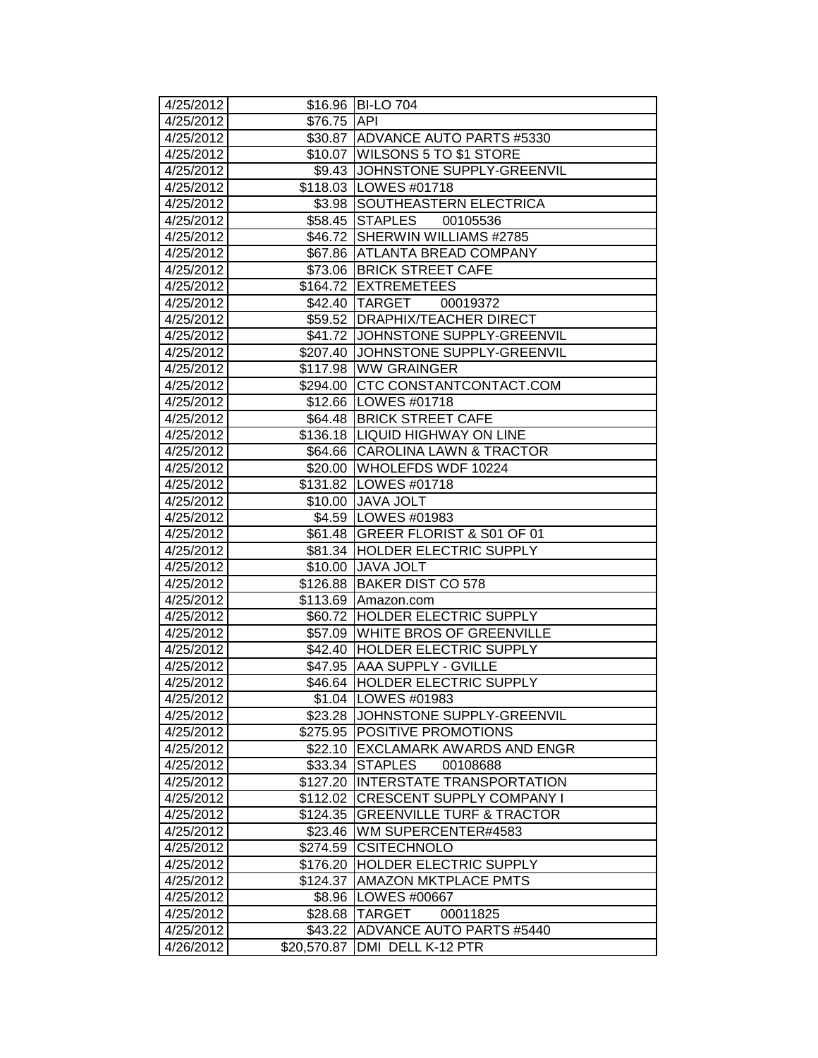| 4/25/2012 | $16.96 | BI-LO 704 |
|---|---|---|
| 4/25/2012 | $76.75 | API |
| 4/25/2012 | $30.87 | ADVANCE AUTO PARTS #5330 |
| 4/25/2012 | $10.07 | WILSONS 5 TO $1 STORE |
| 4/25/2012 | $9.43 | JOHNSTONE SUPPLY-GREENVIL |
| 4/25/2012 | $118.03 | LOWES #01718 |
| 4/25/2012 | $3.98 | SOUTHEASTERN ELECTRICA |
| 4/25/2012 | $58.45 | STAPLES 00105536 |
| 4/25/2012 | $46.72 | SHERWIN WILLIAMS #2785 |
| 4/25/2012 | $67.86 | ATLANTA BREAD COMPANY |
| 4/25/2012 | $73.06 | BRICK STREET CAFE |
| 4/25/2012 | $164.72 | EXTREMETEES |
| 4/25/2012 | $42.40 | TARGET 00019372 |
| 4/25/2012 | $59.52 | DRAPHIX/TEACHER DIRECT |
| 4/25/2012 | $41.72 | JOHNSTONE SUPPLY-GREENVIL |
| 4/25/2012 | $207.40 | JOHNSTONE SUPPLY-GREENVIL |
| 4/25/2012 | $117.98 | WW GRAINGER |
| 4/25/2012 | $294.00 | CTC CONSTANTCONTACT.COM |
| 4/25/2012 | $12.66 | LOWES #01718 |
| 4/25/2012 | $64.48 | BRICK STREET CAFE |
| 4/25/2012 | $136.18 | LIQUID HIGHWAY ON LINE |
| 4/25/2012 | $64.66 | CAROLINA LAWN & TRACTOR |
| 4/25/2012 | $20.00 | WHOLEFDS WDF 10224 |
| 4/25/2012 | $131.82 | LOWES #01718 |
| 4/25/2012 | $10.00 | JAVA JOLT |
| 4/25/2012 | $4.59 | LOWES #01983 |
| 4/25/2012 | $61.48 | GREER FLORIST & S01 OF 01 |
| 4/25/2012 | $81.34 | HOLDER ELECTRIC SUPPLY |
| 4/25/2012 | $10.00 | JAVA JOLT |
| 4/25/2012 | $126.88 | BAKER DIST CO 578 |
| 4/25/2012 | $113.69 | Amazon.com |
| 4/25/2012 | $60.72 | HOLDER ELECTRIC SUPPLY |
| 4/25/2012 | $57.09 | WHITE BROS OF GREENVILLE |
| 4/25/2012 | $42.40 | HOLDER ELECTRIC SUPPLY |
| 4/25/2012 | $47.95 | AAA SUPPLY - GVILLE |
| 4/25/2012 | $46.64 | HOLDER ELECTRIC SUPPLY |
| 4/25/2012 | $1.04 | LOWES #01983 |
| 4/25/2012 | $23.28 | JOHNSTONE SUPPLY-GREENVIL |
| 4/25/2012 | $275.95 | POSITIVE PROMOTIONS |
| 4/25/2012 | $22.10 | EXCLAMARK AWARDS AND ENGR |
| 4/25/2012 | $33.34 | STAPLES 00108688 |
| 4/25/2012 | $127.20 | INTERSTATE TRANSPORTATION |
| 4/25/2012 | $112.02 | CRESCENT SUPPLY COMPANY I |
| 4/25/2012 | $124.35 | GREENVILLE TURF & TRACTOR |
| 4/25/2012 | $23.46 | WM SUPERCENTER#4583 |
| 4/25/2012 | $274.59 | CSITECHNOLO |
| 4/25/2012 | $176.20 | HOLDER ELECTRIC SUPPLY |
| 4/25/2012 | $124.37 | AMAZON MKTPLACE PMTS |
| 4/25/2012 | $8.96 | LOWES #00667 |
| 4/25/2012 | $28.68 | TARGET 00011825 |
| 4/25/2012 | $43.22 | ADVANCE AUTO PARTS #5440 |
| 4/26/2012 | $20,570.87 | DMI DELL K-12 PTR |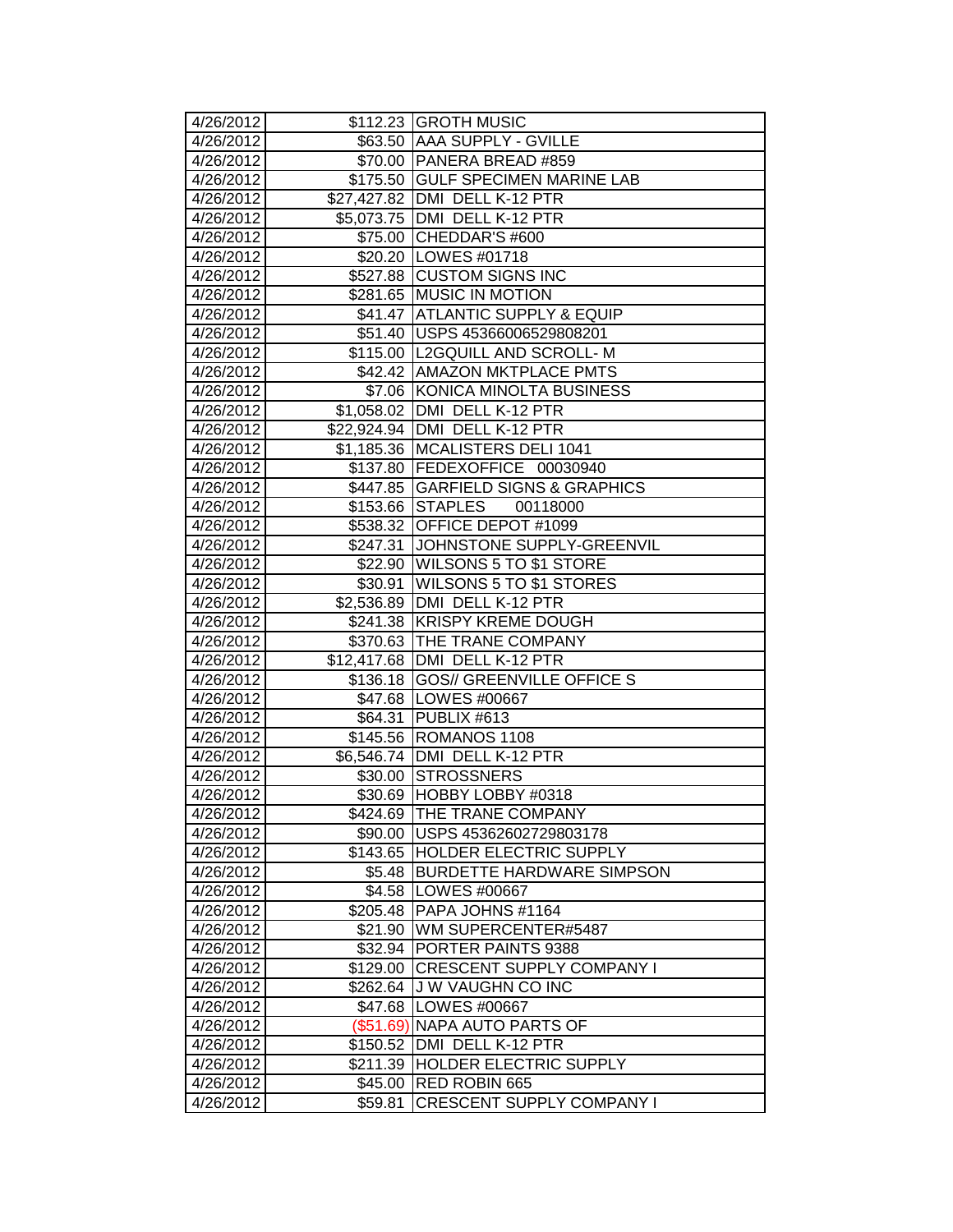| 4/26/2012 | $112.23 | GROTH MUSIC |
|---|---|---|
| 4/26/2012 | $63.50 | AAA SUPPLY - GVILLE |
| 4/26/2012 | $70.00 | PANERA BREAD #859 |
| 4/26/2012 | $175.50 | GULF SPECIMEN MARINE LAB |
| 4/26/2012 | $27,427.82 | DMI DELL K-12 PTR |
| 4/26/2012 | $5,073.75 | DMI DELL K-12 PTR |
| 4/26/2012 | $75.00 | CHEDDAR'S #600 |
| 4/26/2012 | $20.20 | LOWES #01718 |
| 4/26/2012 | $527.88 | CUSTOM SIGNS INC |
| 4/26/2012 | $281.65 | MUSIC IN MOTION |
| 4/26/2012 | $41.47 | ATLANTIC SUPPLY & EQUIP |
| 4/26/2012 | $51.40 | USPS 45366006529808201 |
| 4/26/2012 | $115.00 | L2GQUILL AND SCROLL- M |
| 4/26/2012 | $42.42 | AMAZON MKTPLACE PMTS |
| 4/26/2012 | $7.06 | KONICA MINOLTA BUSINESS |
| 4/26/2012 | $1,058.02 | DMI DELL K-12 PTR |
| 4/26/2012 | $22,924.94 | DMI DELL K-12 PTR |
| 4/26/2012 | $1,185.36 | MCALISTERS DELI 1041 |
| 4/26/2012 | $137.80 | FEDEXOFFICE 00030940 |
| 4/26/2012 | $447.85 | GARFIELD SIGNS & GRAPHICS |
| 4/26/2012 | $153.66 | STAPLES 00118000 |
| 4/26/2012 | $538.32 | OFFICE DEPOT #1099 |
| 4/26/2012 | $247.31 | JOHNSTONE SUPPLY-GREENVIL |
| 4/26/2012 | $22.90 | WILSONS 5 TO $1 STORE |
| 4/26/2012 | $30.91 | WILSONS 5 TO $1 STORES |
| 4/26/2012 | $2,536.89 | DMI DELL K-12 PTR |
| 4/26/2012 | $241.38 | KRISPY KREME DOUGH |
| 4/26/2012 | $370.63 | THE TRANE COMPANY |
| 4/26/2012 | $12,417.68 | DMI DELL K-12 PTR |
| 4/26/2012 | $136.18 | GOS// GREENVILLE OFFICE S |
| 4/26/2012 | $47.68 | LOWES #00667 |
| 4/26/2012 | $64.31 | PUBLIX #613 |
| 4/26/2012 | $145.56 | ROMANOS 1108 |
| 4/26/2012 | $6,546.74 | DMI DELL K-12 PTR |
| 4/26/2012 | $30.00 | STROSSNERS |
| 4/26/2012 | $30.69 | HOBBY LOBBY #0318 |
| 4/26/2012 | $424.69 | THE TRANE COMPANY |
| 4/26/2012 | $90.00 | USPS 45362602729803178 |
| 4/26/2012 | $143.65 | HOLDER ELECTRIC SUPPLY |
| 4/26/2012 | $5.48 | BURDETTE HARDWARE SIMPSON |
| 4/26/2012 | $4.58 | LOWES #00667 |
| 4/26/2012 | $205.48 | PAPA JOHNS #1164 |
| 4/26/2012 | $21.90 | WM SUPERCENTER#5487 |
| 4/26/2012 | $32.94 | PORTER PAINTS 9388 |
| 4/26/2012 | $129.00 | CRESCENT SUPPLY COMPANY I |
| 4/26/2012 | $262.64 | J W VAUGHN CO INC |
| 4/26/2012 | $47.68 | LOWES #00667 |
| 4/26/2012 | ($51.69) | NAPA AUTO PARTS OF |
| 4/26/2012 | $150.52 | DMI DELL K-12 PTR |
| 4/26/2012 | $211.39 | HOLDER ELECTRIC SUPPLY |
| 4/26/2012 | $45.00 | RED ROBIN 665 |
| 4/26/2012 | $59.81 | CRESCENT SUPPLY COMPANY I |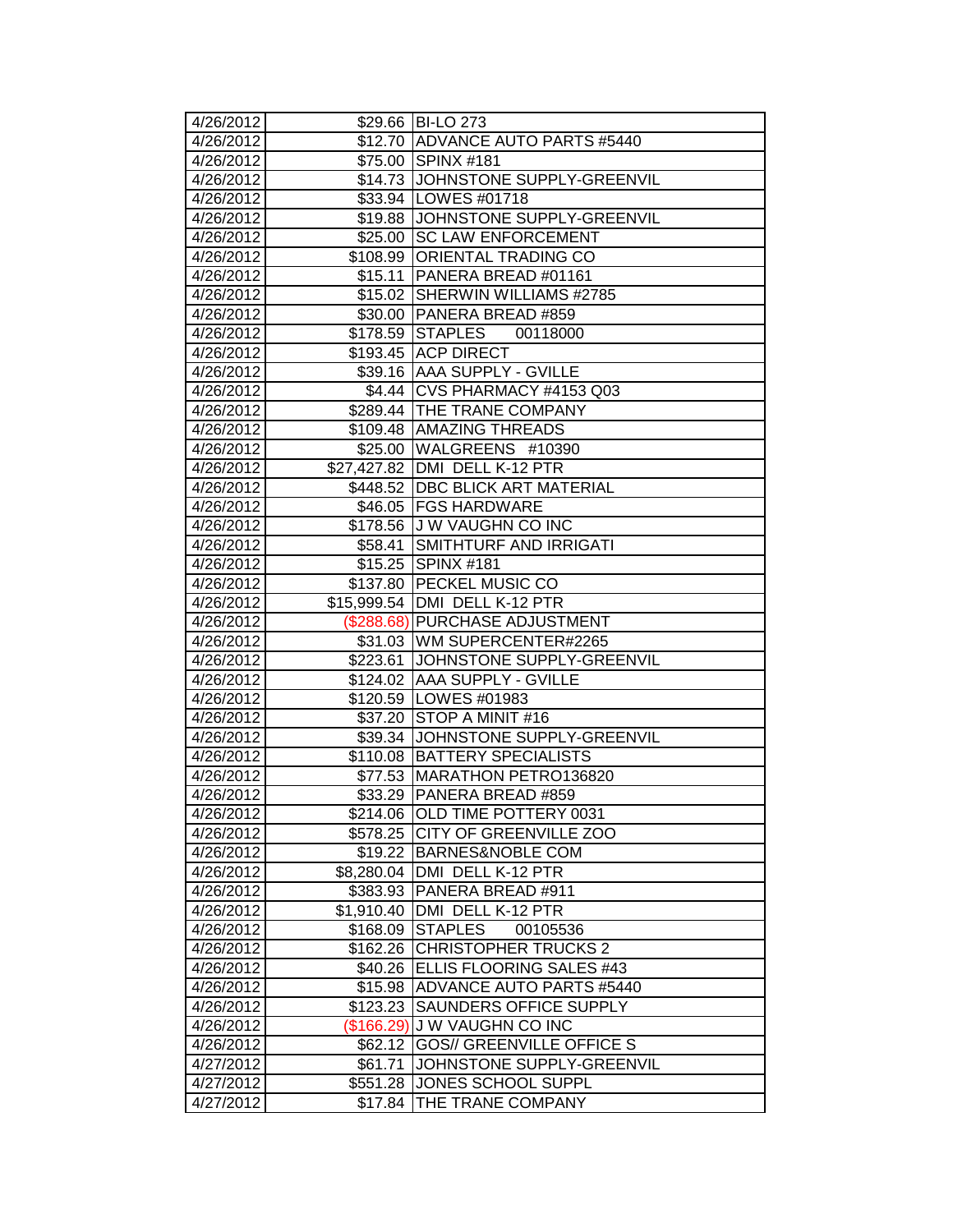| | | |
|---|---|---|
| 4/26/2012 | $29.66 | BI-LO 273 |
| 4/26/2012 | $12.70 | ADVANCE AUTO PARTS #5440 |
| 4/26/2012 | $75.00 | SPINX #181 |
| 4/26/2012 | $14.73 | JOHNSTONE SUPPLY-GREENVIL |
| 4/26/2012 | $33.94 | LOWES #01718 |
| 4/26/2012 | $19.88 | JOHNSTONE SUPPLY-GREENVIL |
| 4/26/2012 | $25.00 | SC LAW ENFORCEMENT |
| 4/26/2012 | $108.99 | ORIENTAL TRADING CO |
| 4/26/2012 | $15.11 | PANERA BREAD #01161 |
| 4/26/2012 | $15.02 | SHERWIN WILLIAMS #2785 |
| 4/26/2012 | $30.00 | PANERA BREAD #859 |
| 4/26/2012 | $178.59 | STAPLES 00118000 |
| 4/26/2012 | $193.45 | ACP DIRECT |
| 4/26/2012 | $39.16 | AAA SUPPLY - GVILLE |
| 4/26/2012 | $4.44 | CVS PHARMACY #4153 Q03 |
| 4/26/2012 | $289.44 | THE TRANE COMPANY |
| 4/26/2012 | $109.48 | AMAZING THREADS |
| 4/26/2012 | $25.00 | WALGREENS #10390 |
| 4/26/2012 | $27,427.82 | DMI DELL K-12 PTR |
| 4/26/2012 | $448.52 | DBC BLICK ART MATERIAL |
| 4/26/2012 | $46.05 | FGS HARDWARE |
| 4/26/2012 | $178.56 | J W VAUGHN CO INC |
| 4/26/2012 | $58.41 | SMITHTURF AND IRRIGATI |
| 4/26/2012 | $15.25 | SPINX #181 |
| 4/26/2012 | $137.80 | PECKEL MUSIC CO |
| 4/26/2012 | $15,999.54 | DMI DELL K-12 PTR |
| 4/26/2012 | ($288.68) | PURCHASE ADJUSTMENT |
| 4/26/2012 | $31.03 | WM SUPERCENTER#2265 |
| 4/26/2012 | $223.61 | JOHNSTONE SUPPLY-GREENVIL |
| 4/26/2012 | $124.02 | AAA SUPPLY - GVILLE |
| 4/26/2012 | $120.59 | LOWES #01983 |
| 4/26/2012 | $37.20 | STOP A MINIT #16 |
| 4/26/2012 | $39.34 | JOHNSTONE SUPPLY-GREENVIL |
| 4/26/2012 | $110.08 | BATTERY SPECIALISTS |
| 4/26/2012 | $77.53 | MARATHON PETRO136820 |
| 4/26/2012 | $33.29 | PANERA BREAD #859 |
| 4/26/2012 | $214.06 | OLD TIME POTTERY 0031 |
| 4/26/2012 | $578.25 | CITY OF GREENVILLE ZOO |
| 4/26/2012 | $19.22 | BARNES&NOBLE COM |
| 4/26/2012 | $8,280.04 | DMI DELL K-12 PTR |
| 4/26/2012 | $383.93 | PANERA BREAD #911 |
| 4/26/2012 | $1,910.40 | DMI DELL K-12 PTR |
| 4/26/2012 | $168.09 | STAPLES 00105536 |
| 4/26/2012 | $162.26 | CHRISTOPHER TRUCKS 2 |
| 4/26/2012 | $40.26 | ELLIS FLOORING SALES #43 |
| 4/26/2012 | $15.98 | ADVANCE AUTO PARTS #5440 |
| 4/26/2012 | $123.23 | SAUNDERS OFFICE SUPPLY |
| 4/26/2012 | ($166.29) | J W VAUGHN CO INC |
| 4/26/2012 | $62.12 | GOS// GREENVILLE OFFICE S |
| 4/27/2012 | $61.71 | JOHNSTONE SUPPLY-GREENVIL |
| 4/27/2012 | $551.28 | JONES SCHOOL SUPPL |
| 4/27/2012 | $17.84 | THE TRANE COMPANY |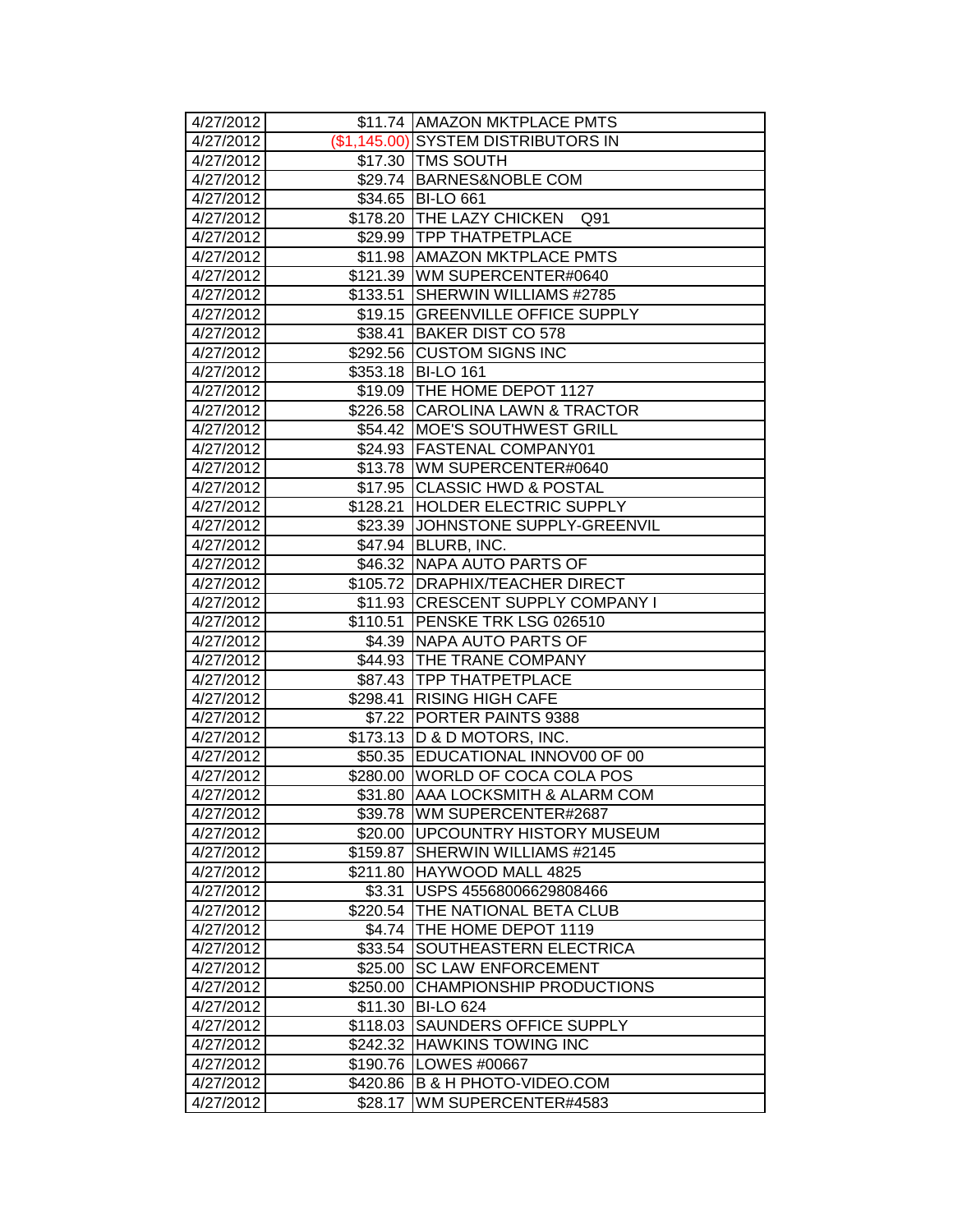| 4/27/2012 | $11.74 | AMAZON MKTPLACE PMTS |
|---|---|---|
| 4/27/2012 | ($1,145.00) | SYSTEM DISTRIBUTORS IN |
| 4/27/2012 | $17.30 | TMS SOUTH |
| 4/27/2012 | $29.74 | BARNES&NOBLE COM |
| 4/27/2012 | $34.65 | BI-LO 661 |
| 4/27/2012 | $178.20 | THE LAZY CHICKEN Q91 |
| 4/27/2012 | $29.99 | TPP THATPETPLACE |
| 4/27/2012 | $11.98 | AMAZON MKTPLACE PMTS |
| 4/27/2012 | $121.39 | WM SUPERCENTER#0640 |
| 4/27/2012 | $133.51 | SHERWIN WILLIAMS #2785 |
| 4/27/2012 | $19.15 | GREENVILLE OFFICE SUPPLY |
| 4/27/2012 | $38.41 | BAKER DIST CO 578 |
| 4/27/2012 | $292.56 | CUSTOM SIGNS INC |
| 4/27/2012 | $353.18 | BI-LO 161 |
| 4/27/2012 | $19.09 | THE HOME DEPOT 1127 |
| 4/27/2012 | $226.58 | CAROLINA LAWN & TRACTOR |
| 4/27/2012 | $54.42 | MOE'S SOUTHWEST GRILL |
| 4/27/2012 | $24.93 | FASTENAL COMPANY01 |
| 4/27/2012 | $13.78 | WM SUPERCENTER#0640 |
| 4/27/2012 | $17.95 | CLASSIC HWD & POSTAL |
| 4/27/2012 | $128.21 | HOLDER ELECTRIC SUPPLY |
| 4/27/2012 | $23.39 | JOHNSTONE SUPPLY-GREENVIL |
| 4/27/2012 | $47.94 | BLURB, INC. |
| 4/27/2012 | $46.32 | NAPA AUTO PARTS OF |
| 4/27/2012 | $105.72 | DRAPHIX/TEACHER DIRECT |
| 4/27/2012 | $11.93 | CRESCENT SUPPLY COMPANY I |
| 4/27/2012 | $110.51 | PENSKE TRK LSG 026510 |
| 4/27/2012 | $4.39 | NAPA AUTO PARTS OF |
| 4/27/2012 | $44.93 | THE TRANE COMPANY |
| 4/27/2012 | $87.43 | TPP THATPETPLACE |
| 4/27/2012 | $298.41 | RISING HIGH CAFE |
| 4/27/2012 | $7.22 | PORTER PAINTS 9388 |
| 4/27/2012 | $173.13 | D & D MOTORS, INC. |
| 4/27/2012 | $50.35 | EDUCATIONAL INNOV00 OF 00 |
| 4/27/2012 | $280.00 | WORLD OF COCA COLA POS |
| 4/27/2012 | $31.80 | AAA LOCKSMITH & ALARM COM |
| 4/27/2012 | $39.78 | WM SUPERCENTER#2687 |
| 4/27/2012 | $20.00 | UPCOUNTRY HISTORY MUSEUM |
| 4/27/2012 | $159.87 | SHERWIN WILLIAMS #2145 |
| 4/27/2012 | $211.80 | HAYWOOD MALL 4825 |
| 4/27/2012 | $3.31 | USPS 45568006629808466 |
| 4/27/2012 | $220.54 | THE NATIONAL BETA CLUB |
| 4/27/2012 | $4.74 | THE HOME DEPOT 1119 |
| 4/27/2012 | $33.54 | SOUTHEASTERN ELECTRICA |
| 4/27/2012 | $25.00 | SC LAW ENFORCEMENT |
| 4/27/2012 | $250.00 | CHAMPIONSHIP PRODUCTIONS |
| 4/27/2012 | $11.30 | BI-LO 624 |
| 4/27/2012 | $118.03 | SAUNDERS OFFICE SUPPLY |
| 4/27/2012 | $242.32 | HAWKINS TOWING INC |
| 4/27/2012 | $190.76 | LOWES #00667 |
| 4/27/2012 | $420.86 | B & H PHOTO-VIDEO.COM |
| 4/27/2012 | $28.17 | WM SUPERCENTER#4583 |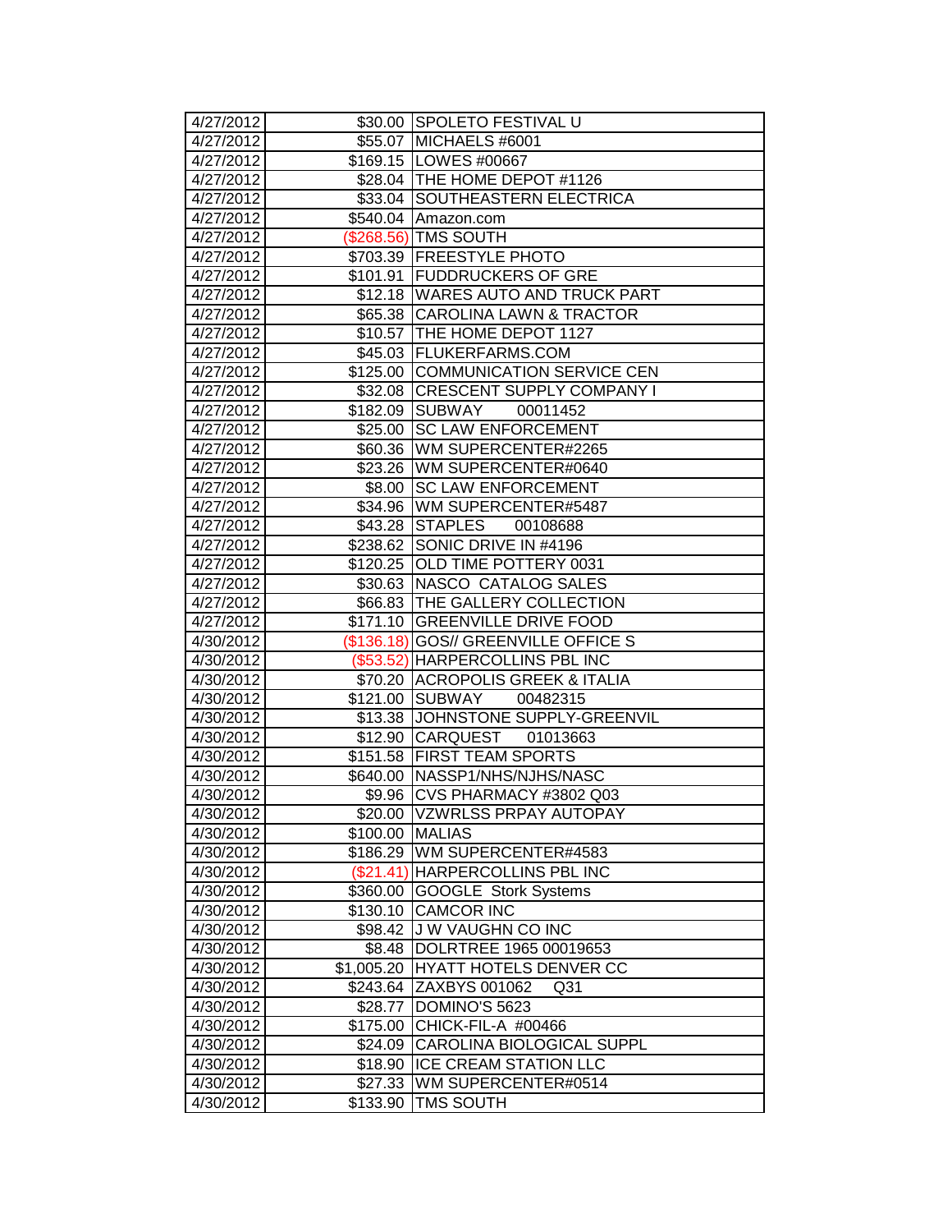| | | |
|---|---|---|
| 4/27/2012 | $30.00 | SPOLETO FESTIVAL U |
| 4/27/2012 | $55.07 | MICHAELS #6001 |
| 4/27/2012 | $169.15 | LOWES #00667 |
| 4/27/2012 | $28.04 | THE HOME DEPOT #1126 |
| 4/27/2012 | $33.04 | SOUTHEASTERN ELECTRICA |
| 4/27/2012 | $540.04 | Amazon.com |
| 4/27/2012 | ($268.56) | TMS SOUTH |
| 4/27/2012 | $703.39 | FREESTYLE PHOTO |
| 4/27/2012 | $101.91 | FUDDRUCKERS OF GRE |
| 4/27/2012 | $12.18 | WARES AUTO AND TRUCK PART |
| 4/27/2012 | $65.38 | CAROLINA LAWN & TRACTOR |
| 4/27/2012 | $10.57 | THE HOME DEPOT 1127 |
| 4/27/2012 | $45.03 | FLUKERFARMS.COM |
| 4/27/2012 | $125.00 | COMMUNICATION SERVICE CEN |
| 4/27/2012 | $32.08 | CRESCENT SUPPLY COMPANY I |
| 4/27/2012 | $182.09 | SUBWAY 00011452 |
| 4/27/2012 | $25.00 | SC LAW ENFORCEMENT |
| 4/27/2012 | $60.36 | WM SUPERCENTER#2265 |
| 4/27/2012 | $23.26 | WM SUPERCENTER#0640 |
| 4/27/2012 | $8.00 | SC LAW ENFORCEMENT |
| 4/27/2012 | $34.96 | WM SUPERCENTER#5487 |
| 4/27/2012 | $43.28 | STAPLES 00108688 |
| 4/27/2012 | $238.62 | SONIC DRIVE IN #4196 |
| 4/27/2012 | $120.25 | OLD TIME POTTERY 0031 |
| 4/27/2012 | $30.63 | NASCO CATALOG SALES |
| 4/27/2012 | $66.83 | THE GALLERY COLLECTION |
| 4/27/2012 | $171.10 | GREENVILLE DRIVE FOOD |
| 4/30/2012 | ($136.18) | GOS// GREENVILLE OFFICE S |
| 4/30/2012 | ($53.52) | HARPERCOLLINS PBL INC |
| 4/30/2012 | $70.20 | ACROPOLIS GREEK & ITALIA |
| 4/30/2012 | $121.00 | SUBWAY 00482315 |
| 4/30/2012 | $13.38 | JOHNSTONE SUPPLY-GREENVIL |
| 4/30/2012 | $12.90 | CARQUEST 01013663 |
| 4/30/2012 | $151.58 | FIRST TEAM SPORTS |
| 4/30/2012 | $640.00 | NASSP1/NHS/NJHS/NASC |
| 4/30/2012 | $9.96 | CVS PHARMACY #3802 Q03 |
| 4/30/2012 | $20.00 | VZWRLSS PRPAY AUTOPAY |
| 4/30/2012 | $100.00 | MALIAS |
| 4/30/2012 | $186.29 | WM SUPERCENTER#4583 |
| 4/30/2012 | ($21.41) | HARPERCOLLINS PBL INC |
| 4/30/2012 | $360.00 | GOOGLE Stork Systems |
| 4/30/2012 | $130.10 | CAMCOR INC |
| 4/30/2012 | $98.42 | J W VAUGHN CO INC |
| 4/30/2012 | $8.48 | DOLRTREE 1965 00019653 |
| 4/30/2012 | $1,005.20 | HYATT HOTELS DENVER CC |
| 4/30/2012 | $243.64 | ZAXBYS 001062 Q31 |
| 4/30/2012 | $28.77 | DOMINO'S 5623 |
| 4/30/2012 | $175.00 | CHICK-FIL-A #00466 |
| 4/30/2012 | $24.09 | CAROLINA BIOLOGICAL SUPPL |
| 4/30/2012 | $18.90 | ICE CREAM STATION LLC |
| 4/30/2012 | $27.33 | WM SUPERCENTER#0514 |
| 4/30/2012 | $133.90 | TMS SOUTH |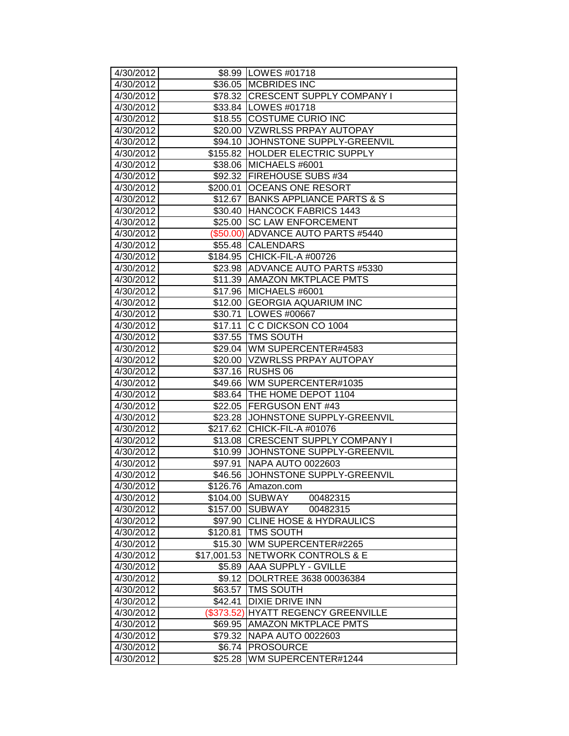| | | |
|---|---|---|
| 4/30/2012 | $8.99 | LOWES #01718 |
| 4/30/2012 | $36.05 | MCBRIDES INC |
| 4/30/2012 | $78.32 | CRESCENT SUPPLY COMPANY I |
| 4/30/2012 | $33.84 | LOWES #01718 |
| 4/30/2012 | $18.55 | COSTUME CURIO INC |
| 4/30/2012 | $20.00 | VZWRLSS PRPAY AUTOPAY |
| 4/30/2012 | $94.10 | JOHNSTONE SUPPLY-GREENVIL |
| 4/30/2012 | $155.82 | HOLDER ELECTRIC SUPPLY |
| 4/30/2012 | $38.06 | MICHAELS #6001 |
| 4/30/2012 | $92.32 | FIREHOUSE SUBS #34 |
| 4/30/2012 | $200.01 | OCEANS ONE RESORT |
| 4/30/2012 | $12.67 | BANKS APPLIANCE PARTS & S |
| 4/30/2012 | $30.40 | HANCOCK FABRICS 1443 |
| 4/30/2012 | $25.00 | SC LAW ENFORCEMENT |
| 4/30/2012 | ($50.00) | ADVANCE AUTO PARTS #5440 |
| 4/30/2012 | $55.48 | CALENDARS |
| 4/30/2012 | $184.95 | CHICK-FIL-A #00726 |
| 4/30/2012 | $23.98 | ADVANCE AUTO PARTS #5330 |
| 4/30/2012 | $11.39 | AMAZON MKTPLACE PMTS |
| 4/30/2012 | $17.96 | MICHAELS #6001 |
| 4/30/2012 | $12.00 | GEORGIA AQUARIUM INC |
| 4/30/2012 | $30.71 | LOWES #00667 |
| 4/30/2012 | $17.11 | C C DICKSON CO 1004 |
| 4/30/2012 | $37.55 | TMS SOUTH |
| 4/30/2012 | $29.04 | WM SUPERCENTER#4583 |
| 4/30/2012 | $20.00 | VZWRLSS PRPAY AUTOPAY |
| 4/30/2012 | $37.16 | RUSHS 06 |
| 4/30/2012 | $49.66 | WM SUPERCENTER#1035 |
| 4/30/2012 | $83.64 | THE HOME DEPOT 1104 |
| 4/30/2012 | $22.05 | FERGUSON ENT #43 |
| 4/30/2012 | $23.28 | JOHNSTONE SUPPLY-GREENVIL |
| 4/30/2012 | $217.62 | CHICK-FIL-A #01076 |
| 4/30/2012 | $13.08 | CRESCENT SUPPLY COMPANY I |
| 4/30/2012 | $10.99 | JOHNSTONE SUPPLY-GREENVIL |
| 4/30/2012 | $97.91 | NAPA AUTO 0022603 |
| 4/30/2012 | $46.56 | JOHNSTONE SUPPLY-GREENVIL |
| 4/30/2012 | $126.76 | Amazon.com |
| 4/30/2012 | $104.00 | SUBWAY 00482315 |
| 4/30/2012 | $157.00 | SUBWAY 00482315 |
| 4/30/2012 | $97.90 | CLINE HOSE & HYDRAULICS |
| 4/30/2012 | $120.81 | TMS SOUTH |
| 4/30/2012 | $15.30 | WM SUPERCENTER#2265 |
| 4/30/2012 | $17,001.53 | NETWORK CONTROLS & E |
| 4/30/2012 | $5.89 | AAA SUPPLY - GVILLE |
| 4/30/2012 | $9.12 | DOLRTREE 3638 00036384 |
| 4/30/2012 | $63.57 | TMS SOUTH |
| 4/30/2012 | $42.41 | DIXIE DRIVE INN |
| 4/30/2012 | ($373.52) | HYATT REGENCY GREENVILLE |
| 4/30/2012 | $69.95 | AMAZON MKTPLACE PMTS |
| 4/30/2012 | $79.32 | NAPA AUTO 0022603 |
| 4/30/2012 | $6.74 | PROSOURCE |
| 4/30/2012 | $25.28 | WM SUPERCENTER#1244 |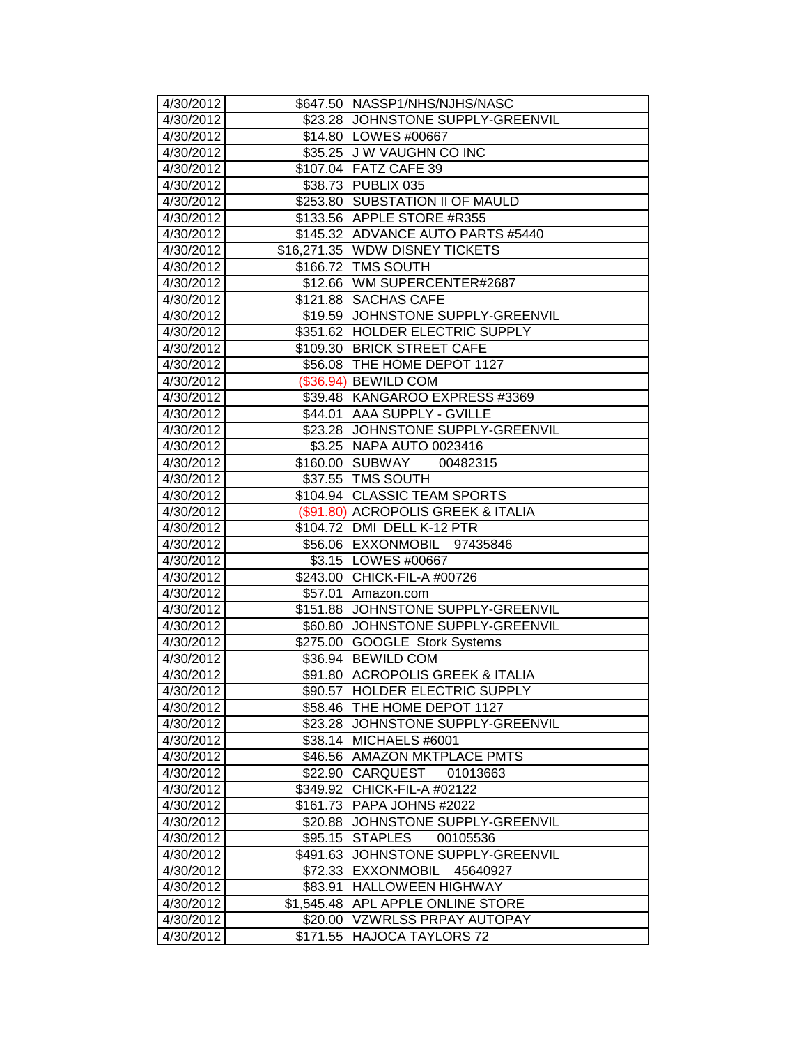| | | |
|---|---|---|
| 4/30/2012 | $647.50 | NASSP1/NHS/NJHS/NASC |
| 4/30/2012 | $23.28 | JOHNSTONE SUPPLY-GREENVIL |
| 4/30/2012 | $14.80 | LOWES #00667 |
| 4/30/2012 | $35.25 | J W VAUGHN CO INC |
| 4/30/2012 | $107.04 | FATZ CAFE 39 |
| 4/30/2012 | $38.73 | PUBLIX 035 |
| 4/30/2012 | $253.80 | SUBSTATION II OF MAULD |
| 4/30/2012 | $133.56 | APPLE STORE #R355 |
| 4/30/2012 | $145.32 | ADVANCE AUTO PARTS #5440 |
| 4/30/2012 | $16,271.35 | WDW DISNEY TICKETS |
| 4/30/2012 | $166.72 | TMS SOUTH |
| 4/30/2012 | $12.66 | WM SUPERCENTER#2687 |
| 4/30/2012 | $121.88 | SACHAS CAFE |
| 4/30/2012 | $19.59 | JOHNSTONE SUPPLY-GREENVIL |
| 4/30/2012 | $351.62 | HOLDER ELECTRIC SUPPLY |
| 4/30/2012 | $109.30 | BRICK STREET CAFE |
| 4/30/2012 | $56.08 | THE HOME DEPOT 1127 |
| 4/30/2012 | ($36.94) | BEWILD COM |
| 4/30/2012 | $39.48 | KANGAROO EXPRESS #3369 |
| 4/30/2012 | $44.01 | AAA SUPPLY - GVILLE |
| 4/30/2012 | $23.28 | JOHNSTONE SUPPLY-GREENVIL |
| 4/30/2012 | $3.25 | NAPA AUTO 0023416 |
| 4/30/2012 | $160.00 | SUBWAY 00482315 |
| 4/30/2012 | $37.55 | TMS SOUTH |
| 4/30/2012 | $104.94 | CLASSIC TEAM SPORTS |
| 4/30/2012 | ($91.80) | ACROPOLIS GREEK & ITALIA |
| 4/30/2012 | $104.72 | DMI DELL K-12 PTR |
| 4/30/2012 | $56.06 | EXXONMOBIL 97435846 |
| 4/30/2012 | $3.15 | LOWES #00667 |
| 4/30/2012 | $243.00 | CHICK-FIL-A #00726 |
| 4/30/2012 | $57.01 | Amazon.com |
| 4/30/2012 | $151.88 | JOHNSTONE SUPPLY-GREENVIL |
| 4/30/2012 | $60.80 | JOHNSTONE SUPPLY-GREENVIL |
| 4/30/2012 | $275.00 | GOOGLE Stork Systems |
| 4/30/2012 | $36.94 | BEWILD COM |
| 4/30/2012 | $91.80 | ACROPOLIS GREEK & ITALIA |
| 4/30/2012 | $90.57 | HOLDER ELECTRIC SUPPLY |
| 4/30/2012 | $58.46 | THE HOME DEPOT 1127 |
| 4/30/2012 | $23.28 | JOHNSTONE SUPPLY-GREENVIL |
| 4/30/2012 | $38.14 | MICHAELS #6001 |
| 4/30/2012 | $46.56 | AMAZON MKTPLACE PMTS |
| 4/30/2012 | $22.90 | CARQUEST 01013663 |
| 4/30/2012 | $349.92 | CHICK-FIL-A #02122 |
| 4/30/2012 | $161.73 | PAPA JOHNS #2022 |
| 4/30/2012 | $20.88 | JOHNSTONE SUPPLY-GREENVIL |
| 4/30/2012 | $95.15 | STAPLES 00105536 |
| 4/30/2012 | $491.63 | JOHNSTONE SUPPLY-GREENVIL |
| 4/30/2012 | $72.33 | EXXONMOBIL 45640927 |
| 4/30/2012 | $83.91 | HALLOWEEN HIGHWAY |
| 4/30/2012 | $1,545.48 | APL APPLE ONLINE STORE |
| 4/30/2012 | $20.00 | VZWRLSS PRPAY AUTOPAY |
| 4/30/2012 | $171.55 | HAJOCA TAYLORS 72 |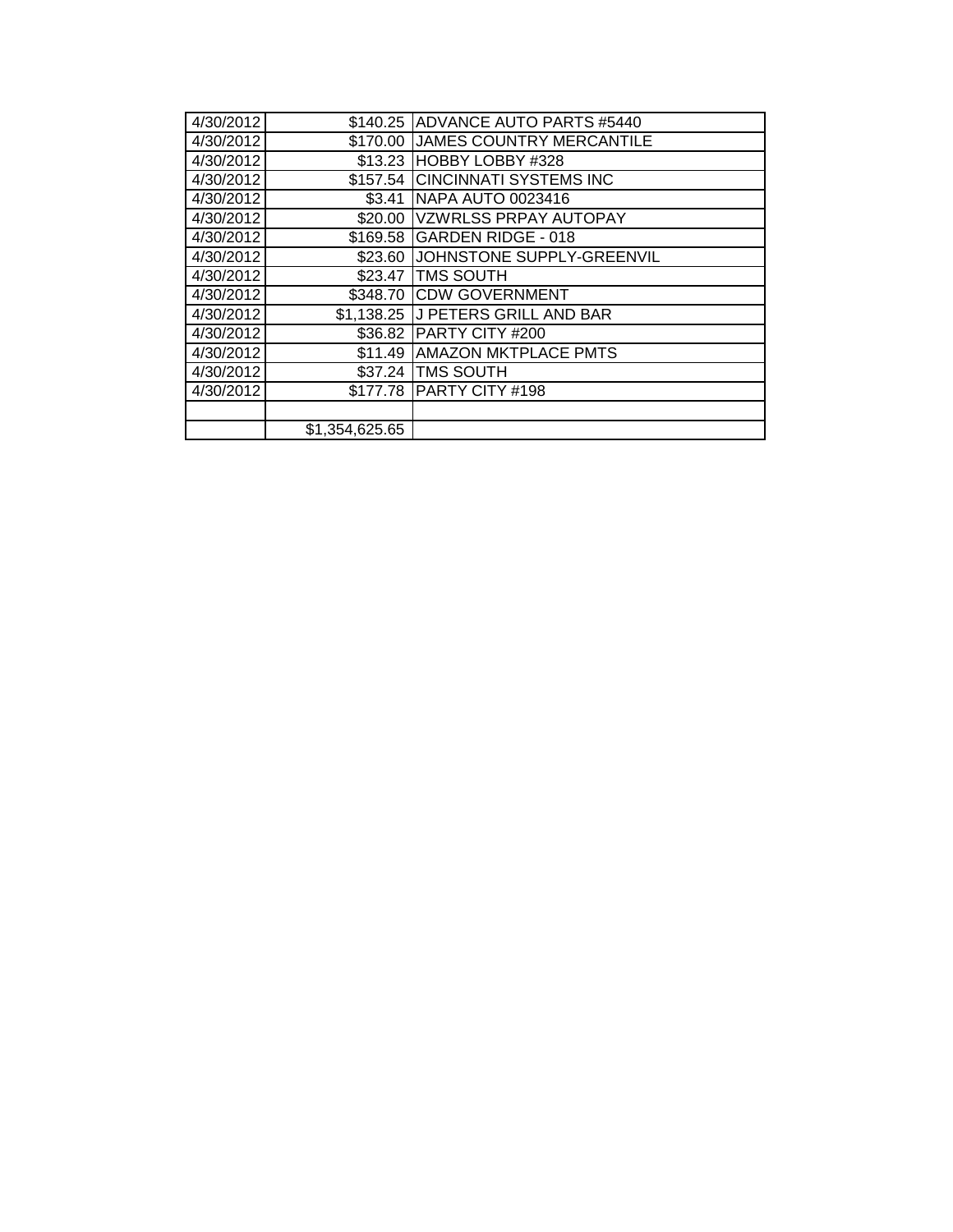| | | |
|---|---|---|
| 4/30/2012 | $140.25 | ADVANCE AUTO PARTS #5440 |
| 4/30/2012 | $170.00 | JAMES COUNTRY MERCANTILE |
| 4/30/2012 | $13.23 | HOBBY LOBBY #328 |
| 4/30/2012 | $157.54 | CINCINNATI SYSTEMS INC |
| 4/30/2012 | $3.41 | NAPA AUTO 0023416 |
| 4/30/2012 | $20.00 | VZWRLSS PRPAY AUTOPAY |
| 4/30/2012 | $169.58 | GARDEN RIDGE - 018 |
| 4/30/2012 | $23.60 | JOHNSTONE SUPPLY-GREENVIL |
| 4/30/2012 | $23.47 | TMS SOUTH |
| 4/30/2012 | $348.70 | CDW GOVERNMENT |
| 4/30/2012 | $1,138.25 | J PETERS GRILL AND BAR |
| 4/30/2012 | $36.82 | PARTY CITY #200 |
| 4/30/2012 | $11.49 | AMAZON MKTPLACE PMTS |
| 4/30/2012 | $37.24 | TMS SOUTH |
| 4/30/2012 | $177.78 | PARTY CITY #198 |
| | | |
| | $1,354,625.65 | |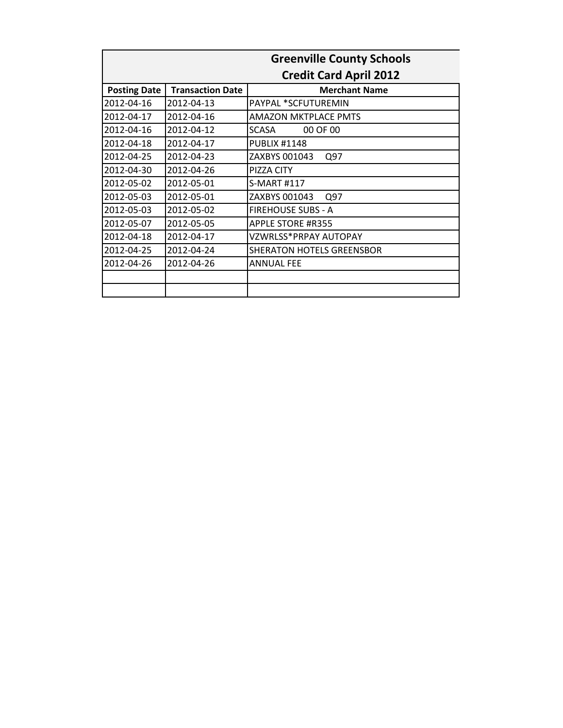## Greenville County Schools

## Credit Card April 2012

| Posting Date | Transaction Date | Merchant Name |
|---|---|---|
| 2012-04-16 | 2012-04-13 | PAYPAL *SCFUTUREMIN |
| 2012-04-17 | 2012-04-16 | AMAZON MKTPLACE PMTS |
| 2012-04-16 | 2012-04-12 | SCASA 00 OF 00 |
| 2012-04-18 | 2012-04-17 | PUBLIX #1148 |
| 2012-04-25 | 2012-04-23 | ZAXBYS 001043 Q97 |
| 2012-04-30 | 2012-04-26 | PIZZA CITY |
| 2012-05-02 | 2012-05-01 | S-MART #117 |
| 2012-05-03 | 2012-05-01 | ZAXBYS 001043 Q97 |
| 2012-05-03 | 2012-05-02 | FIREHOUSE SUBS - A |
| 2012-05-07 | 2012-05-05 | APPLE STORE #R355 |
| 2012-04-18 | 2012-04-17 | VZWRLSS*PRPAY AUTOPAY |
| 2012-04-25 | 2012-04-24 | SHERATON HOTELS GREENSBOR |
| 2012-04-26 | 2012-04-26 | ANNUAL FEE |
| | | |
| | | |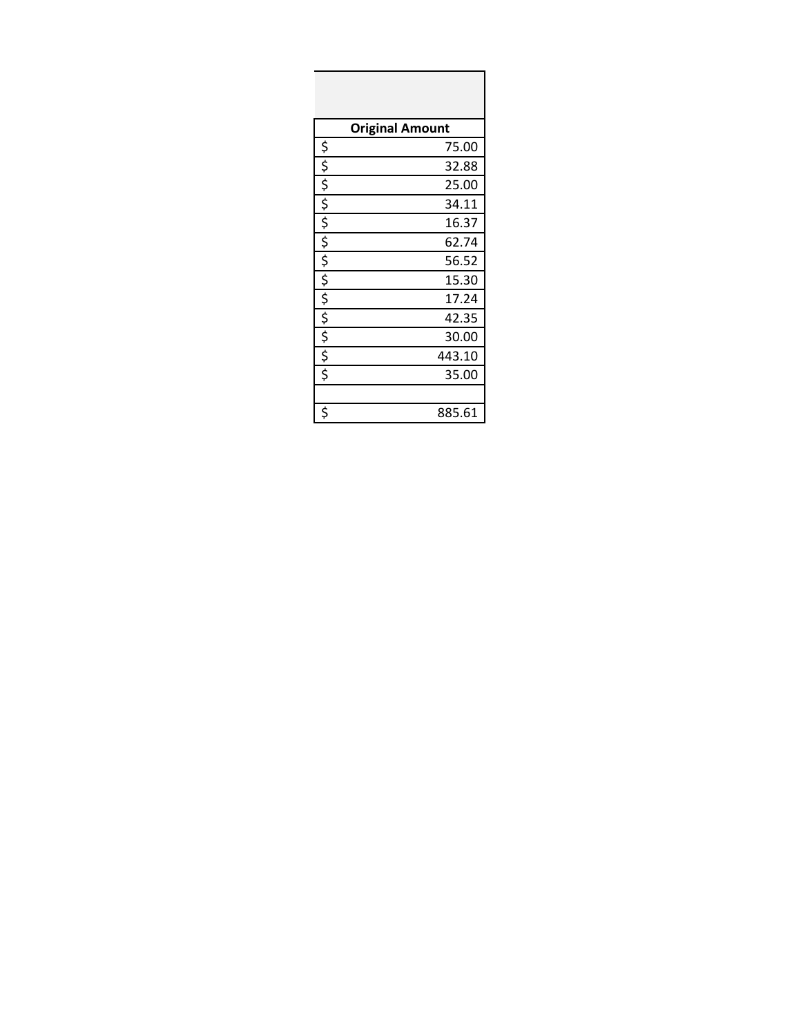| | |
|---|---|
| | |
| **Original Amount** | |
| $ | 75.00 |
| $ | 32.88 |
| $ | 25.00 |
| $ | 34.11 |
| $ | 16.37 |
| $ | 62.74 |
| $ | 56.52 |
| $ | 15.30 |
| $ | 17.24 |
| $ | 42.35 |
| $ | 30.00 |
| $ | 443.10 |
| $ | 35.00 |
| | |
| $ | 885.61 |